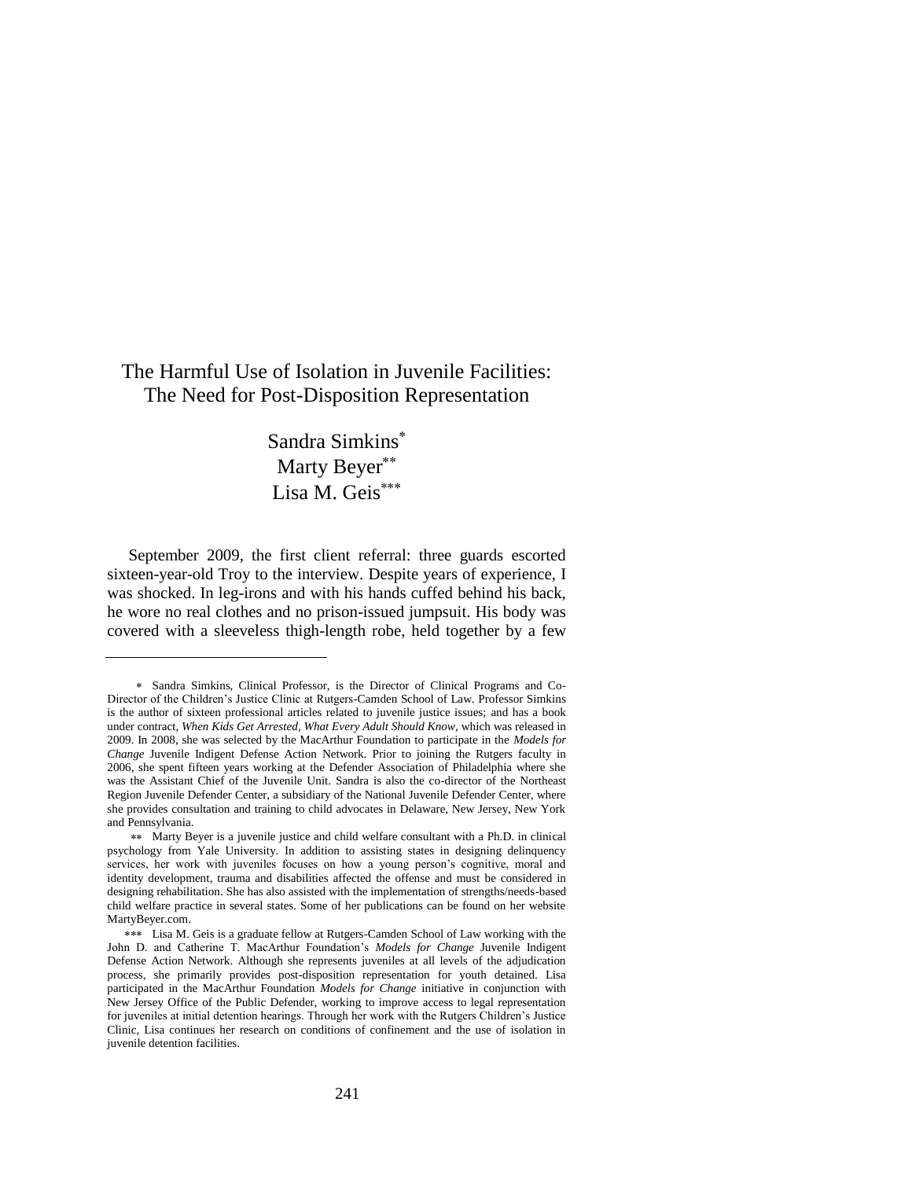# The Harmful Use of Isolation in Juvenile Facilities: The Need for Post-Disposition Representation

Sandra Simkins[*]
Marty Beyer[**]
Lisa M. Geis[***]

September 2009, the first client referral: three guards escorted sixteen-year-old Troy to the interview. Despite years of experience, I was shocked. In leg-irons and with his hands cuffed behind his back, he wore no real clothes and no prison-issued jumpsuit. His body was covered with a sleeveless thigh-length robe, held together by a few

---

[*] Sandra Simkins, Clinical Professor, is the Director of Clinical Programs and Co-Director of the Children's Justice Clinic at Rutgers-Camden School of Law. Professor Simkins is the author of sixteen professional articles related to juvenile justice issues; and has a book under contract, *When Kids Get Arrested, What Every Adult Should Know*, which was released in 2009. In 2008, she was selected by the MacArthur Foundation to participate in the *Models for Change* Juvenile Indigent Defense Action Network. Prior to joining the Rutgers faculty in 2006, she spent fifteen years working at the Defender Association of Philadelphia where she was the Assistant Chief of the Juvenile Unit. Sandra is also the co-director of the Northeast Region Juvenile Defender Center, a subsidiary of the National Juvenile Defender Center, where she provides consultation and training to child advocates in Delaware, New Jersey, New York and Pennsylvania.

[**] Marty Beyer is a juvenile justice and child welfare consultant with a Ph.D. in clinical psychology from Yale University. In addition to assisting states in designing delinquency services, her work with juveniles focuses on how a young person's cognitive, moral and identity development, trauma and disabilities affected the offense and must be considered in designing rehabilitation. She has also assisted with the implementation of strengths/needs-based child welfare practice in several states. Some of her publications can be found on her website MartyBeyer.com.

[***] Lisa M. Geis is a graduate fellow at Rutgers-Camden School of Law working with the John D. and Catherine T. MacArthur Foundation's *Models for Change* Juvenile Indigent Defense Action Network. Although she represents juveniles at all levels of the adjudication process, she primarily provides post-disposition representation for youth detained. Lisa participated in the MacArthur Foundation *Models for Change* initiative in conjunction with New Jersey Office of the Public Defender, working to improve access to legal representation for juveniles at initial detention hearings. Through her work with the Rutgers Children's Justice Clinic, Lisa continues her research on conditions of confinement and the use of isolation in juvenile detention facilities.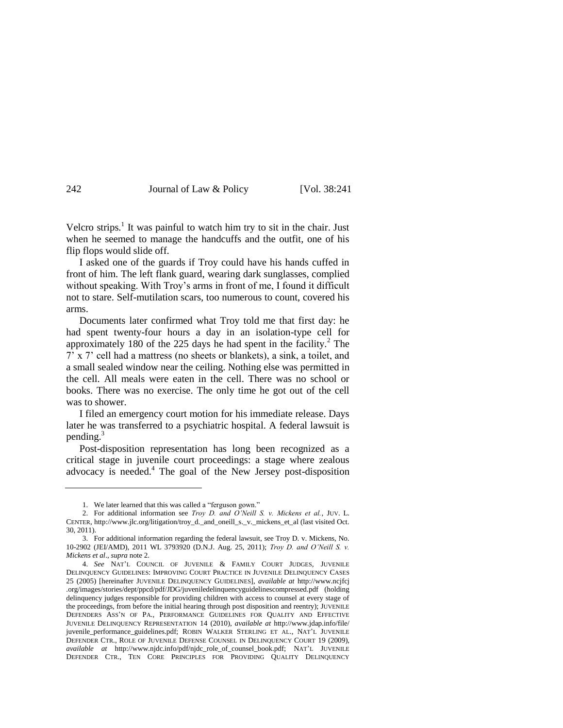Velcro strips.[1] It was painful to watch him try to sit in the chair. Just when he seemed to manage the handcuffs and the outfit, one of his flip flops would slide off.

I asked one of the guards if Troy could have his hands cuffed in front of him. The left flank guard, wearing dark sunglasses, complied without speaking. With Troy's arms in front of me, I found it difficult not to stare. Self-mutilation scars, too numerous to count, covered his arms.

Documents later confirmed what Troy told me that first day: he had spent twenty-four hours a day in an isolation-type cell for approximately 180 of the 225 days he had spent in the facility.[2] The 7' x 7' cell had a mattress (no sheets or blankets), a sink, a toilet, and a small sealed window near the ceiling. Nothing else was permitted in the cell. All meals were eaten in the cell. There was no school or books. There was no exercise. The only time he got out of the cell was to shower.

I filed an emergency court motion for his immediate release. Days later he was transferred to a psychiatric hospital. A federal lawsuit is pending.[3]

Post-disposition representation has long been recognized as a critical stage in juvenile court proceedings: a stage where zealous advocacy is needed.[4] The goal of the New Jersey post-disposition

---

1. We later learned that this was called a "ferguson gown."

2. For additional information see *Troy D. and O'Neill S. v. Mickens et al.*, JUV. L. CENTER, http://www.jlc.org/litigation/troy_d._and_oneill_s._v._mickens_et_al (last visited Oct. 30, 2011).

3. For additional information regarding the federal lawsuit, see Troy D. v. Mickens, No. 10-2902 (JEI/AMD), 2011 WL 3793920 (D.N.J. Aug. 25, 2011); *Troy D. and O'Neill S. v. Mickens et al*., *supra* note 2.

4. *See* NAT'L COUNCIL OF JUVENILE & FAMILY COURT JUDGES, JUVENILE DELINQUENCY GUIDELINES: IMPROVING COURT PRACTICE IN JUVENILE DELINQUENCY CASES 25 (2005) [hereinafter JUVENILE DELINQUENCY GUIDELINES], *available at* http://www.ncjfcj.org/images/stories/dept/ppcd/pdf/JDG/juveniledelinquencyguidelinescompressed.pdf (holding delinquency judges responsible for providing children with access to counsel at every stage of the proceedings, from before the initial hearing through post disposition and reentry); JUVENILE DEFENDERS ASS'N OF PA., PERFORMANCE GUIDELINES FOR QUALITY AND EFFECTIVE JUVENILE DELINQUENCY REPRESENTATION 14 (2010), *available at* http://www.jdap.info/file/juvenile_performance_guidelines.pdf; ROBIN WALKER STERLING ET AL., NAT'L JUVENILE DEFENDER CTR., ROLE OF JUVENILE DEFENSE COUNSEL IN DELINQUENCY COURT 19 (2009), *available at* http://www.njdc.info/pdf/njdc_role_of_counsel_book.pdf; NAT'L JUVENILE DEFENDER CTR., TEN CORE PRINCIPLES FOR PROVIDING QUALITY DELINQUENCY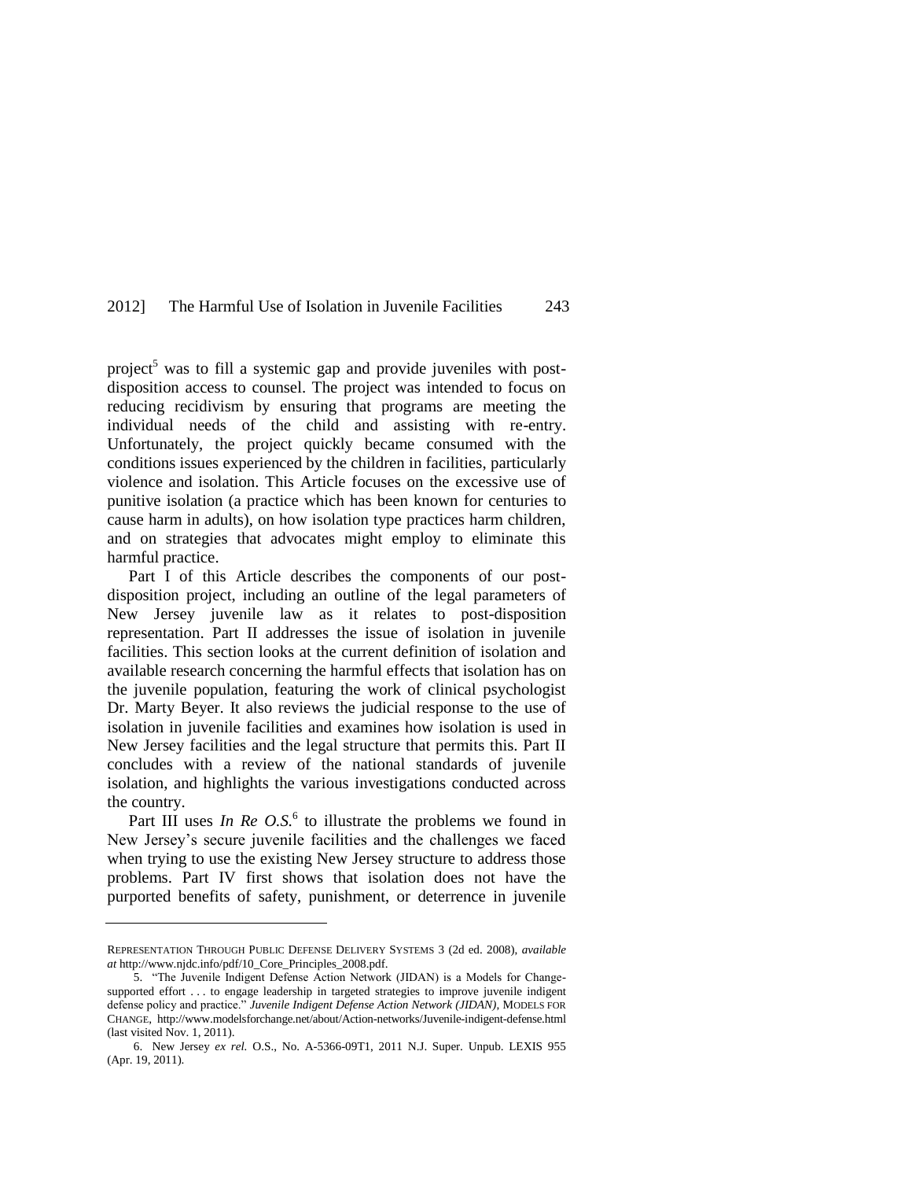project[5] was to fill a systemic gap and provide juveniles with post-disposition access to counsel. The project was intended to focus on reducing recidivism by ensuring that programs are meeting the individual needs of the child and assisting with re-entry. Unfortunately, the project quickly became consumed with the conditions issues experienced by the children in facilities, particularly violence and isolation. This Article focuses on the excessive use of punitive isolation (a practice which has been known for centuries to cause harm in adults), on how isolation type practices harm children, and on strategies that advocates might employ to eliminate this harmful practice.

Part I of this Article describes the components of our post-disposition project, including an outline of the legal parameters of New Jersey juvenile law as it relates to post-disposition representation. Part II addresses the issue of isolation in juvenile facilities. This section looks at the current definition of isolation and available research concerning the harmful effects that isolation has on the juvenile population, featuring the work of clinical psychologist Dr. Marty Beyer. It also reviews the judicial response to the use of isolation in juvenile facilities and examines how isolation is used in New Jersey facilities and the legal structure that permits this. Part II concludes with a review of the national standards of juvenile isolation, and highlights the various investigations conducted across the country.

Part III uses *In Re O.S.*[6] to illustrate the problems we found in New Jersey's secure juvenile facilities and the challenges we faced when trying to use the existing New Jersey structure to address those problems. Part IV first shows that isolation does not have the purported benefits of safety, punishment, or deterrence in juvenile

---

REPRESENTATION THROUGH PUBLIC DEFENSE DELIVERY SYSTEMS 3 (2d ed. 2008), *available at* http://www.njdc.info/pdf/10_Core_Principles_2008.pdf.

5. "The Juvenile Indigent Defense Action Network (JIDAN) is a Models for Change-supported effort . . . to engage leadership in targeted strategies to improve juvenile indigent defense policy and practice." *Juvenile Indigent Defense Action Network (JIDAN)*, MODELS FOR CHANGE, http://www.modelsforchange.net/about/Action-networks/Juvenile-indigent-defense.html (last visited Nov. 1, 2011).

6. New Jersey *ex rel.* O.S., No. A-5366-09T1, 2011 N.J. Super. Unpub. LEXIS 955 (Apr. 19, 2011).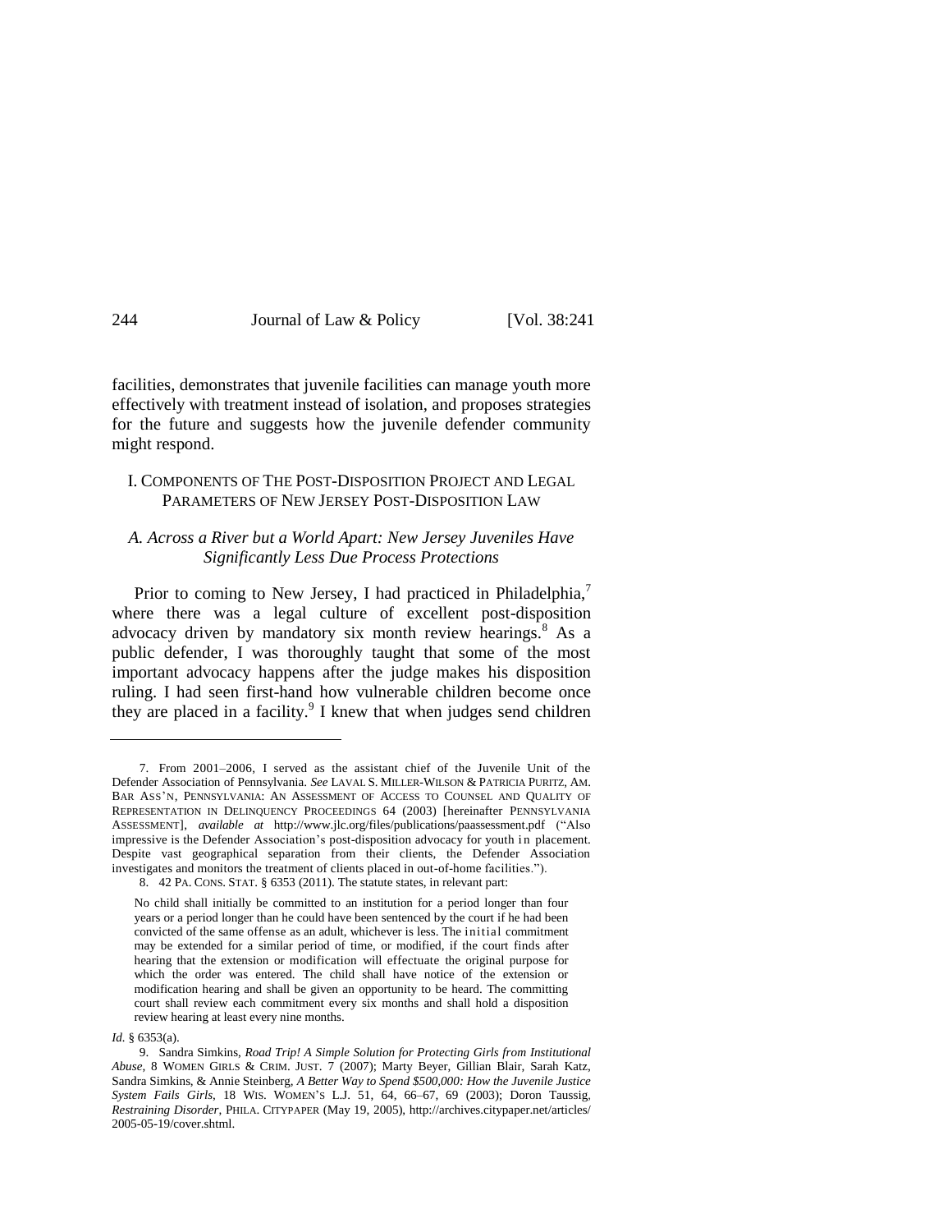facilities, demonstrates that juvenile facilities can manage youth more effectively with treatment instead of isolation, and proposes strategies for the future and suggests how the juvenile defender community might respond.

## I. COMPONENTS OF THE POST-DISPOSITION PROJECT AND LEGAL PARAMETERS OF NEW JERSEY POST-DISPOSITION LAW

### *A. Across a River but a World Apart: New Jersey Juveniles Have Significantly Less Due Process Protections*

Prior to coming to New Jersey, I had practiced in Philadelphia,[7] where there was a legal culture of excellent post-disposition advocacy driven by mandatory six month review hearings.[8] As a public defender, I was thoroughly taught that some of the most important advocacy happens after the judge makes his disposition ruling. I had seen first-hand how vulnerable children become once they are placed in a facility.[9] I knew that when judges send children

---

7. From 2001–2006, I served as the assistant chief of the Juvenile Unit of the Defender Association of Pennsylvania. *See* LAVAL S. MILLER-WILSON & PATRICIA PURITZ, AM. BAR ASS'N, PENNSYLVANIA: AN ASSESSMENT OF ACCESS TO COUNSEL AND QUALITY OF REPRESENTATION IN DELINQUENCY PROCEEDINGS 64 (2003) [hereinafter PENNSYLVANIA ASSESSMENT], *available at* http://www.jlc.org/files/publications/paassessment.pdf ("Also impressive is the Defender Association's post-disposition advocacy for youth in placement. Despite vast geographical separation from their clients, the Defender Association investigates and monitors the treatment of clients placed in out-of-home facilities.").

8. 42 PA. CONS. STAT. § 6353 (2011). The statute states, in relevant part:

> No child shall initially be committed to an institution for a period longer than four years or a period longer than he could have been sentenced by the court if he had been convicted of the same offense as an adult, whichever is less. The initial commitment may be extended for a similar period of time, or modified, if the court finds after hearing that the extension or modification will effectuate the original purpose for which the order was entered. The child shall have notice of the extension or modification hearing and shall be given an opportunity to be heard. The committing court shall review each commitment every six months and shall hold a disposition review hearing at least every nine months.

*Id.* § 6353(a).

9. Sandra Simkins, *Road Trip! A Simple Solution for Protecting Girls from Institutional Abuse*, 8 WOMEN GIRLS & CRIM. JUST. 7 (2007); Marty Beyer, Gillian Blair, Sarah Katz, Sandra Simkins, & Annie Steinberg, *A Better Way to Spend $500,000: How the Juvenile Justice System Fails Girls*, 18 WIS. WOMEN'S L.J. 51, 64, 66–67, 69 (2003); Doron Taussig, *Restraining Disorder*, PHILA. CITYPAPER (May 19, 2005), http://archives.citypaper.net/articles/2005-05-19/cover.shtml.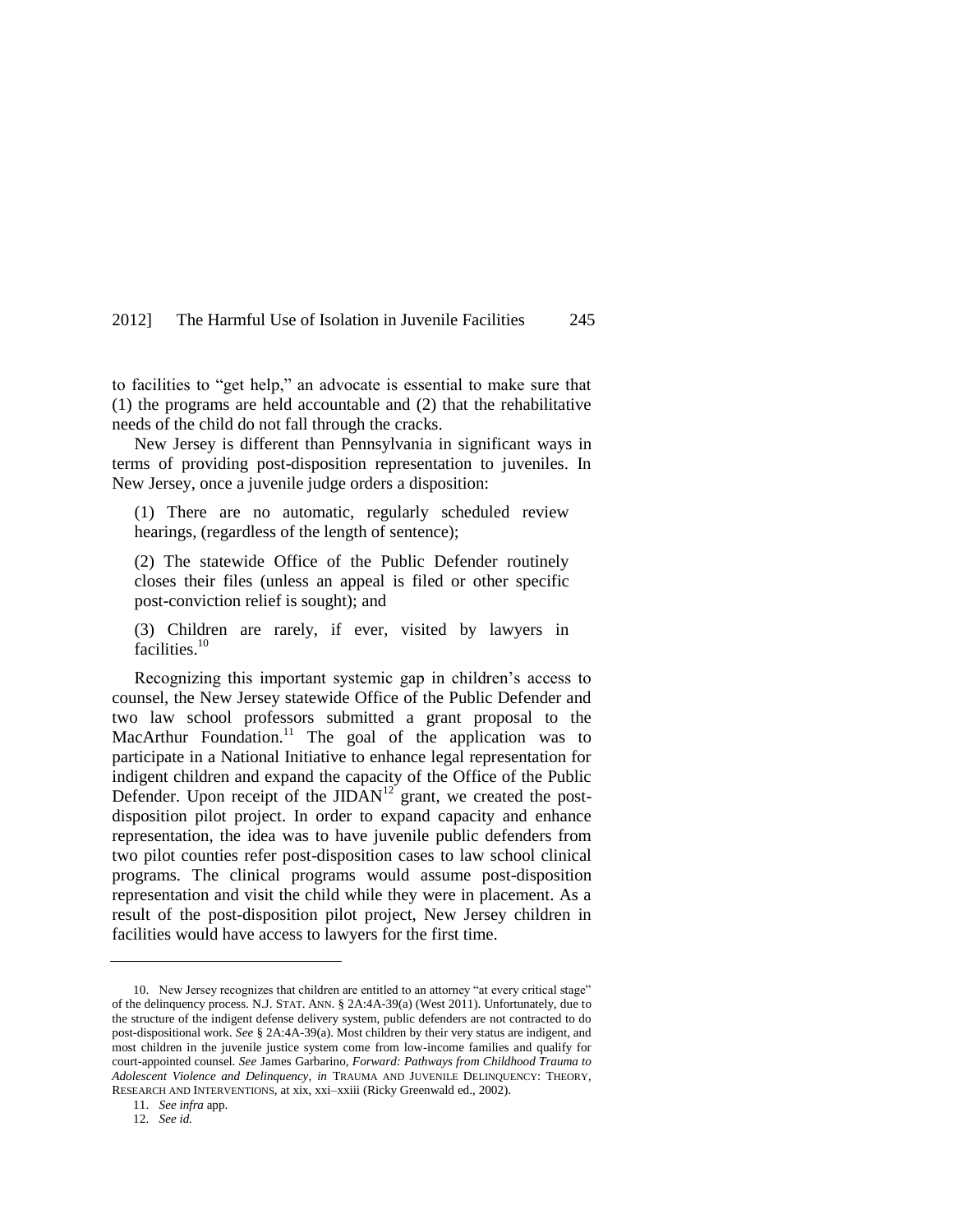to facilities to "get help," an advocate is essential to make sure that (1) the programs are held accountable and (2) that the rehabilitative needs of the child do not fall through the cracks.

New Jersey is different than Pennsylvania in significant ways in terms of providing post-disposition representation to juveniles. In New Jersey, once a juvenile judge orders a disposition:

> (1) There are no automatic, regularly scheduled review hearings, (regardless of the length of sentence);
>
> (2) The statewide Office of the Public Defender routinely closes their files (unless an appeal is filed or other specific post-conviction relief is sought); and
>
> (3) Children are rarely, if ever, visited by lawyers in facilities.[10]

Recognizing this important systemic gap in children's access to counsel, the New Jersey statewide Office of the Public Defender and two law school professors submitted a grant proposal to the MacArthur Foundation.[11] The goal of the application was to participate in a National Initiative to enhance legal representation for indigent children and expand the capacity of the Office of the Public Defender. Upon receipt of the JIDAN[12] grant, we created the post-disposition pilot project. In order to expand capacity and enhance representation, the idea was to have juvenile public defenders from two pilot counties refer post-disposition cases to law school clinical programs. The clinical programs would assume post-disposition representation and visit the child while they were in placement. As a result of the post-disposition pilot project, New Jersey children in facilities would have access to lawyers for the first time.

---

10. New Jersey recognizes that children are entitled to an attorney "at every critical stage" of the delinquency process. N.J. STAT. ANN. § 2A:4A-39(a) (West 2011). Unfortunately, due to the structure of the indigent defense delivery system, public defenders are not contracted to do post-dispositional work. *See* § 2A:4A-39(a). Most children by their very status are indigent, and most children in the juvenile justice system come from low-income families and qualify for court-appointed counsel. *See* James Garbarino, *Forward: Pathways from Childhood Trauma to Adolescent Violence and Delinquency*, *in* TRAUMA AND JUVENILE DELINQUENCY: THEORY, RESEARCH AND INTERVENTIONS, at xix, xxi–xxiii (Ricky Greenwald ed., 2002).

11. *See infra* app.

12. *See id.*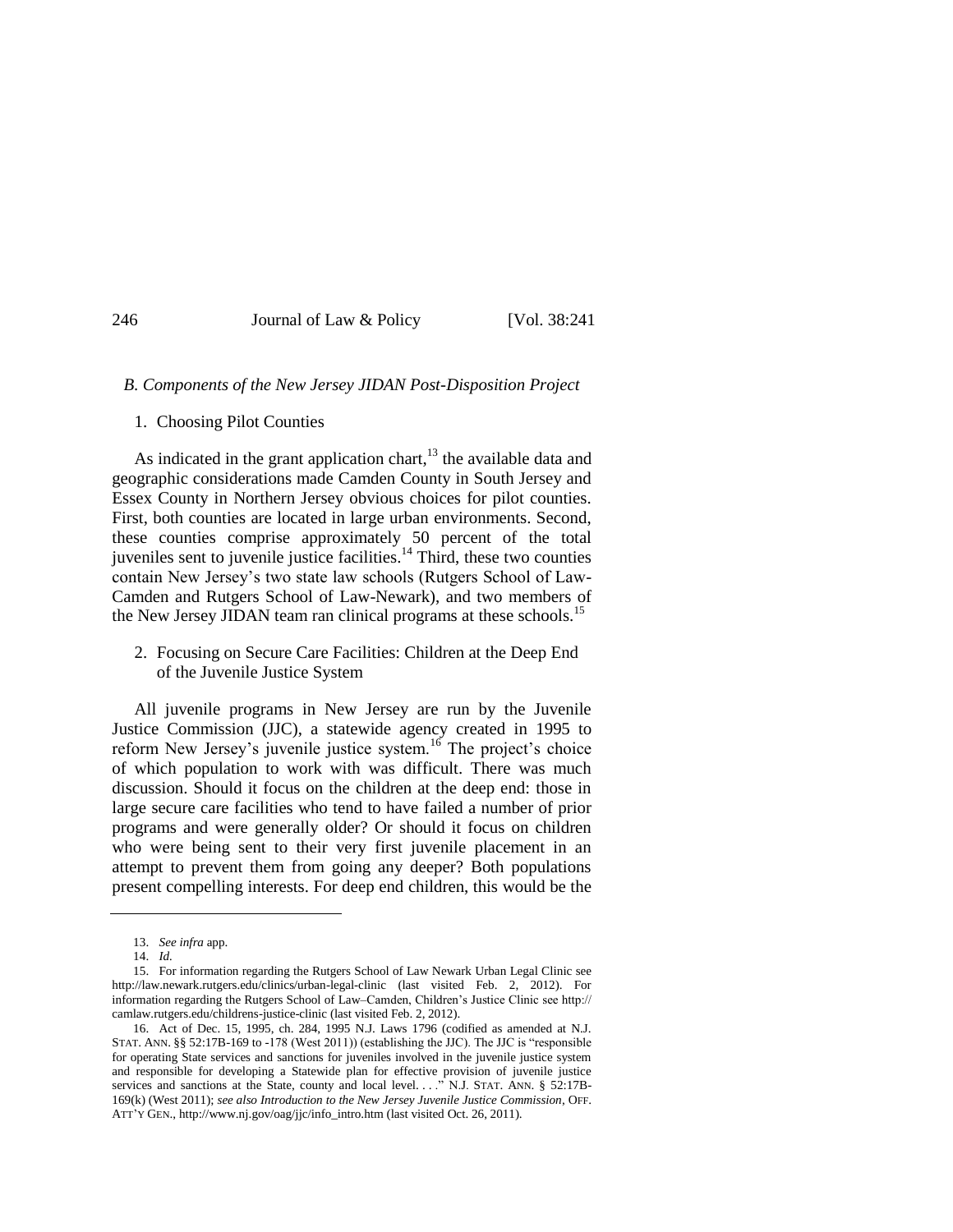### *B. Components of the New Jersey JIDAN Post-Disposition Project*

#### 1. Choosing Pilot Counties

As indicated in the grant application chart,[13] the available data and geographic considerations made Camden County in South Jersey and Essex County in Northern Jersey obvious choices for pilot counties. First, both counties are located in large urban environments. Second, these counties comprise approximately 50 percent of the total juveniles sent to juvenile justice facilities.[14] Third, these two counties contain New Jersey's two state law schools (Rutgers School of Law-Camden and Rutgers School of Law-Newark), and two members of the New Jersey JIDAN team ran clinical programs at these schools.[15]

#### 2. Focusing on Secure Care Facilities: Children at the Deep End of the Juvenile Justice System

All juvenile programs in New Jersey are run by the Juvenile Justice Commission (JJC), a statewide agency created in 1995 to reform New Jersey's juvenile justice system.[16] The project's choice of which population to work with was difficult. There was much discussion. Should it focus on the children at the deep end: those in large secure care facilities who tend to have failed a number of prior programs and were generally older? Or should it focus on children who were being sent to their very first juvenile placement in an attempt to prevent them from going any deeper? Both populations present compelling interests. For deep end children, this would be the

---

13. *See infra* app.

14. *Id.*

15. For information regarding the Rutgers School of Law Newark Urban Legal Clinic see http://law.newark.rutgers.edu/clinics/urban-legal-clinic (last visited Feb. 2, 2012). For information regarding the Rutgers School of Law–Camden, Children's Justice Clinic see http://camlaw.rutgers.edu/childrens-justice-clinic (last visited Feb. 2, 2012).

16. Act of Dec. 15, 1995, ch. 284, 1995 N.J. Laws 1796 (codified as amended at N.J. STAT. ANN. §§ 52:17B-169 to -178 (West 2011)) (establishing the JJC). The JJC is "responsible for operating State services and sanctions for juveniles involved in the juvenile justice system and responsible for developing a Statewide plan for effective provision of juvenile justice services and sanctions at the State, county and local level. . . ." N.J. STAT. ANN. § 52:17B-169(k) (West 2011); *see also Introduction to the New Jersey Juvenile Justice Commission*, OFF. ATT'Y GEN., http://www.nj.gov/oag/jjc/info_intro.htm (last visited Oct. 26, 2011).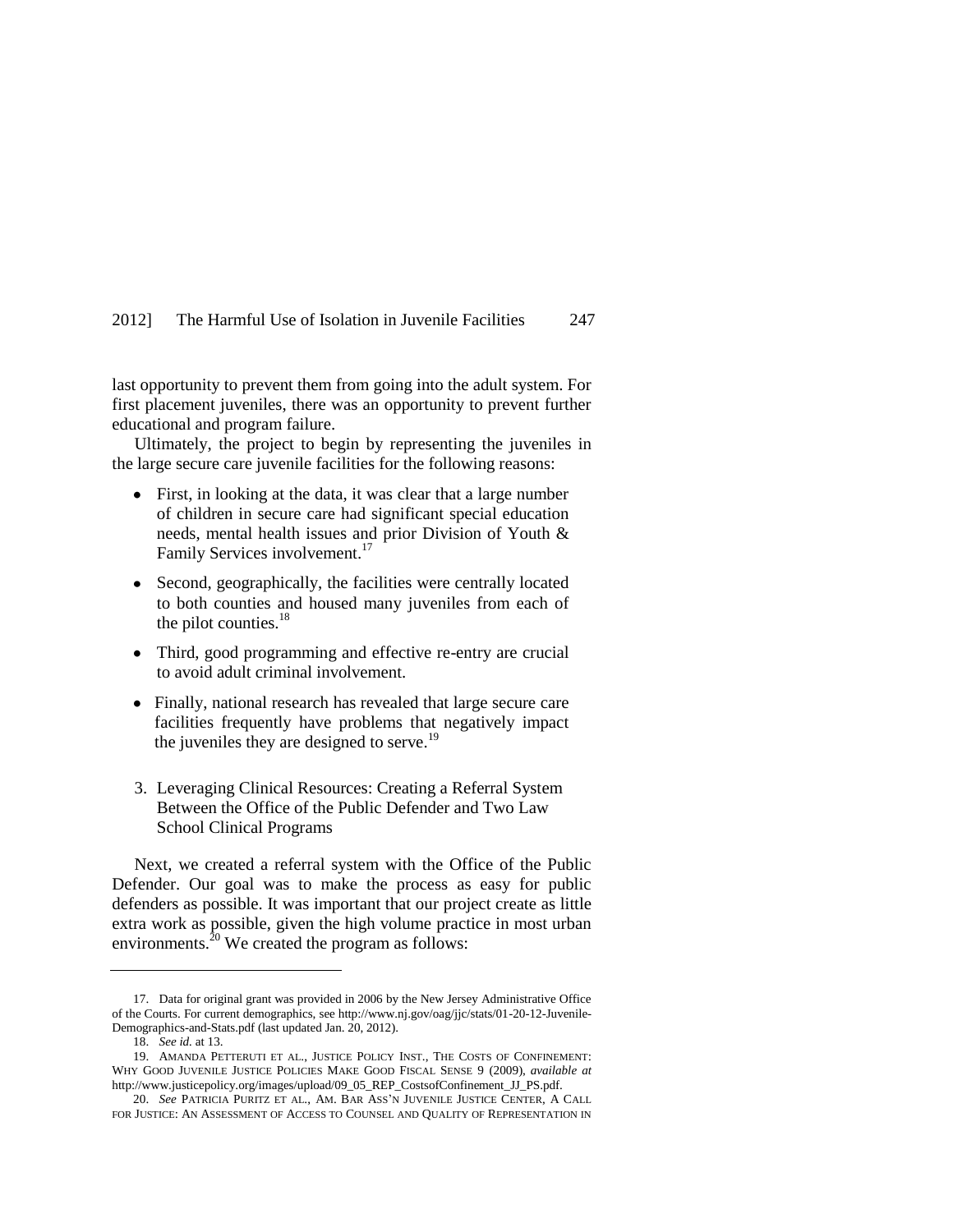last opportunity to prevent them from going into the adult system. For first placement juveniles, there was an opportunity to prevent further educational and program failure.

Ultimately, the project to begin by representing the juveniles in the large secure care juvenile facilities for the following reasons:

- First, in looking at the data, it was clear that a large number of children in secure care had significant special education needs, mental health issues and prior Division of Youth & Family Services involvement.[17]
- Second, geographically, the facilities were centrally located to both counties and housed many juveniles from each of the pilot counties.[18]
- Third, good programming and effective re-entry are crucial to avoid adult criminal involvement.
- Finally, national research has revealed that large secure care facilities frequently have problems that negatively impact the juveniles they are designed to serve.[19]

3. Leveraging Clinical Resources: Creating a Referral System Between the Office of the Public Defender and Two Law School Clinical Programs

Next, we created a referral system with the Office of the Public Defender. Our goal was to make the process as easy for public defenders as possible. It was important that our project create as little extra work as possible, given the high volume practice in most urban environments.[20] We created the program as follows:

---

17. Data for original grant was provided in 2006 by the New Jersey Administrative Office of the Courts. For current demographics, see http://www.nj.gov/oag/jjc/stats/01-20-12-Juvenile-Demographics-and-Stats.pdf (last updated Jan. 20, 2012).

18. *See id.* at 13.

19. AMANDA PETTERUTI ET AL., JUSTICE POLICY INST., THE COSTS OF CONFINEMENT: WHY GOOD JUVENILE JUSTICE POLICIES MAKE GOOD FISCAL SENSE 9 (2009), *available at* http://www.justicepolicy.org/images/upload/09_05_REP_CostsofConfinement_JJ_PS.pdf.

20. *See* PATRICIA PURITZ ET AL., AM. BAR ASS'N JUVENILE JUSTICE CENTER, A CALL FOR JUSTICE: AN ASSESSMENT OF ACCESS TO COUNSEL AND QUALITY OF REPRESENTATION IN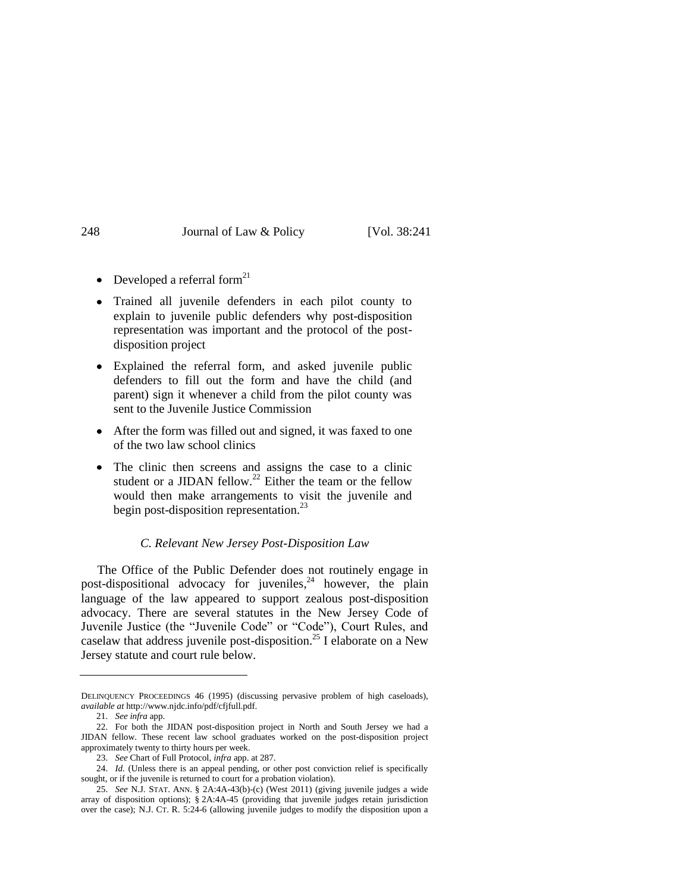- Developed a referral form[21]
- Trained all juvenile defenders in each pilot county to explain to juvenile public defenders why post-disposition representation was important and the protocol of the post-disposition project
- Explained the referral form, and asked juvenile public defenders to fill out the form and have the child (and parent) sign it whenever a child from the pilot county was sent to the Juvenile Justice Commission
- After the form was filled out and signed, it was faxed to one of the two law school clinics
- The clinic then screens and assigns the case to a clinic student or a JIDAN fellow.[22] Either the team or the fellow would then make arrangements to visit the juvenile and begin post-disposition representation.[23]

### *C. Relevant New Jersey Post-Disposition Law*

The Office of the Public Defender does not routinely engage in post-dispositional advocacy for juveniles,[24] however, the plain language of the law appeared to support zealous post-disposition advocacy. There are several statutes in the New Jersey Code of Juvenile Justice (the "Juvenile Code" or "Code"), Court Rules, and caselaw that address juvenile post-disposition.[25] I elaborate on a New Jersey statute and court rule below.

---

DELINQUENCY PROCEEDINGS 46 (1995) (discussing pervasive problem of high caseloads), *available at* http://www.njdc.info/pdf/cfjfull.pdf.

21. *See infra* app.

22. For both the JIDAN post-disposition project in North and South Jersey we had a JIDAN fellow. These recent law school graduates worked on the post-disposition project approximately twenty to thirty hours per week.

23. *See* Chart of Full Protocol, *infra* app. at 287.

24. *Id.* (Unless there is an appeal pending, or other post conviction relief is specifically sought, or if the juvenile is returned to court for a probation violation).

25. *See* N.J. STAT. ANN. § 2A:4A-43(b)-(c) (West 2011) (giving juvenile judges a wide array of disposition options); § 2A:4A-45 (providing that juvenile judges retain jurisdiction over the case); N.J. CT. R. 5:24-6 (allowing juvenile judges to modify the disposition upon a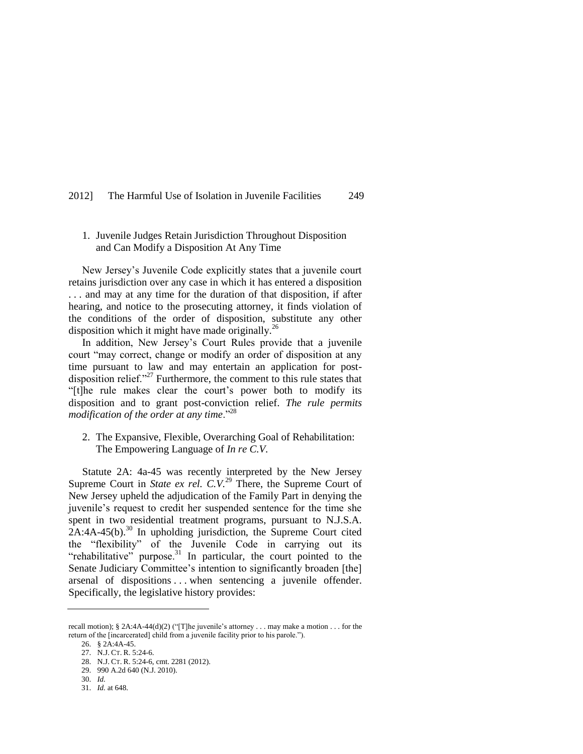### 1. Juvenile Judges Retain Jurisdiction Throughout Disposition and Can Modify a Disposition At Any Time

New Jersey's Juvenile Code explicitly states that a juvenile court retains jurisdiction over any case in which it has entered a disposition . . . and may at any time for the duration of that disposition, if after hearing, and notice to the prosecuting attorney, it finds violation of the conditions of the order of disposition, substitute any other disposition which it might have made originally.[26]

In addition, New Jersey's Court Rules provide that a juvenile court "may correct, change or modify an order of disposition at any time pursuant to law and may entertain an application for post-disposition relief."[27] Furthermore, the comment to this rule states that "[t]he rule makes clear the court's power both to modify its disposition and to grant post-conviction relief. *The rule permits modification of the order at any time*."[28]

### 2. The Expansive, Flexible, Overarching Goal of Rehabilitation: The Empowering Language of *In re C.V.*

Statute 2A: 4a-45 was recently interpreted by the New Jersey Supreme Court in *State ex rel. C.V.*[29] There, the Supreme Court of New Jersey upheld the adjudication of the Family Part in denying the juvenile's request to credit her suspended sentence for the time she spent in two residential treatment programs, pursuant to N.J.S.A. 2A:4A-45(b).[30] In upholding jurisdiction, the Supreme Court cited the "flexibility" of the Juvenile Code in carrying out its "rehabilitative" purpose.[31] In particular, the court pointed to the Senate Judiciary Committee's intention to significantly broaden [the] arsenal of dispositions . . . when sentencing a juvenile offender. Specifically, the legislative history provides:

---

recall motion); § 2A:4A-44(d)(2) ("[T]he juvenile's attorney . . . may make a motion . . . for the return of the [incarcerated] child from a juvenile facility prior to his parole.").

26. § 2A:4A-45.

27. N.J. Ct. R. 5:24-6.

28. N.J. Ct. R. 5:24-6, cmt. 2281 (2012).

29. 990 A.2d 640 (N.J. 2010).

30. *Id.*

31. *Id.* at 648.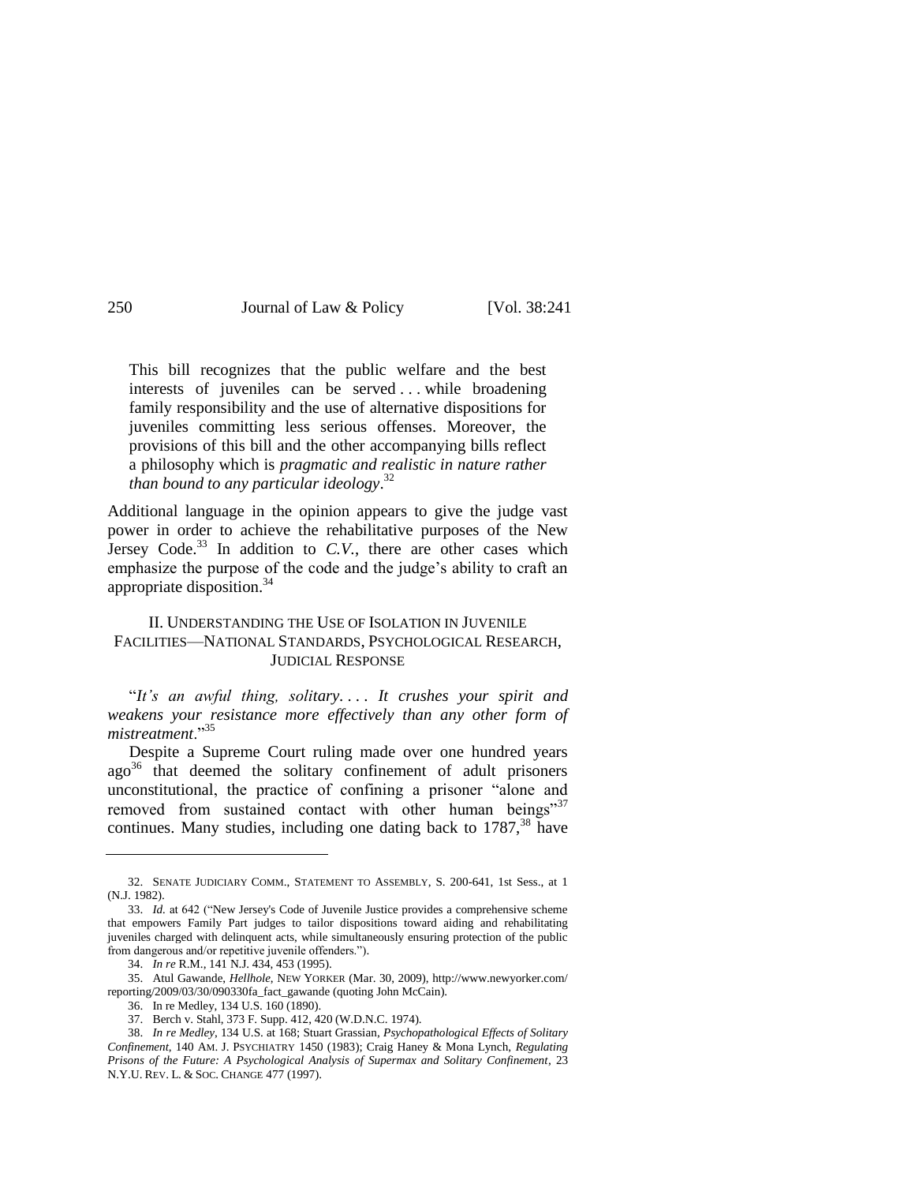> This bill recognizes that the public welfare and the best interests of juveniles can be served . . . while broadening family responsibility and the use of alternative dispositions for juveniles committing less serious offenses. Moreover, the provisions of this bill and the other accompanying bills reflect a philosophy which is *pragmatic and realistic in nature rather than bound to any particular ideology*.[32]

Additional language in the opinion appears to give the judge vast power in order to achieve the rehabilitative purposes of the New Jersey Code.[33] In addition to *C.V.*, there are other cases which emphasize the purpose of the code and the judge's ability to craft an appropriate disposition.[34]

## II. UNDERSTANDING THE USE OF ISOLATION IN JUVENILE FACILITIES—NATIONAL STANDARDS, PSYCHOLOGICAL RESEARCH, JUDICIAL RESPONSE

"*It's an awful thing, solitary. . . . It crushes your spirit and weakens your resistance more effectively than any other form of mistreatment*."[35]

Despite a Supreme Court ruling made over one hundred years ago[36] that deemed the solitary confinement of adult prisoners unconstitutional, the practice of confining a prisoner "alone and removed from sustained contact with other human beings"[37] continues. Many studies, including one dating back to 1787,[38] have

---

32. SENATE JUDICIARY COMM., STATEMENT TO ASSEMBLY, S. 200-641, 1st Sess., at 1 (N.J. 1982).

33. *Id.* at 642 ("New Jersey's Code of Juvenile Justice provides a comprehensive scheme that empowers Family Part judges to tailor dispositions toward aiding and rehabilitating juveniles charged with delinquent acts, while simultaneously ensuring protection of the public from dangerous and/or repetitive juvenile offenders.").

34. *In re* R.M., 141 N.J. 434, 453 (1995).

35. Atul Gawande, *Hellhole*, NEW YORKER (Mar. 30, 2009), http://www.newyorker.com/reporting/2009/03/30/090330fa_fact_gawande (quoting John McCain).

36. In re Medley, 134 U.S. 160 (1890).

37. Berch v. Stahl, 373 F. Supp. 412, 420 (W.D.N.C. 1974).

38. *In re Medley*, 134 U.S. at 168; Stuart Grassian, *Psychopathological Effects of Solitary Confinement*, 140 AM. J. PSYCHIATRY 1450 (1983); Craig Haney & Mona Lynch, *Regulating Prisons of the Future: A Psychological Analysis of Supermax and Solitary Confinement*, 23 N.Y.U. REV. L. & SOC. CHANGE 477 (1997).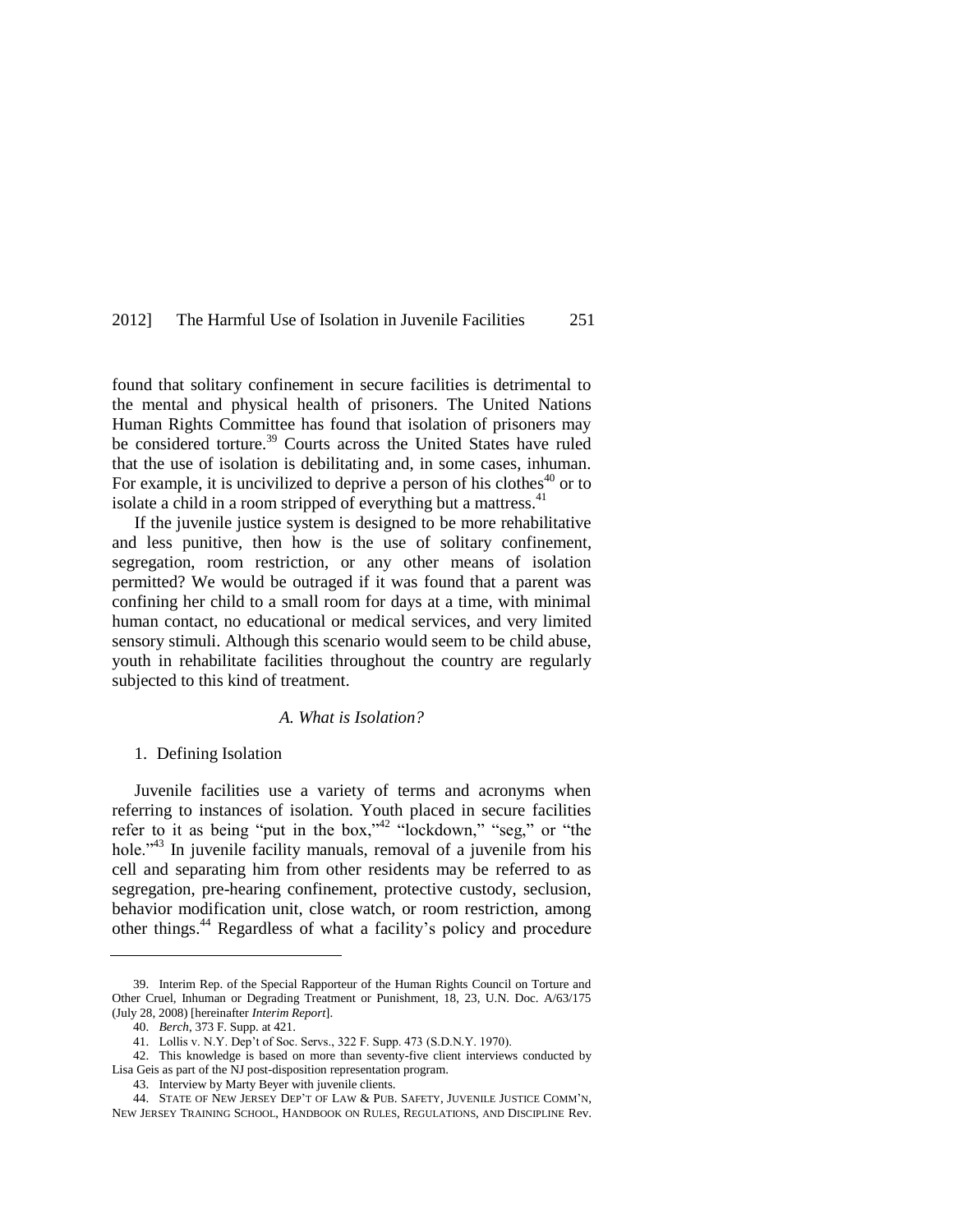found that solitary confinement in secure facilities is detrimental to the mental and physical health of prisoners. The United Nations Human Rights Committee has found that isolation of prisoners may be considered torture.[39] Courts across the United States have ruled that the use of isolation is debilitating and, in some cases, inhuman. For example, it is uncivilized to deprive a person of his clothes[40] or to isolate a child in a room stripped of everything but a mattress.[41]

If the juvenile justice system is designed to be more rehabilitative and less punitive, then how is the use of solitary confinement, segregation, room restriction, or any other means of isolation permitted? We would be outraged if it was found that a parent was confining her child to a small room for days at a time, with minimal human contact, no educational or medical services, and very limited sensory stimuli. Although this scenario would seem to be child abuse, youth in rehabilitate facilities throughout the country are regularly subjected to this kind of treatment.

### *A. What is Isolation?*

#### 1. Defining Isolation

Juvenile facilities use a variety of terms and acronyms when referring to instances of isolation. Youth placed in secure facilities refer to it as being "put in the box,"[42] "lockdown," "seg," or "the hole."[43] In juvenile facility manuals, removal of a juvenile from his cell and separating him from other residents may be referred to as segregation, pre-hearing confinement, protective custody, seclusion, behavior modification unit, close watch, or room restriction, among other things.[44] Regardless of what a facility's policy and procedure

---

39. Interim Rep. of the Special Rapporteur of the Human Rights Council on Torture and Other Cruel, Inhuman or Degrading Treatment or Punishment, 18, 23, U.N. Doc. A/63/175 (July 28, 2008) [hereinafter *Interim Report*].

40. *Berch*, 373 F. Supp. at 421.

41. Lollis v. N.Y. Dep't of Soc. Servs., 322 F. Supp. 473 (S.D.N.Y. 1970).

42. This knowledge is based on more than seventy-five client interviews conducted by Lisa Geis as part of the NJ post-disposition representation program.

43. Interview by Marty Beyer with juvenile clients.

44. STATE OF NEW JERSEY DEP'T OF LAW & PUB. SAFETY, JUVENILE JUSTICE COMM'N, NEW JERSEY TRAINING SCHOOL, HANDBOOK ON RULES, REGULATIONS, AND DISCIPLINE Rev.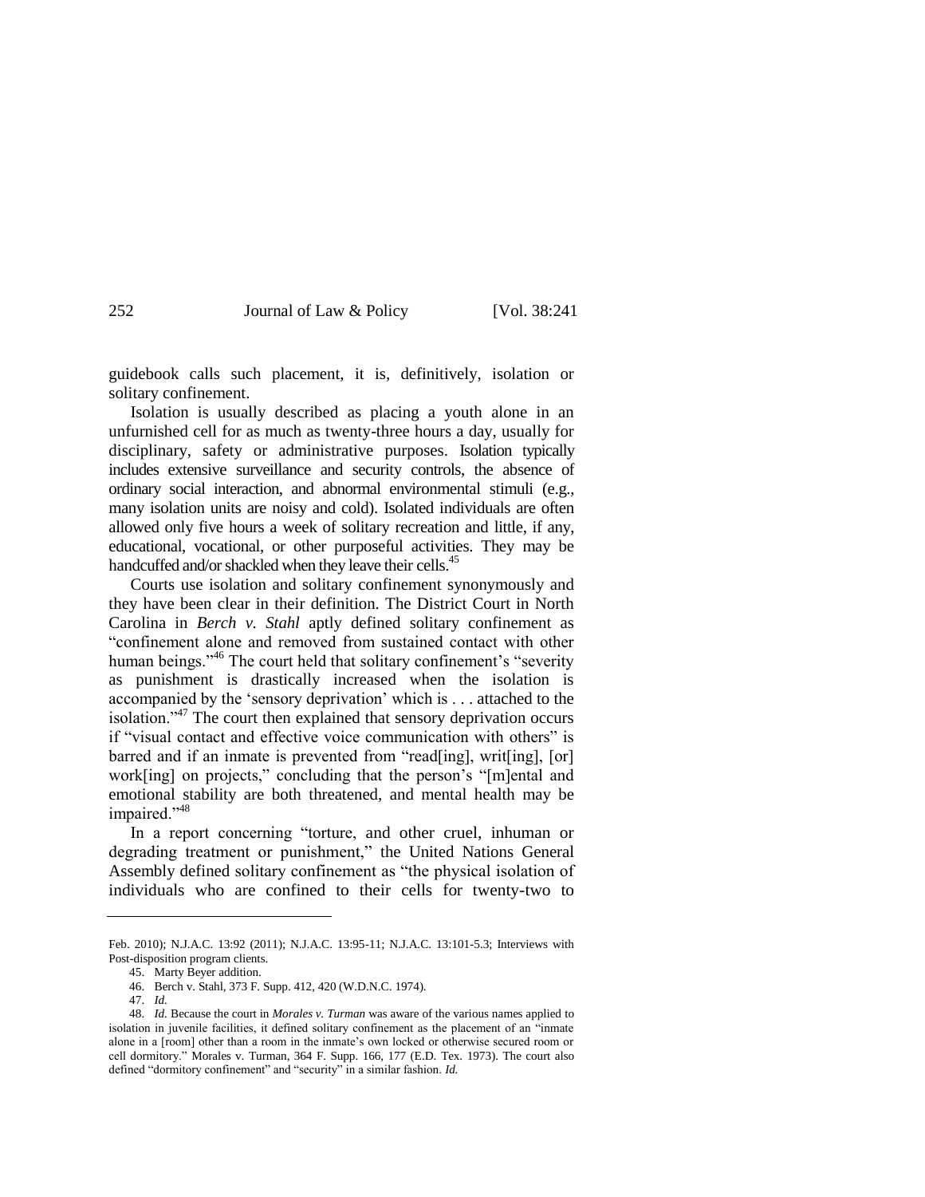guidebook calls such placement, it is, definitively, isolation or solitary confinement.

Isolation is usually described as placing a youth alone in an unfurnished cell for as much as twenty-three hours a day, usually for disciplinary, safety or administrative purposes. Isolation typically includes extensive surveillance and security controls, the absence of ordinary social interaction, and abnormal environmental stimuli (e.g., many isolation units are noisy and cold). Isolated individuals are often allowed only five hours a week of solitary recreation and little, if any, educational, vocational, or other purposeful activities. They may be handcuffed and/or shackled when they leave their cells.[45]

Courts use isolation and solitary confinement synonymously and they have been clear in their definition. The District Court in North Carolina in *Berch v. Stahl* aptly defined solitary confinement as "confinement alone and removed from sustained contact with other human beings."[46] The court held that solitary confinement's "severity as punishment is drastically increased when the isolation is accompanied by the 'sensory deprivation' which is . . . attached to the isolation."[47] The court then explained that sensory deprivation occurs if "visual contact and effective voice communication with others" is barred and if an inmate is prevented from "read[ing], writ[ing], [or] work[ing] on projects," concluding that the person's "[m]ental and emotional stability are both threatened, and mental health may be impaired."[48]

In a report concerning "torture, and other cruel, inhuman or degrading treatment or punishment," the United Nations General Assembly defined solitary confinement as "the physical isolation of individuals who are confined to their cells for twenty-two to

---

Feb. 2010); N.J.A.C. 13:92 (2011); N.J.A.C. 13:95-11; N.J.A.C. 13:101-5.3; Interviews with Post-disposition program clients.

45. Marty Beyer addition.

46. Berch v. Stahl, 373 F. Supp. 412, 420 (W.D.N.C. 1974).

47. *Id.*

48. *Id.* Because the court in *Morales v. Turman* was aware of the various names applied to isolation in juvenile facilities, it defined solitary confinement as the placement of an "inmate alone in a [room] other than a room in the inmate's own locked or otherwise secured room or cell dormitory." Morales v. Turman, 364 F. Supp. 166, 177 (E.D. Tex. 1973). The court also defined "dormitory confinement" and "security" in a similar fashion. *Id.*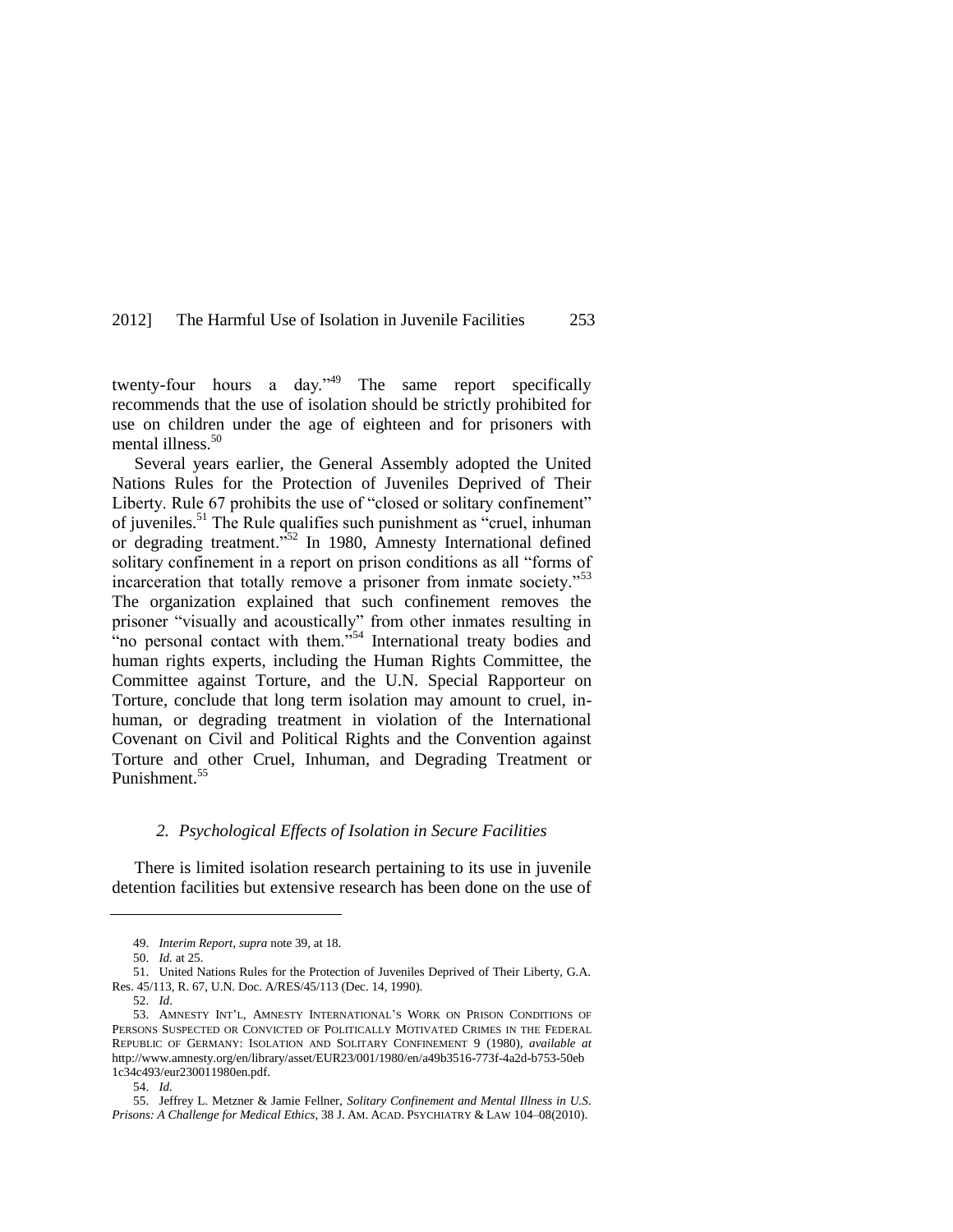twenty-four hours a day."[49] The same report specifically recommends that the use of isolation should be strictly prohibited for use on children under the age of eighteen and for prisoners with mental illness.[50]

Several years earlier, the General Assembly adopted the United Nations Rules for the Protection of Juveniles Deprived of Their Liberty. Rule 67 prohibits the use of "closed or solitary confinement" of juveniles.[51] The Rule qualifies such punishment as "cruel, inhuman or degrading treatment."[52] In 1980, Amnesty International defined solitary confinement in a report on prison conditions as all "forms of incarceration that totally remove a prisoner from inmate society."[53] The organization explained that such confinement removes the prisoner "visually and acoustically" from other inmates resulting in "no personal contact with them."[54] International treaty bodies and human rights experts, including the Human Rights Committee, the Committee against Torture, and the U.N. Special Rapporteur on Torture, conclude that long term isolation may amount to cruel, inhuman, or degrading treatment in violation of the International Covenant on Civil and Political Rights and the Convention against Torture and other Cruel, Inhuman, and Degrading Treatment or Punishment.[55]

### *2. Psychological Effects of Isolation in Secure Facilities*

There is limited isolation research pertaining to its use in juvenile detention facilities but extensive research has been done on the use of

---

49. *Interim Report*, *supra* note 39, at 18.

50. *Id.* at 25.

51. United Nations Rules for the Protection of Juveniles Deprived of Their Liberty, G.A. Res. 45/113, R. 67, U.N. Doc. A/RES/45/113 (Dec. 14, 1990).

52. *Id*.

53. AMNESTY INT'L, AMNESTY INTERNATIONAL'S WORK ON PRISON CONDITIONS OF PERSONS SUSPECTED OR CONVICTED OF POLITICALLY MOTIVATED CRIMES IN THE FEDERAL REPUBLIC OF GERMANY: ISOLATION AND SOLITARY CONFINEMENT 9 (1980), *available at* http://www.amnesty.org/en/library/asset/EUR23/001/1980/en/a49b3516-773f-4a2d-b753-50eb1c34c493/eur230011980en.pdf.

54. *Id.*

55. Jeffrey L. Metzner & Jamie Fellner, *Solitary Confinement and Mental Illness in U.S. Prisons: A Challenge for Medical Ethics*, 38 J. AM. ACAD. PSYCHIATRY & LAW 104–08(2010).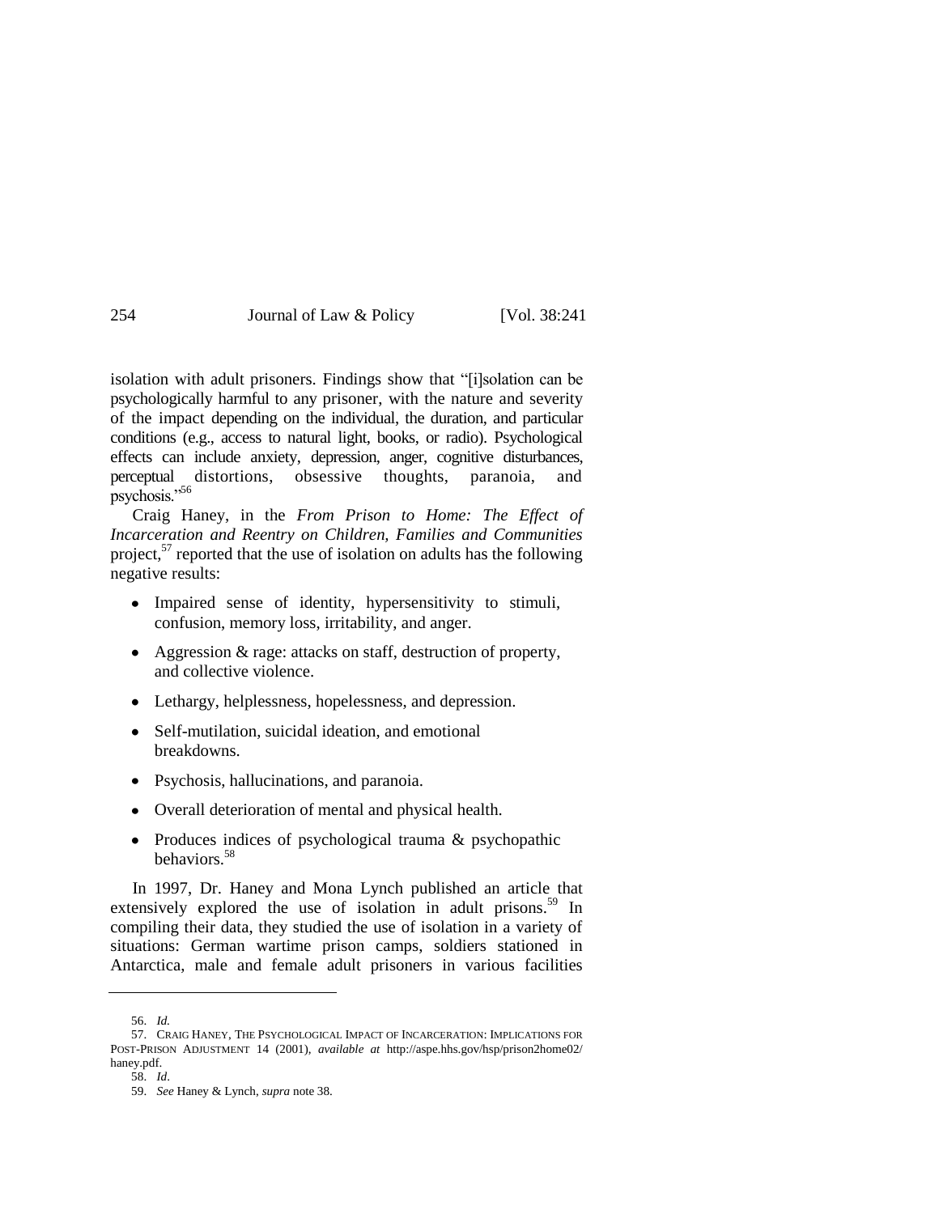isolation with adult prisoners. Findings show that "[i]solation can be psychologically harmful to any prisoner, with the nature and severity of the impact depending on the individual, the duration, and particular conditions (e.g., access to natural light, books, or radio). Psychological effects can include anxiety, depression, anger, cognitive disturbances, perceptual distortions, obsessive thoughts, paranoia, and psychosis."[56]

Craig Haney, in the *From Prison to Home: The Effect of Incarceration and Reentry on Children, Families and Communities* project,[57] reported that the use of isolation on adults has the following negative results:

- Impaired sense of identity, hypersensitivity to stimuli, confusion, memory loss, irritability, and anger.
- Aggression & rage: attacks on staff, destruction of property, and collective violence.
- Lethargy, helplessness, hopelessness, and depression.
- Self-mutilation, suicidal ideation, and emotional breakdowns.
- Psychosis, hallucinations, and paranoia.
- Overall deterioration of mental and physical health.
- Produces indices of psychological trauma & psychopathic behaviors.[58]

In 1997, Dr. Haney and Mona Lynch published an article that extensively explored the use of isolation in adult prisons.[59] In compiling their data, they studied the use of isolation in a variety of situations: German wartime prison camps, soldiers stationed in Antarctica, male and female adult prisoners in various facilities

---

56. *Id.*

57. CRAIG HANEY, THE PSYCHOLOGICAL IMPACT OF INCARCERATION: IMPLICATIONS FOR POST-PRISON ADJUSTMENT 14 (2001), *available at* http://aspe.hhs.gov/hsp/prison2home02/haney.pdf.

58. *Id*.

59. *See* Haney & Lynch, *supra* note 38.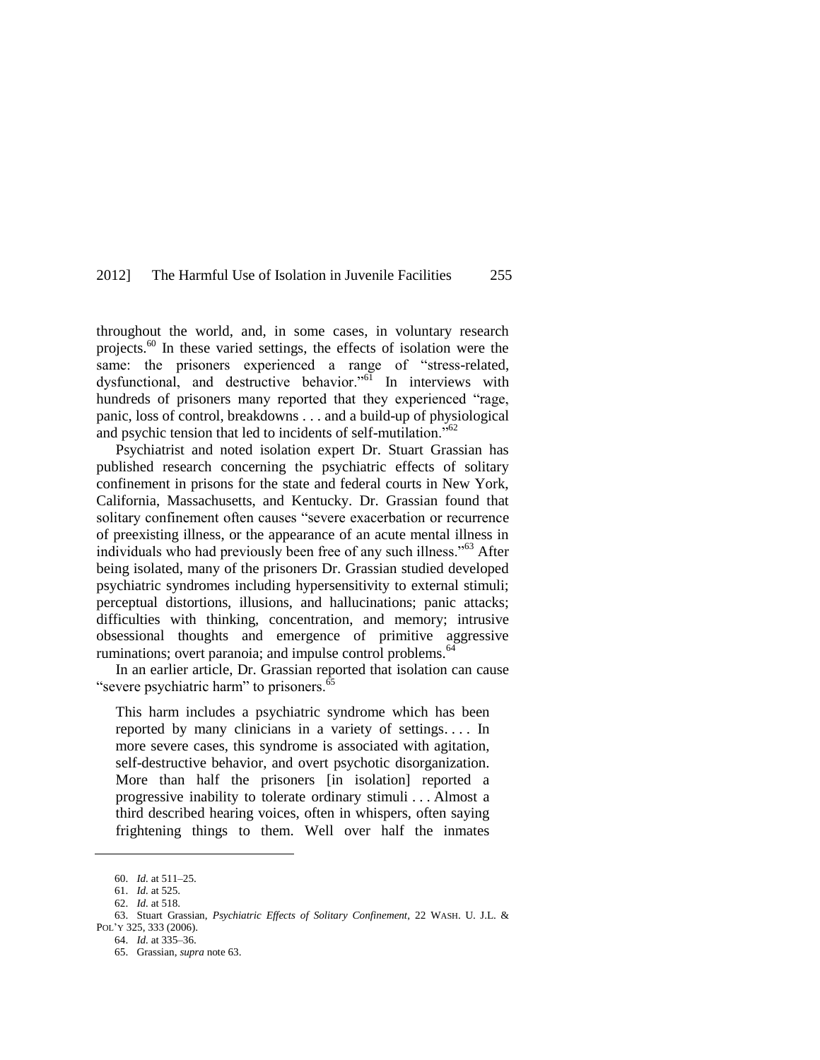throughout the world, and, in some cases, in voluntary research projects.[60] In these varied settings, the effects of isolation were the same: the prisoners experienced a range of "stress-related, dysfunctional, and destructive behavior."[61] In interviews with hundreds of prisoners many reported that they experienced "rage, panic, loss of control, breakdowns . . . and a build-up of physiological and psychic tension that led to incidents of self-mutilation."[62]

Psychiatrist and noted isolation expert Dr. Stuart Grassian has published research concerning the psychiatric effects of solitary confinement in prisons for the state and federal courts in New York, California, Massachusetts, and Kentucky. Dr. Grassian found that solitary confinement often causes "severe exacerbation or recurrence of preexisting illness, or the appearance of an acute mental illness in individuals who had previously been free of any such illness."[63] After being isolated, many of the prisoners Dr. Grassian studied developed psychiatric syndromes including hypersensitivity to external stimuli; perceptual distortions, illusions, and hallucinations; panic attacks; difficulties with thinking, concentration, and memory; intrusive obsessional thoughts and emergence of primitive aggressive ruminations; overt paranoia; and impulse control problems.[64]

In an earlier article, Dr. Grassian reported that isolation can cause "severe psychiatric harm" to prisoners.[65]

> This harm includes a psychiatric syndrome which has been reported by many clinicians in a variety of settings. . . . In more severe cases, this syndrome is associated with agitation, self-destructive behavior, and overt psychotic disorganization. More than half the prisoners [in isolation] reported a progressive inability to tolerate ordinary stimuli . . . Almost a third described hearing voices, often in whispers, often saying frightening things to them. Well over half the inmates

---

60. *Id.* at 511–25.

61. *Id.* at 525.

62. *Id.* at 518.

63. Stuart Grassian, *Psychiatric Effects of Solitary Confinement*, 22 WASH. U. J.L. & POL'Y 325, 333 (2006).

64. *Id.* at 335–36.

65. Grassian, *supra* note 63.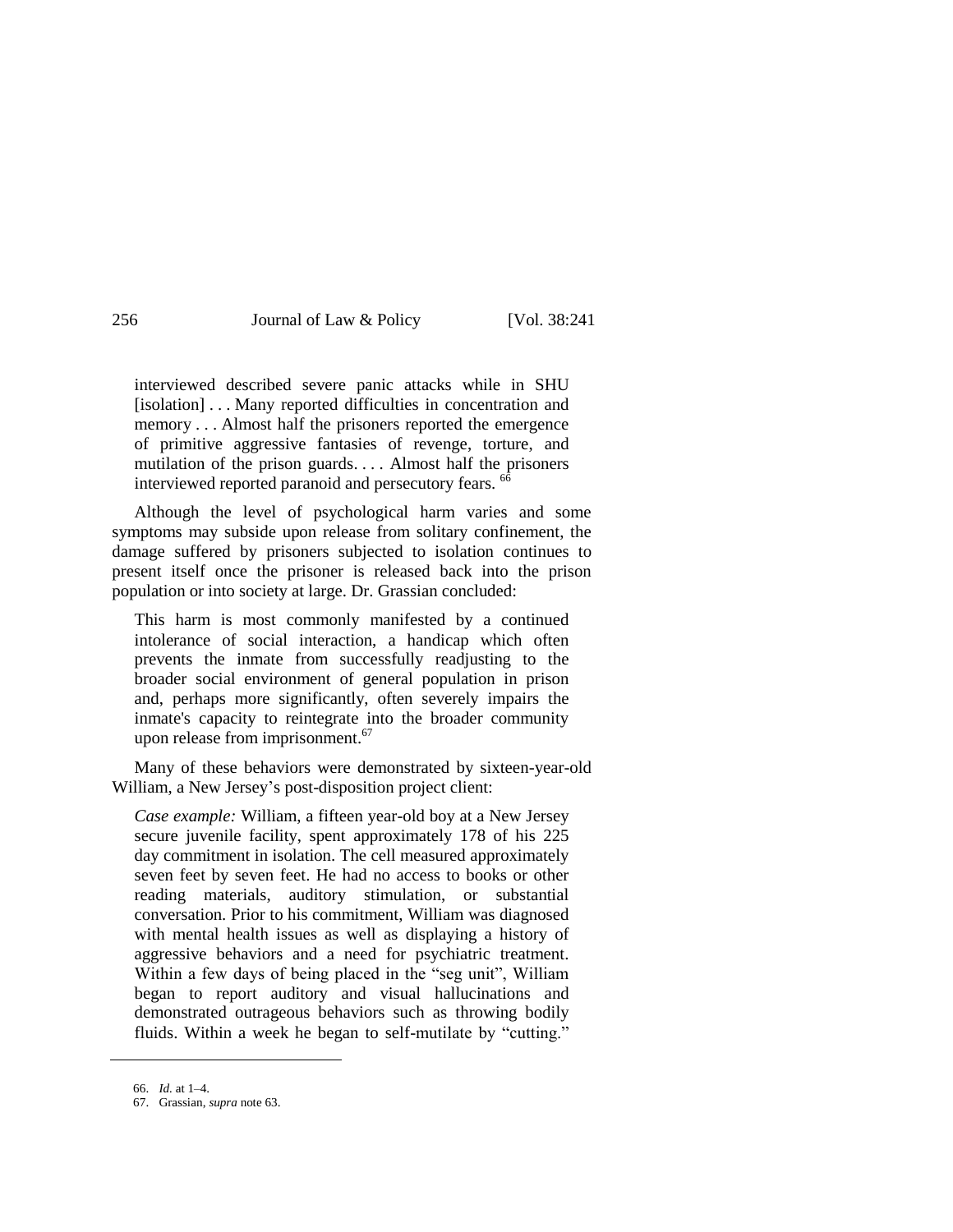> interviewed described severe panic attacks while in SHU [isolation] . . . Many reported difficulties in concentration and memory . . . Almost half the prisoners reported the emergence of primitive aggressive fantasies of revenge, torture, and mutilation of the prison guards. . . . Almost half the prisoners interviewed reported paranoid and persecutory fears.[66]

Although the level of psychological harm varies and some symptoms may subside upon release from solitary confinement, the damage suffered by prisoners subjected to isolation continues to present itself once the prisoner is released back into the prison population or into society at large. Dr. Grassian concluded:

> This harm is most commonly manifested by a continued intolerance of social interaction, a handicap which often prevents the inmate from successfully readjusting to the broader social environment of general population in prison and, perhaps more significantly, often severely impairs the inmate's capacity to reintegrate into the broader community upon release from imprisonment.[67]

Many of these behaviors were demonstrated by sixteen-year-old William, a New Jersey's post-disposition project client:

> *Case example:* William, a fifteen year-old boy at a New Jersey secure juvenile facility, spent approximately 178 of his 225 day commitment in isolation. The cell measured approximately seven feet by seven feet. He had no access to books or other reading materials, auditory stimulation, or substantial conversation. Prior to his commitment, William was diagnosed with mental health issues as well as displaying a history of aggressive behaviors and a need for psychiatric treatment. Within a few days of being placed in the "seg unit", William began to report auditory and visual hallucinations and demonstrated outrageous behaviors such as throwing bodily fluids. Within a week he began to self-mutilate by "cutting."

---

66. *Id.* at 1–4.

67. Grassian, *supra* note 63.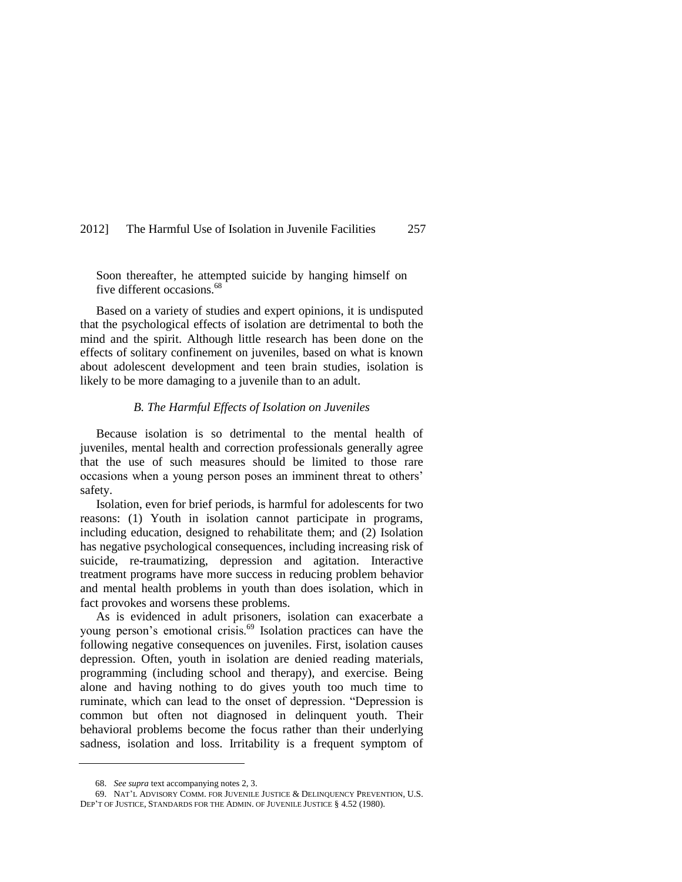Soon thereafter, he attempted suicide by hanging himself on five different occasions.[68]

Based on a variety of studies and expert opinions, it is undisputed that the psychological effects of isolation are detrimental to both the mind and the spirit. Although little research has been done on the effects of solitary confinement on juveniles, based on what is known about adolescent development and teen brain studies, isolation is likely to be more damaging to a juvenile than to an adult.

### *B. The Harmful Effects of Isolation on Juveniles*

Because isolation is so detrimental to the mental health of juveniles, mental health and correction professionals generally agree that the use of such measures should be limited to those rare occasions when a young person poses an imminent threat to others' safety.

Isolation, even for brief periods, is harmful for adolescents for two reasons: (1) Youth in isolation cannot participate in programs, including education, designed to rehabilitate them; and (2) Isolation has negative psychological consequences, including increasing risk of suicide, re-traumatizing, depression and agitation. Interactive treatment programs have more success in reducing problem behavior and mental health problems in youth than does isolation, which in fact provokes and worsens these problems.

As is evidenced in adult prisoners, isolation can exacerbate a young person's emotional crisis.[69] Isolation practices can have the following negative consequences on juveniles. First, isolation causes depression. Often, youth in isolation are denied reading materials, programming (including school and therapy), and exercise. Being alone and having nothing to do gives youth too much time to ruminate, which can lead to the onset of depression. "Depression is common but often not diagnosed in delinquent youth. Their behavioral problems become the focus rather than their underlying sadness, isolation and loss. Irritability is a frequent symptom of

---

68. *See supra* text accompanying notes 2, 3.

69. NAT'L ADVISORY COMM. FOR JUVENILE JUSTICE & DELINQUENCY PREVENTION, U.S. DEP'T OF JUSTICE, STANDARDS FOR THE ADMIN. OF JUVENILE JUSTICE § 4.52 (1980).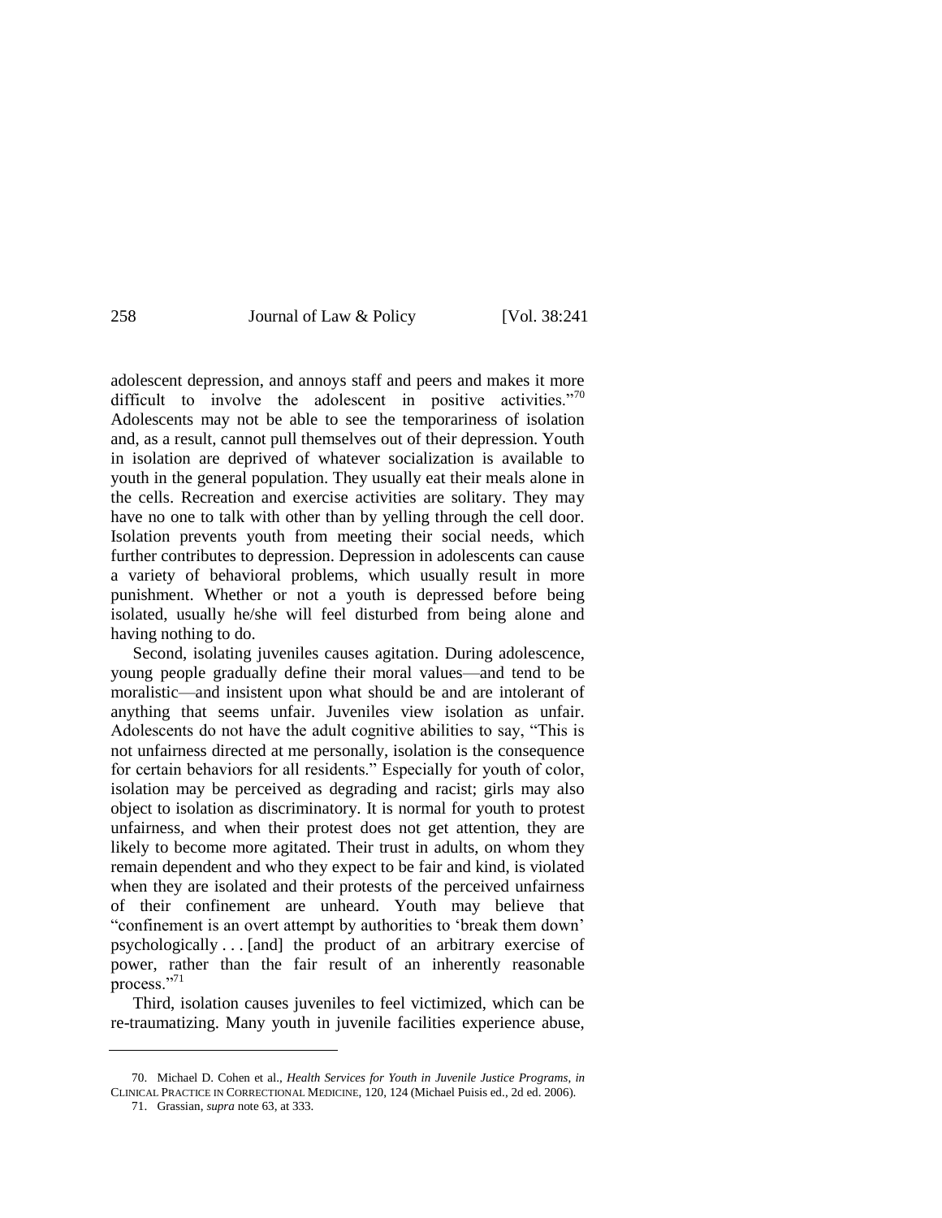adolescent depression, and annoys staff and peers and makes it more difficult to involve the adolescent in positive activities."[70] Adolescents may not be able to see the temporariness of isolation and, as a result, cannot pull themselves out of their depression. Youth in isolation are deprived of whatever socialization is available to youth in the general population. They usually eat their meals alone in the cells. Recreation and exercise activities are solitary. They may have no one to talk with other than by yelling through the cell door. Isolation prevents youth from meeting their social needs, which further contributes to depression. Depression in adolescents can cause a variety of behavioral problems, which usually result in more punishment. Whether or not a youth is depressed before being isolated, usually he/she will feel disturbed from being alone and having nothing to do.

Second, isolating juveniles causes agitation. During adolescence, young people gradually define their moral values—and tend to be moralistic—and insistent upon what should be and are intolerant of anything that seems unfair. Juveniles view isolation as unfair. Adolescents do not have the adult cognitive abilities to say, "This is not unfairness directed at me personally, isolation is the consequence for certain behaviors for all residents." Especially for youth of color, isolation may be perceived as degrading and racist; girls may also object to isolation as discriminatory. It is normal for youth to protest unfairness, and when their protest does not get attention, they are likely to become more agitated. Their trust in adults, on whom they remain dependent and who they expect to be fair and kind, is violated when they are isolated and their protests of the perceived unfairness of their confinement are unheard. Youth may believe that "confinement is an overt attempt by authorities to 'break them down' psychologically . . . [and] the product of an arbitrary exercise of power, rather than the fair result of an inherently reasonable process."[71]

Third, isolation causes juveniles to feel victimized, which can be re-traumatizing. Many youth in juvenile facilities experience abuse,

---

70. Michael D. Cohen et al., *Health Services for Youth in Juvenile Justice Programs*, *in* CLINICAL PRACTICE IN CORRECTIONAL MEDICINE, 120, 124 (Michael Puisis ed., 2d ed. 2006).

71. Grassian, *supra* note 63, at 333.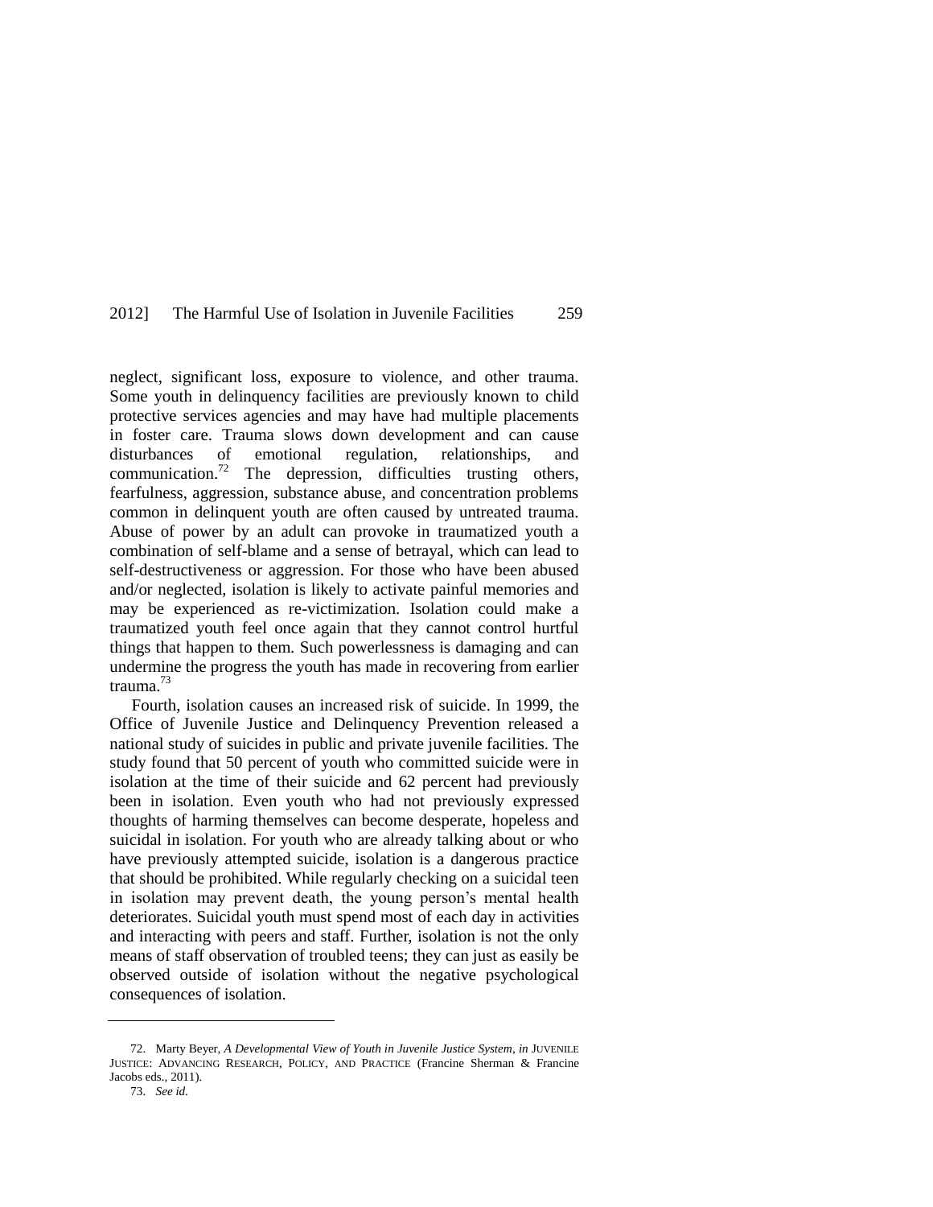neglect, significant loss, exposure to violence, and other trauma. Some youth in delinquency facilities are previously known to child protective services agencies and may have had multiple placements in foster care. Trauma slows down development and can cause disturbances of emotional regulation, relationships, and communication.[72] The depression, difficulties trusting others, fearfulness, aggression, substance abuse, and concentration problems common in delinquent youth are often caused by untreated trauma. Abuse of power by an adult can provoke in traumatized youth a combination of self-blame and a sense of betrayal, which can lead to self-destructiveness or aggression. For those who have been abused and/or neglected, isolation is likely to activate painful memories and may be experienced as re-victimization. Isolation could make a traumatized youth feel once again that they cannot control hurtful things that happen to them. Such powerlessness is damaging and can undermine the progress the youth has made in recovering from earlier trauma.[73]

Fourth, isolation causes an increased risk of suicide. In 1999, the Office of Juvenile Justice and Delinquency Prevention released a national study of suicides in public and private juvenile facilities. The study found that 50 percent of youth who committed suicide were in isolation at the time of their suicide and 62 percent had previously been in isolation. Even youth who had not previously expressed thoughts of harming themselves can become desperate, hopeless and suicidal in isolation. For youth who are already talking about or who have previously attempted suicide, isolation is a dangerous practice that should be prohibited. While regularly checking on a suicidal teen in isolation may prevent death, the young person's mental health deteriorates. Suicidal youth must spend most of each day in activities and interacting with peers and staff. Further, isolation is not the only means of staff observation of troubled teens; they can just as easily be observed outside of isolation without the negative psychological consequences of isolation.

---

72. Marty Beyer, *A Developmental View of Youth in Juvenile Justice System*, *in* JUVENILE JUSTICE: ADVANCING RESEARCH, POLICY, AND PRACTICE (Francine Sherman & Francine Jacobs eds., 2011).

73. *See id.*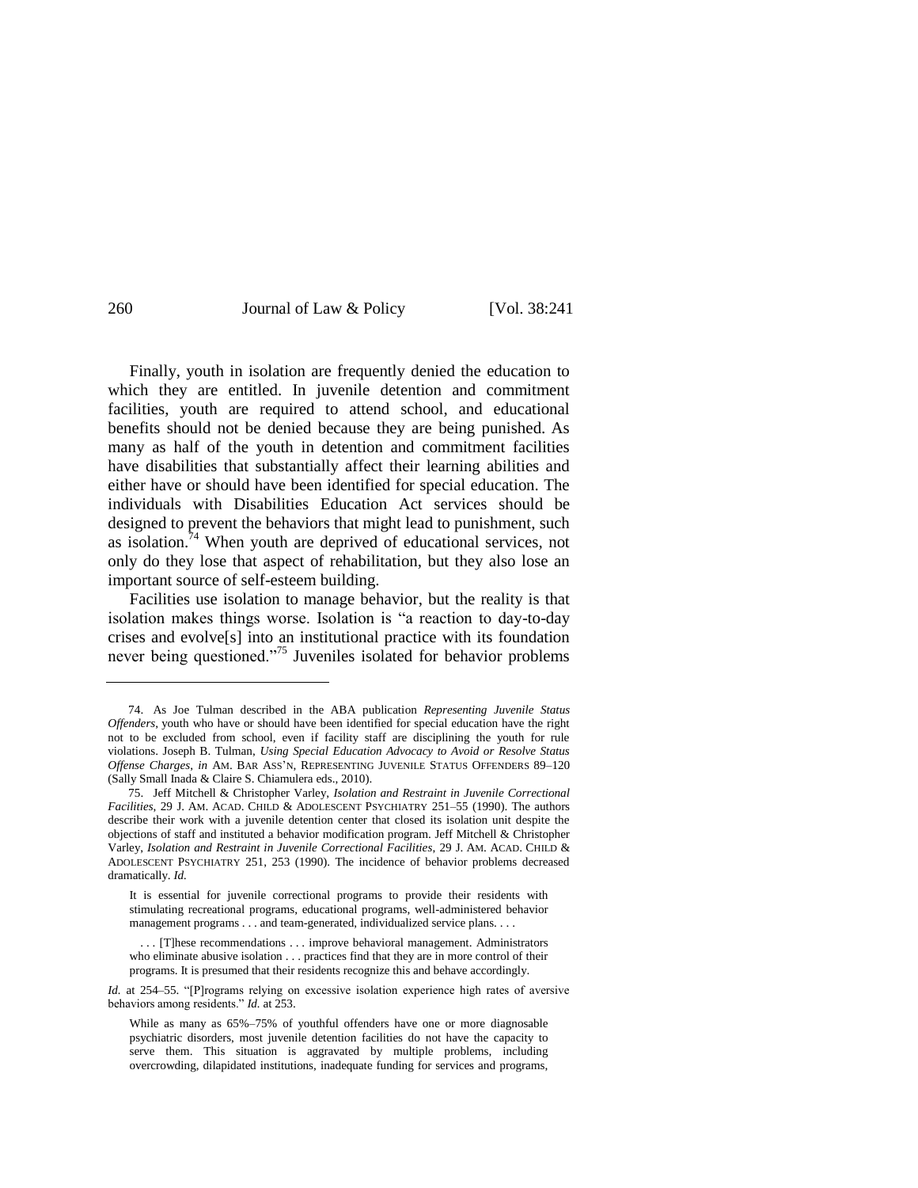Finally, youth in isolation are frequently denied the education to which they are entitled. In juvenile detention and commitment facilities, youth are required to attend school, and educational benefits should not be denied because they are being punished. As many as half of the youth in detention and commitment facilities have disabilities that substantially affect their learning abilities and either have or should have been identified for special education. The individuals with Disabilities Education Act services should be designed to prevent the behaviors that might lead to punishment, such as isolation.[74] When youth are deprived of educational services, not only do they lose that aspect of rehabilitation, but they also lose an important source of self-esteem building.

Facilities use isolation to manage behavior, but the reality is that isolation makes things worse. Isolation is "a reaction to day-to-day crises and evolve[s] into an institutional practice with its foundation never being questioned."[75] Juveniles isolated for behavior problems

---

74. As Joe Tulman described in the ABA publication *Representing Juvenile Status Offenders*, youth who have or should have been identified for special education have the right not to be excluded from school, even if facility staff are disciplining the youth for rule violations. Joseph B. Tulman, *Using Special Education Advocacy to Avoid or Resolve Status Offense Charges*, *in* AM. BAR ASS'N, REPRESENTING JUVENILE STATUS OFFENDERS 89–120 (Sally Small Inada & Claire S. Chiamulera eds., 2010).

75. Jeff Mitchell & Christopher Varley, *Isolation and Restraint in Juvenile Correctional Facilities*, 29 J. AM. ACAD. CHILD & ADOLESCENT PSYCHIATRY 251–55 (1990). The authors describe their work with a juvenile detention center that closed its isolation unit despite the objections of staff and instituted a behavior modification program. Jeff Mitchell & Christopher Varley, *Isolation and Restraint in Juvenile Correctional Facilities*, 29 J. AM. ACAD. CHILD & ADOLESCENT PSYCHIATRY 251, 253 (1990). The incidence of behavior problems decreased dramatically. *Id.*

> It is essential for juvenile correctional programs to provide their residents with stimulating recreational programs, educational programs, well-administered behavior management programs . . . and team-generated, individualized service plans. . . .
>
> . . . [T]hese recommendations . . . improve behavioral management. Administrators who eliminate abusive isolation . . . practices find that they are in more control of their programs. It is presumed that their residents recognize this and behave accordingly.

*Id.* at 254–55. "[P]rograms relying on excessive isolation experience high rates of aversive behaviors among residents." *Id.* at 253.

> While as many as 65%–75% of youthful offenders have one or more diagnosable psychiatric disorders, most juvenile detention facilities do not have the capacity to serve them. This situation is aggravated by multiple problems, including overcrowding, dilapidated institutions, inadequate funding for services and programs,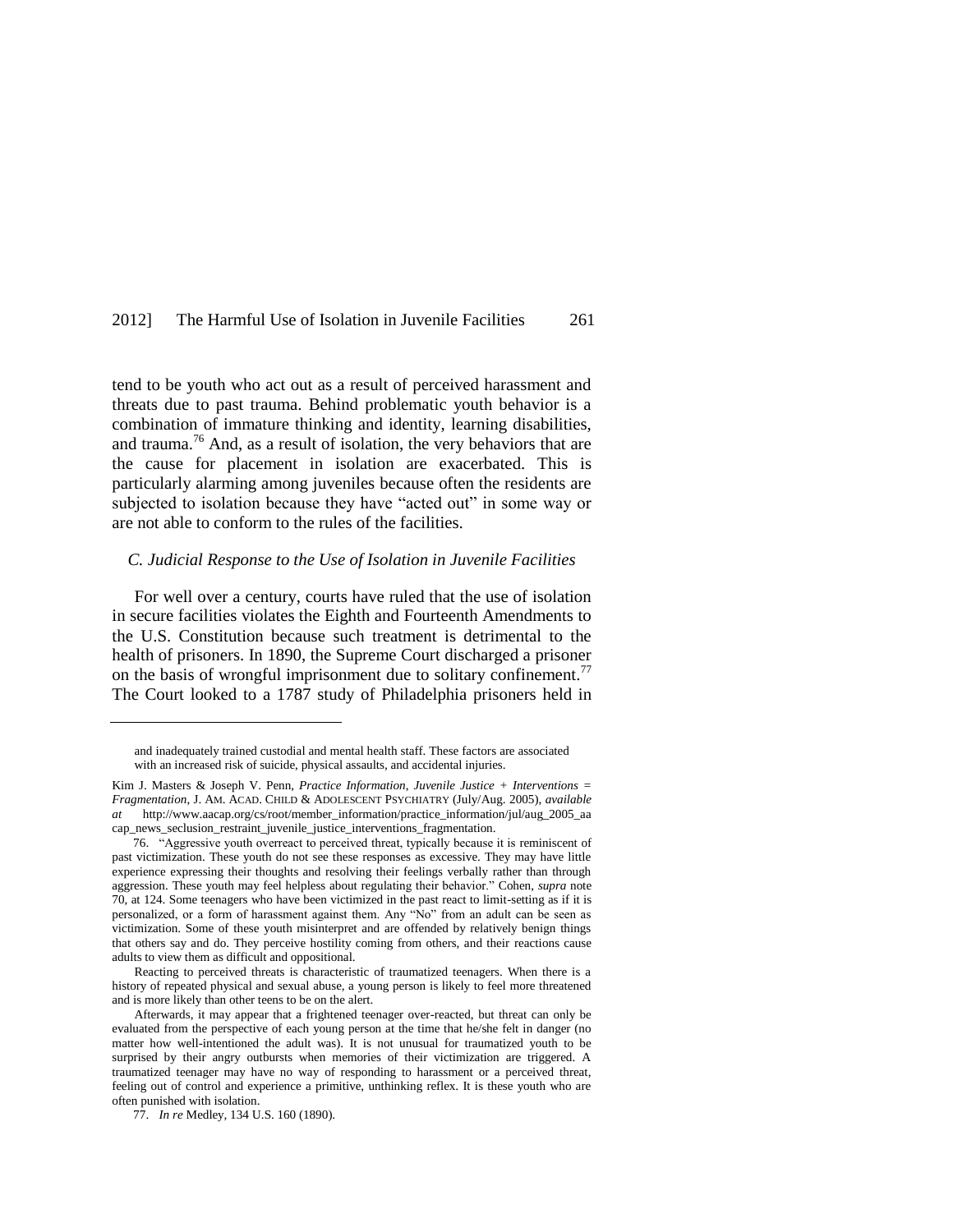tend to be youth who act out as a result of perceived harassment and threats due to past trauma. Behind problematic youth behavior is a combination of immature thinking and identity, learning disabilities, and trauma.[76] And, as a result of isolation, the very behaviors that are the cause for placement in isolation are exacerbated. This is particularly alarming among juveniles because often the residents are subjected to isolation because they have "acted out" in some way or are not able to conform to the rules of the facilities.

### *C. Judicial Response to the Use of Isolation in Juvenile Facilities*

For well over a century, courts have ruled that the use of isolation in secure facilities violates the Eighth and Fourteenth Amendments to the U.S. Constitution because such treatment is detrimental to the health of prisoners. In 1890, the Supreme Court discharged a prisoner on the basis of wrongful imprisonment due to solitary confinement.[77] The Court looked to a 1787 study of Philadelphia prisoners held in

---

and inadequately trained custodial and mental health staff. These factors are associated with an increased risk of suicide, physical assaults, and accidental injuries.

Kim J. Masters & Joseph V. Penn, *Practice Information, Juvenile Justice + Interventions = Fragmentation*, J. AM. ACAD. CHILD & ADOLESCENT PSYCHIATRY (July/Aug. 2005), *available at* http://www.aacap.org/cs/root/member_information/practice_information/jul/aug_2005_aacap_news_seclusion_restraint_juvenile_justice_interventions_fragmentation.

76. "Aggressive youth overreact to perceived threat, typically because it is reminiscent of past victimization. These youth do not see these responses as excessive. They may have little experience expressing their thoughts and resolving their feelings verbally rather than through aggression. These youth may feel helpless about regulating their behavior." Cohen, *supra* note 70, at 124. Some teenagers who have been victimized in the past react to limit-setting as if it is personalized, or a form of harassment against them. Any "No" from an adult can be seen as victimization. Some of these youth misinterpret and are offended by relatively benign things that others say and do. They perceive hostility coming from others, and their reactions cause adults to view them as difficult and oppositional.

Reacting to perceived threats is characteristic of traumatized teenagers. When there is a history of repeated physical and sexual abuse, a young person is likely to feel more threatened and is more likely than other teens to be on the alert.

Afterwards, it may appear that a frightened teenager over-reacted, but threat can only be evaluated from the perspective of each young person at the time that he/she felt in danger (no matter how well-intentioned the adult was). It is not unusual for traumatized youth to be surprised by their angry outbursts when memories of their victimization are triggered. A traumatized teenager may have no way of responding to harassment or a perceived threat, feeling out of control and experience a primitive, unthinking reflex. It is these youth who are often punished with isolation.

77. *In re* Medley, 134 U.S. 160 (1890).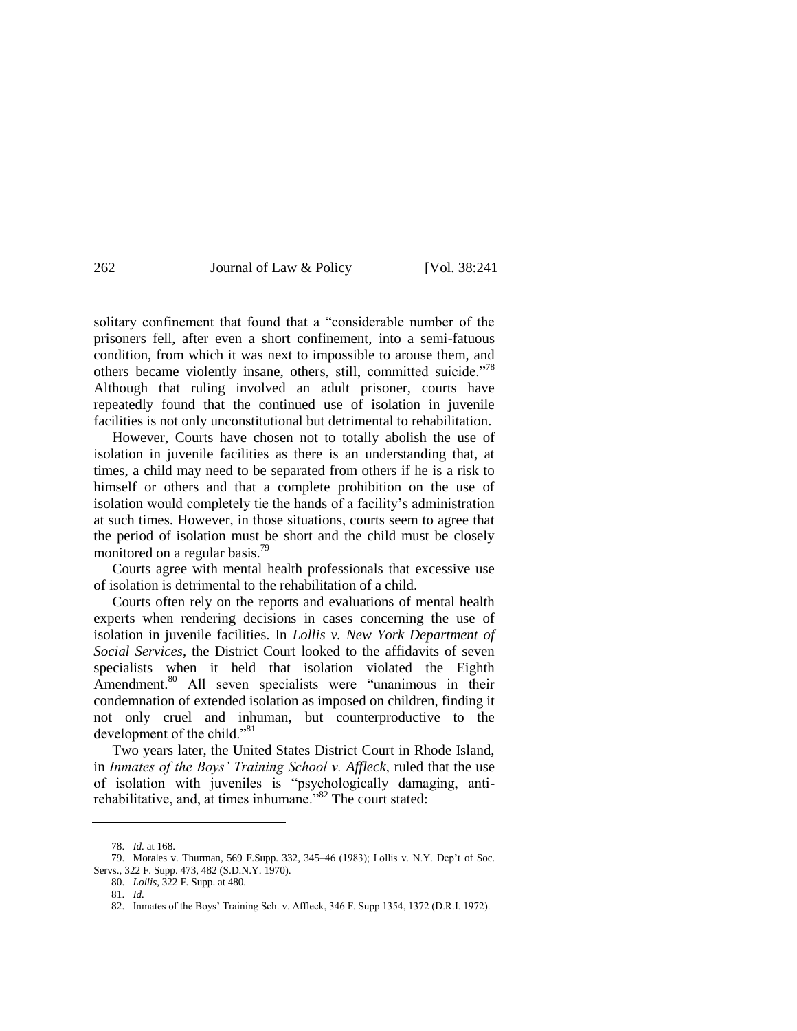solitary confinement that found that a "considerable number of the prisoners fell, after even a short confinement, into a semi-fatuous condition, from which it was next to impossible to arouse them, and others became violently insane, others, still, committed suicide."[78] Although that ruling involved an adult prisoner, courts have repeatedly found that the continued use of isolation in juvenile facilities is not only unconstitutional but detrimental to rehabilitation.

However, Courts have chosen not to totally abolish the use of isolation in juvenile facilities as there is an understanding that, at times, a child may need to be separated from others if he is a risk to himself or others and that a complete prohibition on the use of isolation would completely tie the hands of a facility's administration at such times. However, in those situations, courts seem to agree that the period of isolation must be short and the child must be closely monitored on a regular basis.[79]

Courts agree with mental health professionals that excessive use of isolation is detrimental to the rehabilitation of a child.

Courts often rely on the reports and evaluations of mental health experts when rendering decisions in cases concerning the use of isolation in juvenile facilities. In *Lollis v. New York Department of Social Services*, the District Court looked to the affidavits of seven specialists when it held that isolation violated the Eighth Amendment.[80] All seven specialists were "unanimous in their condemnation of extended isolation as imposed on children, finding it not only cruel and inhuman, but counterproductive to the development of the child."[81]

Two years later, the United States District Court in Rhode Island, in *Inmates of the Boys' Training School v. Affleck*, ruled that the use of isolation with juveniles is "psychologically damaging, anti-rehabilitative, and, at times inhumane."[82] The court stated:

---

78. *Id.* at 168.

79. Morales v. Thurman, 569 F.Supp. 332, 345–46 (1983); Lollis v. N.Y. Dep't of Soc. Servs., 322 F. Supp. 473, 482 (S.D.N.Y. 1970).

80. *Lollis*, 322 F. Supp. at 480.

81. *Id.*

82. Inmates of the Boys' Training Sch. v. Affleck, 346 F. Supp 1354, 1372 (D.R.I. 1972).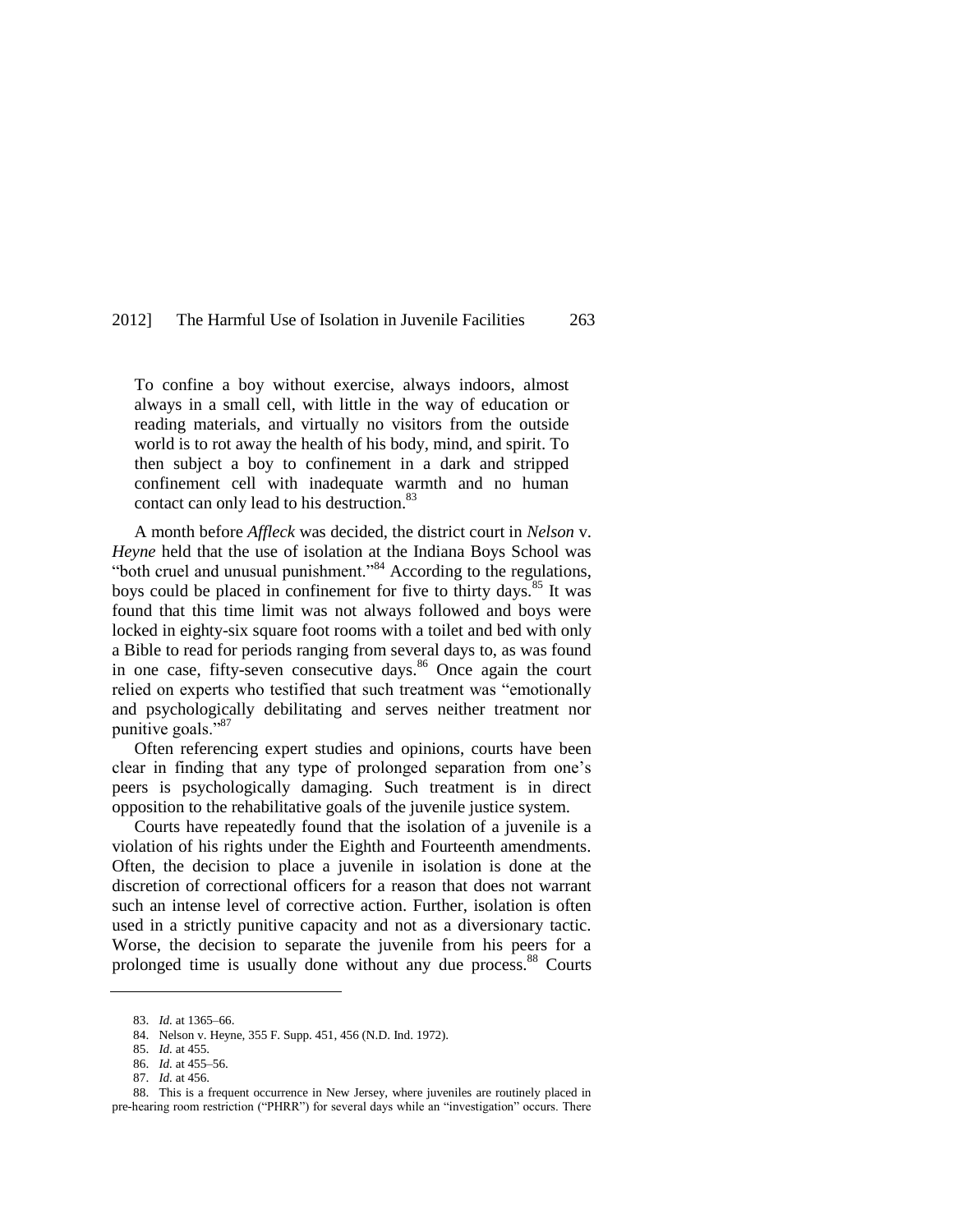> To confine a boy without exercise, always indoors, almost always in a small cell, with little in the way of education or reading materials, and virtually no visitors from the outside world is to rot away the health of his body, mind, and spirit. To then subject a boy to confinement in a dark and stripped confinement cell with inadequate warmth and no human contact can only lead to his destruction.[83]

A month before *Affleck* was decided, the district court in *Nelson* v. *Heyne* held that the use of isolation at the Indiana Boys School was "both cruel and unusual punishment."[84] According to the regulations, boys could be placed in confinement for five to thirty days.[85] It was found that this time limit was not always followed and boys were locked in eighty-six square foot rooms with a toilet and bed with only a Bible to read for periods ranging from several days to, as was found in one case, fifty-seven consecutive days.[86] Once again the court relied on experts who testified that such treatment was "emotionally and psychologically debilitating and serves neither treatment nor punitive goals."[87]

Often referencing expert studies and opinions, courts have been clear in finding that any type of prolonged separation from one's peers is psychologically damaging. Such treatment is in direct opposition to the rehabilitative goals of the juvenile justice system.

Courts have repeatedly found that the isolation of a juvenile is a violation of his rights under the Eighth and Fourteenth amendments. Often, the decision to place a juvenile in isolation is done at the discretion of correctional officers for a reason that does not warrant such an intense level of corrective action. Further, isolation is often used in a strictly punitive capacity and not as a diversionary tactic. Worse, the decision to separate the juvenile from his peers for a prolonged time is usually done without any due process.[88] Courts

---

83. *Id.* at 1365–66.

84. Nelson v. Heyne, 355 F. Supp. 451, 456 (N.D. Ind. 1972).

85. *Id.* at 455.

86. *Id.* at 455–56.

87. *Id.* at 456.

88. This is a frequent occurrence in New Jersey, where juveniles are routinely placed in pre-hearing room restriction ("PHRR") for several days while an "investigation" occurs. There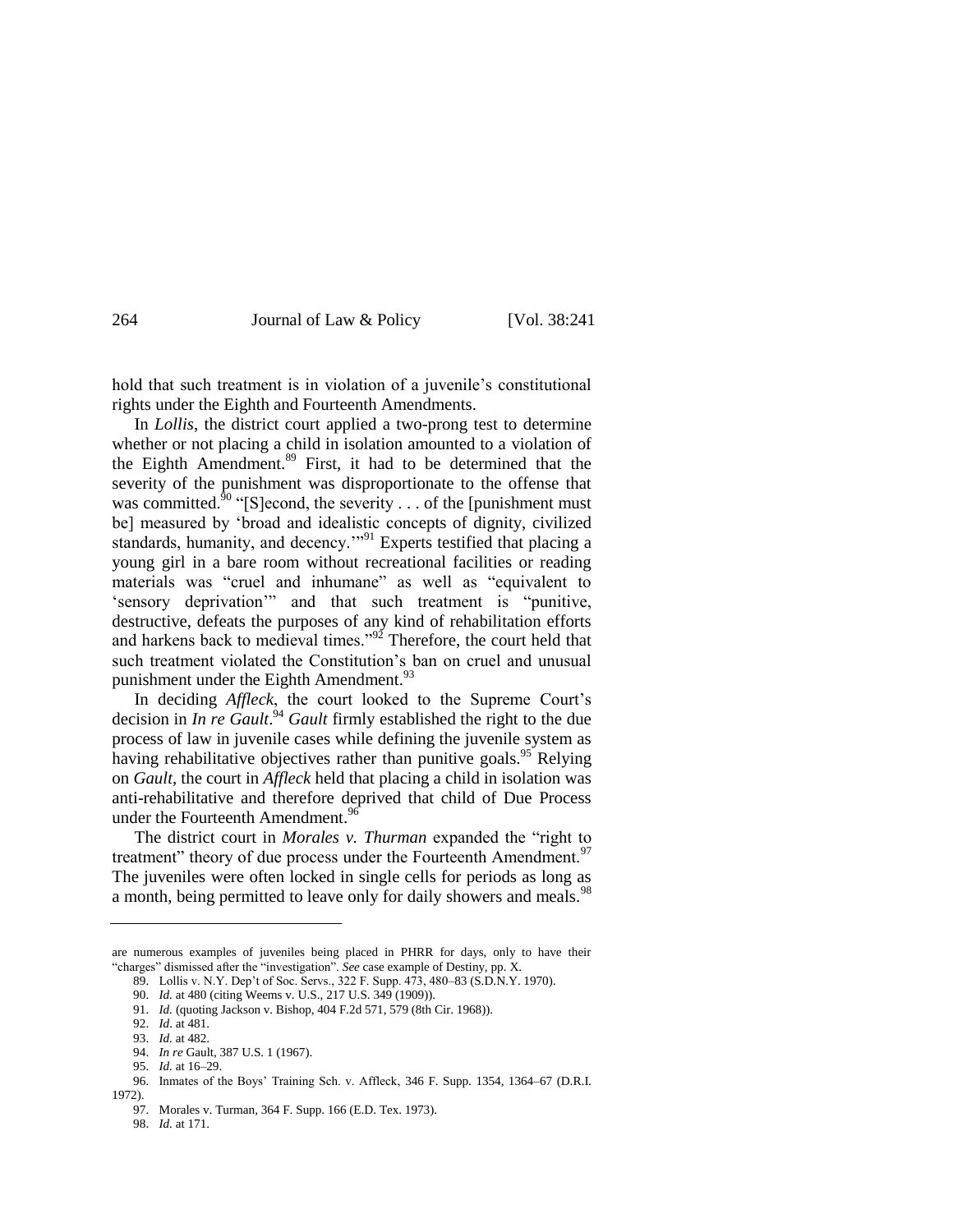hold that such treatment is in violation of a juvenile's constitutional rights under the Eighth and Fourteenth Amendments.

In *Lollis*, the district court applied a two-prong test to determine whether or not placing a child in isolation amounted to a violation of the Eighth Amendment.[89] First, it had to be determined that the severity of the punishment was disproportionate to the offense that was committed.[90] "[S]econd, the severity . . . of the [punishment must be] measured by 'broad and idealistic concepts of dignity, civilized standards, humanity, and decency.'"[91] Experts testified that placing a young girl in a bare room without recreational facilities or reading materials was "cruel and inhumane" as well as "equivalent to 'sensory deprivation'" and that such treatment is "punitive, destructive, defeats the purposes of any kind of rehabilitation efforts and harkens back to medieval times."[92] Therefore, the court held that such treatment violated the Constitution's ban on cruel and unusual punishment under the Eighth Amendment.[93]

In deciding *Affleck*, the court looked to the Supreme Court's decision in *In re Gault*.[94] *Gault* firmly established the right to the due process of law in juvenile cases while defining the juvenile system as having rehabilitative objectives rather than punitive goals.[95] Relying on *Gault*, the court in *Affleck* held that placing a child in isolation was anti-rehabilitative and therefore deprived that child of Due Process under the Fourteenth Amendment.[96]

The district court in *Morales v. Thurman* expanded the "right to treatment" theory of due process under the Fourteenth Amendment.[97] The juveniles were often locked in single cells for periods as long as a month, being permitted to leave only for daily showers and meals.[98]

---

are numerous examples of juveniles being placed in PHRR for days, only to have their "charges" dismissed after the "investigation". *See* case example of Destiny, pp. X.

89. Lollis v. N.Y. Dep't of Soc. Servs., 322 F. Supp. 473, 480–83 (S.D.N.Y. 1970).

90. *Id.* at 480 (citing Weems v. U.S., 217 U.S. 349 (1909)).

91. *Id.* (quoting Jackson v. Bishop, 404 F.2d 571, 579 (8th Cir. 1968)).

92. *Id.* at 481.

93. *Id.* at 482.

94. *In re* Gault, 387 U.S. 1 (1967).

95. *Id.* at 16–29.

96. Inmates of the Boys' Training Sch. v. Affleck, 346 F. Supp. 1354, 1364–67 (D.R.I. 1972).

97. Morales v. Turman, 364 F. Supp. 166 (E.D. Tex. 1973).

98. *Id.* at 171.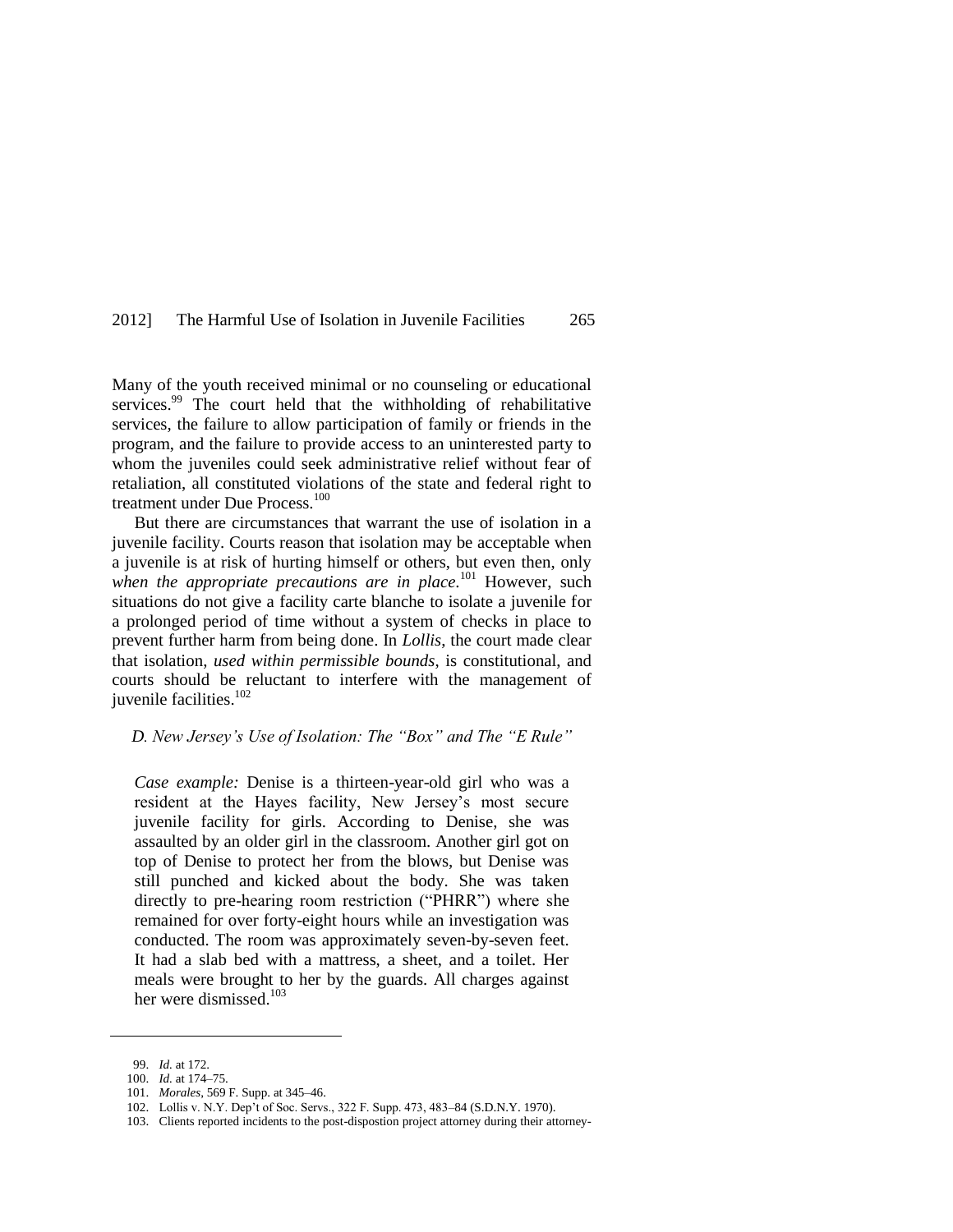Many of the youth received minimal or no counseling or educational services.[99] The court held that the withholding of rehabilitative services, the failure to allow participation of family or friends in the program, and the failure to provide access to an uninterested party to whom the juveniles could seek administrative relief without fear of retaliation, all constituted violations of the state and federal right to treatment under Due Process.[100]

But there are circumstances that warrant the use of isolation in a juvenile facility. Courts reason that isolation may be acceptable when a juvenile is at risk of hurting himself or others, but even then, only *when the appropriate precautions are in place*.[101] However, such situations do not give a facility carte blanche to isolate a juvenile for a prolonged period of time without a system of checks in place to prevent further harm from being done. In *Lollis*, the court made clear that isolation, *used within permissible bounds*, is constitutional, and courts should be reluctant to interfere with the management of juvenile facilities.[102]

### *D. New Jersey's Use of Isolation: The "Box" and The "E Rule"*

> *Case example:* Denise is a thirteen-year-old girl who was a resident at the Hayes facility, New Jersey's most secure juvenile facility for girls. According to Denise, she was assaulted by an older girl in the classroom. Another girl got on top of Denise to protect her from the blows, but Denise was still punched and kicked about the body. She was taken directly to pre-hearing room restriction ("PHRR") where she remained for over forty-eight hours while an investigation was conducted. The room was approximately seven-by-seven feet. It had a slab bed with a mattress, a sheet, and a toilet. Her meals were brought to her by the guards. All charges against her were dismissed.[103]

---

99. *Id.* at 172.

100. *Id.* at 174–75.

101. *Morales*, 569 F. Supp. at 345–46.

102. Lollis v. N.Y. Dep't of Soc. Servs., 322 F. Supp. 473, 483–84 (S.D.N.Y. 1970).

103. Clients reported incidents to the post-dispostion project attorney during their attorney-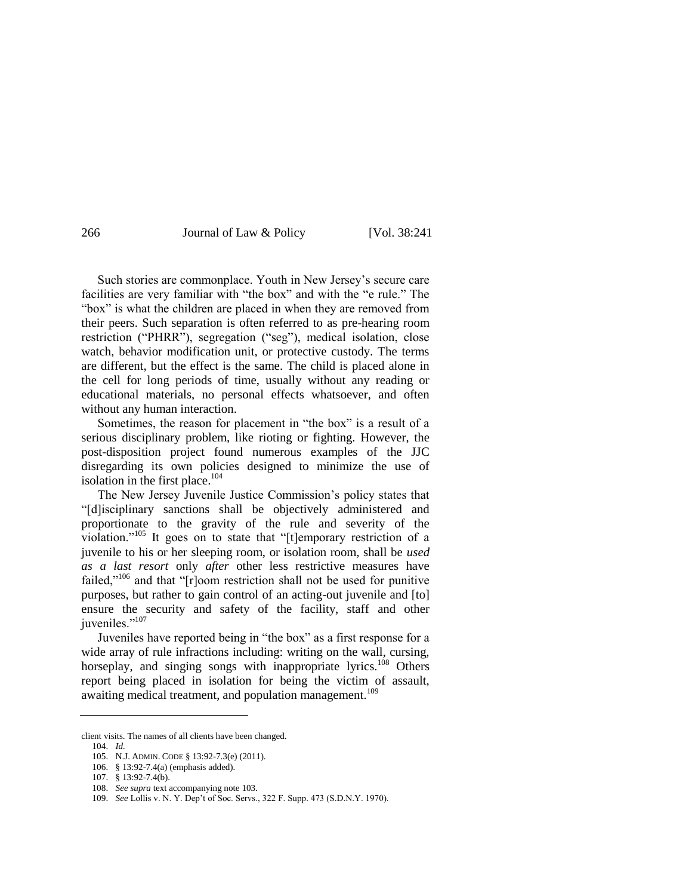Such stories are commonplace. Youth in New Jersey's secure care facilities are very familiar with "the box" and with the "e rule." The "box" is what the children are placed in when they are removed from their peers. Such separation is often referred to as pre-hearing room restriction ("PHRR"), segregation ("seg"), medical isolation, close watch, behavior modification unit, or protective custody. The terms are different, but the effect is the same. The child is placed alone in the cell for long periods of time, usually without any reading or educational materials, no personal effects whatsoever, and often without any human interaction.

Sometimes, the reason for placement in "the box" is a result of a serious disciplinary problem, like rioting or fighting. However, the post-disposition project found numerous examples of the JJC disregarding its own policies designed to minimize the use of isolation in the first place.[104]

The New Jersey Juvenile Justice Commission's policy states that "[d]isciplinary sanctions shall be objectively administered and proportionate to the gravity of the rule and severity of the violation."[105] It goes on to state that "[t]emporary restriction of a juvenile to his or her sleeping room, or isolation room, shall be *used as a last resort* only *after* other less restrictive measures have failed,"[106] and that "[r]oom restriction shall not be used for punitive purposes, but rather to gain control of an acting-out juvenile and [to] ensure the security and safety of the facility, staff and other juveniles."[107]

Juveniles have reported being in "the box" as a first response for a wide array of rule infractions including: writing on the wall, cursing, horseplay, and singing songs with inappropriate lyrics.[108] Others report being placed in isolation for being the victim of assault, awaiting medical treatment, and population management.[109]

---

client visits. The names of all clients have been changed.

104. *Id.*

105. N.J. ADMIN. CODE § 13:92-7.3(e) (2011).

106. § 13:92-7.4(a) (emphasis added).

107. § 13:92-7.4(b).

108. *See supra* text accompanying note 103.

109. *See* Lollis v. N. Y. Dep't of Soc. Servs., 322 F. Supp. 473 (S.D.N.Y. 1970).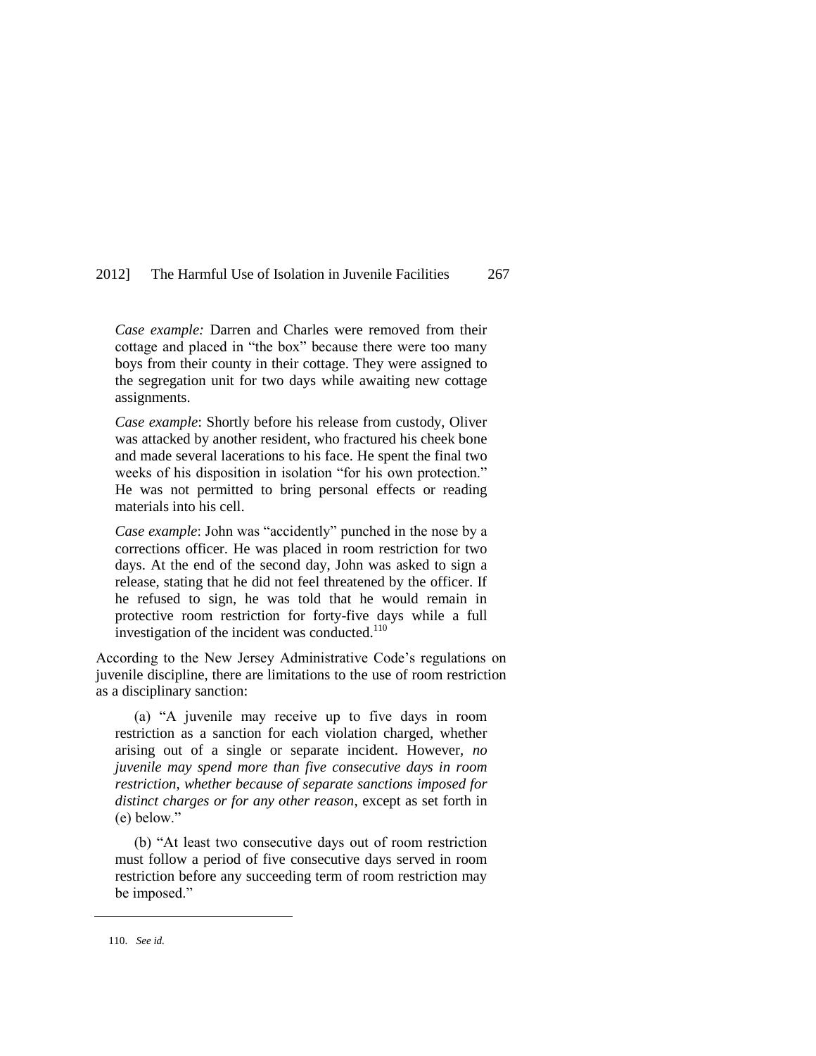*Case example:* Darren and Charles were removed from their cottage and placed in "the box" because there were too many boys from their county in their cottage. They were assigned to the segregation unit for two days while awaiting new cottage assignments.

*Case example*: Shortly before his release from custody, Oliver was attacked by another resident, who fractured his cheek bone and made several lacerations to his face. He spent the final two weeks of his disposition in isolation "for his own protection." He was not permitted to bring personal effects or reading materials into his cell.

*Case example*: John was "accidently" punched in the nose by a corrections officer. He was placed in room restriction for two days. At the end of the second day, John was asked to sign a release, stating that he did not feel threatened by the officer. If he refused to sign, he was told that he would remain in protective room restriction for forty-five days while a full investigation of the incident was conducted.[110]

According to the New Jersey Administrative Code's regulations on juvenile discipline, there are limitations to the use of room restriction as a disciplinary sanction:

(a) "A juvenile may receive up to five days in room restriction as a sanction for each violation charged, whether arising out of a single or separate incident. However, *no juvenile may spend more than five consecutive days in room restriction, whether because of separate sanctions imposed for distinct charges or for any other reason*, except as set forth in (e) below."

(b) "At least two consecutive days out of room restriction must follow a period of five consecutive days served in room restriction before any succeeding term of room restriction may be imposed."

---

110. *See id.*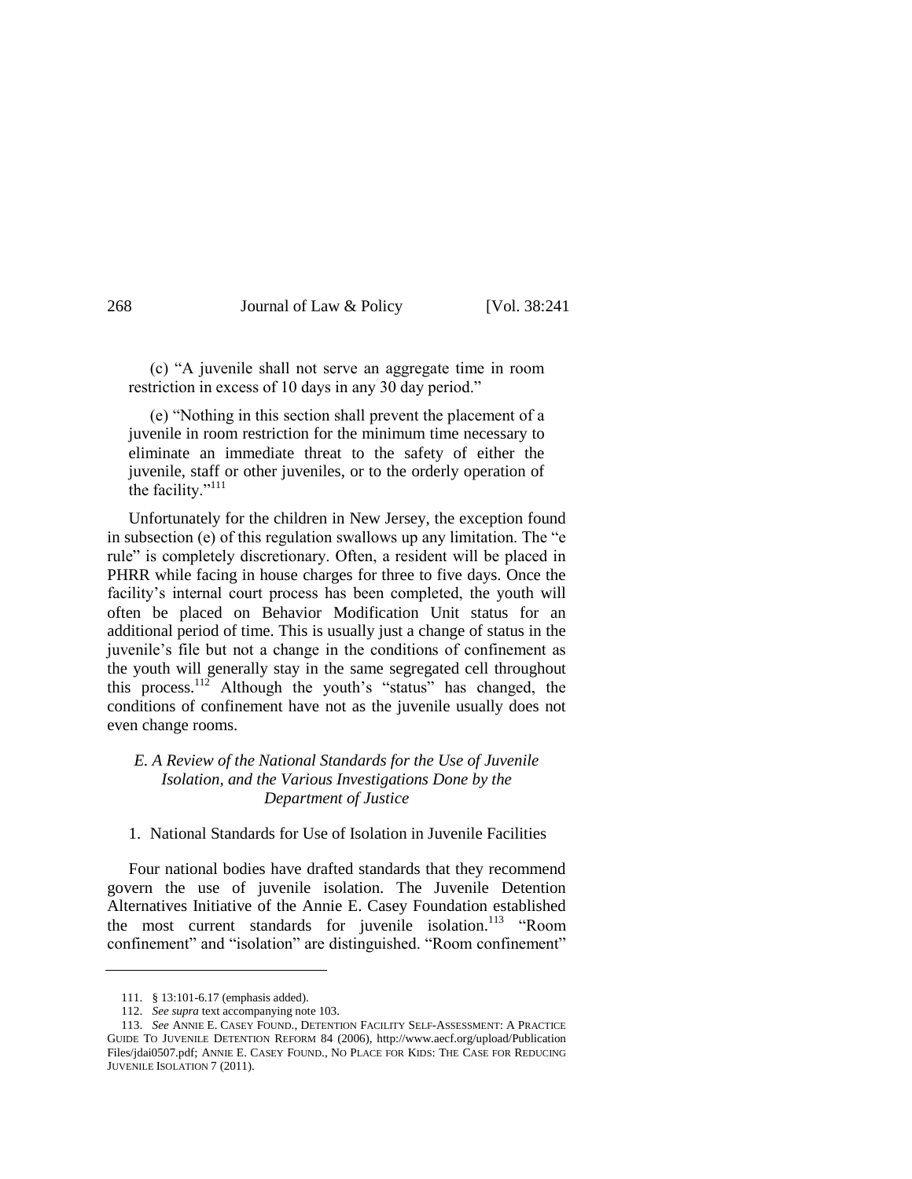(c) "A juvenile shall not serve an aggregate time in room restriction in excess of 10 days in any 30 day period."

(e) "Nothing in this section shall prevent the placement of a juvenile in room restriction for the minimum time necessary to eliminate an immediate threat to the safety of either the juvenile, staff or other juveniles, or to the orderly operation of the facility."[111]

Unfortunately for the children in New Jersey, the exception found in subsection (e) of this regulation swallows up any limitation. The "e rule" is completely discretionary. Often, a resident will be placed in PHRR while facing in house charges for three to five days. Once the facility's internal court process has been completed, the youth will often be placed on Behavior Modification Unit status for an additional period of time. This is usually just a change of status in the juvenile's file but not a change in the conditions of confinement as the youth will generally stay in the same segregated cell throughout this process.[112] Although the youth's "status" has changed, the conditions of confinement have not as the juvenile usually does not even change rooms.

### *E. A Review of the National Standards for the Use of Juvenile Isolation, and the Various Investigations Done by the Department of Justice*

#### 1. National Standards for Use of Isolation in Juvenile Facilities

Four national bodies have drafted standards that they recommend govern the use of juvenile isolation. The Juvenile Detention Alternatives Initiative of the Annie E. Casey Foundation established the most current standards for juvenile isolation.[113] "Room confinement" and "isolation" are distinguished. "Room confinement"

---

111. § 13:101-6.17 (emphasis added).

112. *See supra* text accompanying note 103.

113. *See* ANNIE E. CASEY FOUND., DETENTION FACILITY SELF-ASSESSMENT: A PRACTICE GUIDE TO JUVENILE DETENTION REFORM 84 (2006), http://www.aecf.org/upload/Publication Files/jdai0507.pdf; ANNIE E. CASEY FOUND., NO PLACE FOR KIDS: THE CASE FOR REDUCING JUVENILE ISOLATION 7 (2011).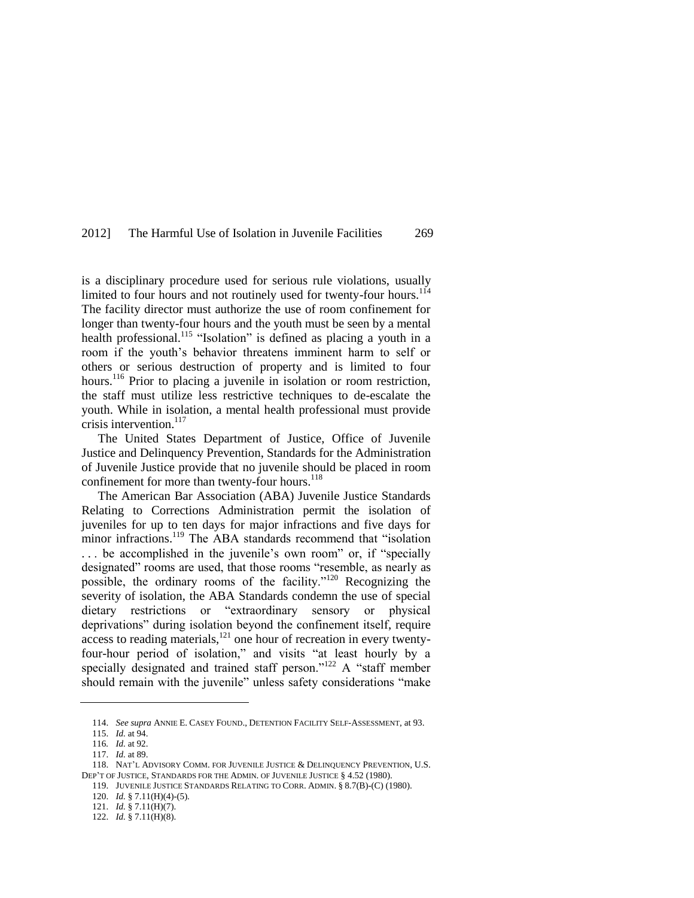is a disciplinary procedure used for serious rule violations, usually limited to four hours and not routinely used for twenty-four hours.[114] The facility director must authorize the use of room confinement for longer than twenty-four hours and the youth must be seen by a mental health professional.[115] "Isolation" is defined as placing a youth in a room if the youth's behavior threatens imminent harm to self or others or serious destruction of property and is limited to four hours.[116] Prior to placing a juvenile in isolation or room restriction, the staff must utilize less restrictive techniques to de-escalate the youth. While in isolation, a mental health professional must provide crisis intervention.[117]

The United States Department of Justice, Office of Juvenile Justice and Delinquency Prevention, Standards for the Administration of Juvenile Justice provide that no juvenile should be placed in room confinement for more than twenty-four hours.[118]

The American Bar Association (ABA) Juvenile Justice Standards Relating to Corrections Administration permit the isolation of juveniles for up to ten days for major infractions and five days for minor infractions.[119] The ABA standards recommend that "isolation . . . be accomplished in the juvenile's own room" or, if "specially designated" rooms are used, that those rooms "resemble, as nearly as possible, the ordinary rooms of the facility."[120] Recognizing the severity of isolation, the ABA Standards condemn the use of special dietary restrictions or "extraordinary sensory or physical deprivations" during isolation beyond the confinement itself, require access to reading materials,[121] one hour of recreation in every twenty-four-hour period of isolation," and visits "at least hourly by a specially designated and trained staff person."[122] A "staff member should remain with the juvenile" unless safety considerations "make

---

114. *See supra* ANNIE E. CASEY FOUND., DETENTION FACILITY SELF-ASSESSMENT, at 93.

115. *Id.* at 94.

116. *Id.* at 92.

117. *Id.* at 89.

118. NAT'L ADVISORY COMM. FOR JUVENILE JUSTICE & DELINQUENCY PREVENTION, U.S. DEP'T OF JUSTICE, STANDARDS FOR THE ADMIN. OF JUVENILE JUSTICE § 4.52 (1980).

119. JUVENILE JUSTICE STANDARDS RELATING TO CORR. ADMIN. § 8.7(B)-(C) (1980).

120. *Id.* § 7.11(H)(4)-(5).

121. *Id.* § 7.11(H)(7).

122. *Id.* § 7.11(H)(8).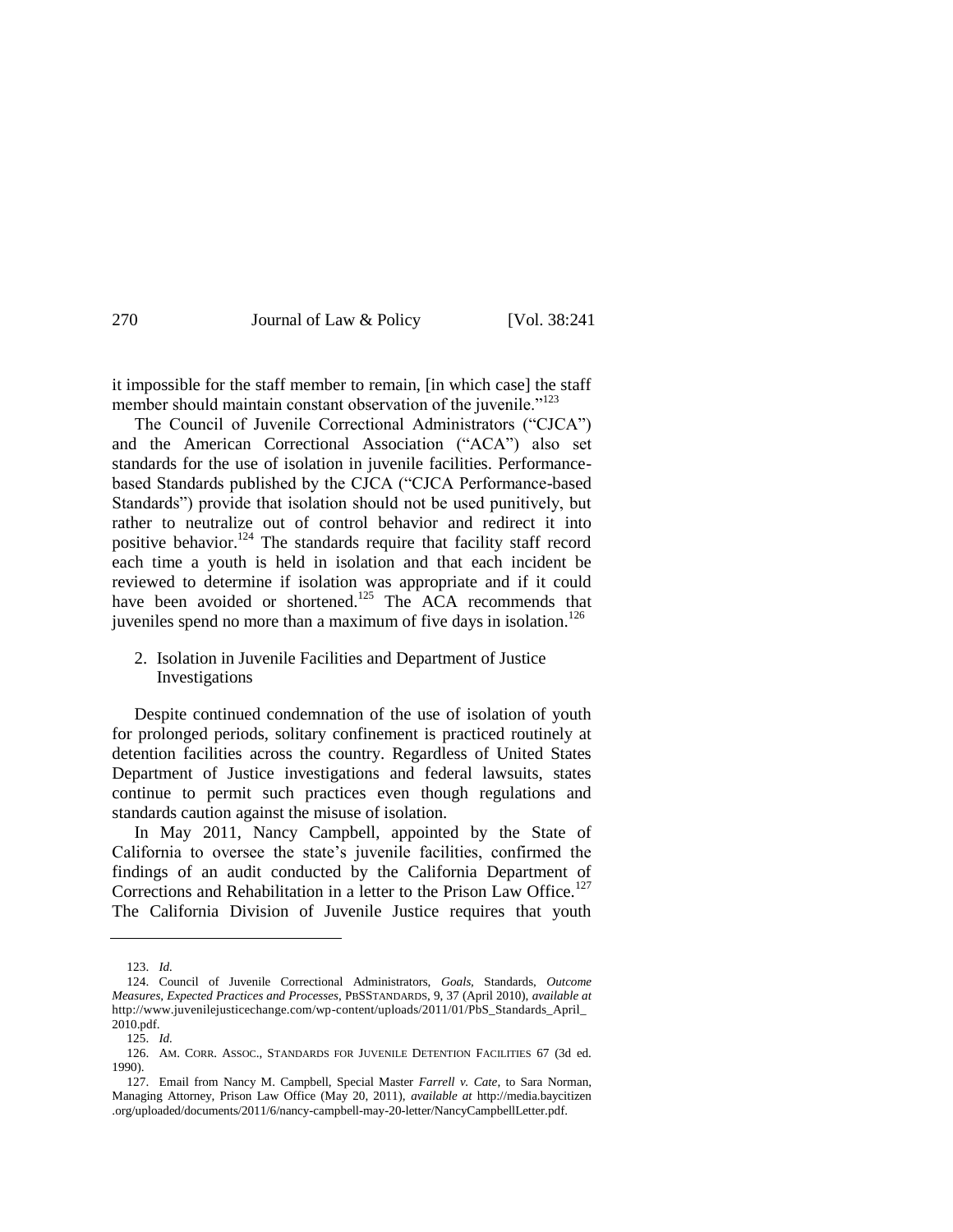it impossible for the staff member to remain, [in which case] the staff member should maintain constant observation of the juvenile."[123]

The Council of Juvenile Correctional Administrators ("CJCA") and the American Correctional Association ("ACA") also set standards for the use of isolation in juvenile facilities. Performance-based Standards published by the CJCA ("CJCA Performance-based Standards") provide that isolation should not be used punitively, but rather to neutralize out of control behavior and redirect it into positive behavior.[124] The standards require that facility staff record each time a youth is held in isolation and that each incident be reviewed to determine if isolation was appropriate and if it could have been avoided or shortened.[125] The ACA recommends that juveniles spend no more than a maximum of five days in isolation.[126]

### 2. Isolation in Juvenile Facilities and Department of Justice Investigations

Despite continued condemnation of the use of isolation of youth for prolonged periods, solitary confinement is practiced routinely at detention facilities across the country. Regardless of United States Department of Justice investigations and federal lawsuits, states continue to permit such practices even though regulations and standards caution against the misuse of isolation.

In May 2011, Nancy Campbell, appointed by the State of California to oversee the state's juvenile facilities, confirmed the findings of an audit conducted by the California Department of Corrections and Rehabilitation in a letter to the Prison Law Office.[127] The California Division of Juvenile Justice requires that youth

---

123. *Id.*

124. Council of Juvenile Correctional Administrators, *Goals*, Standards, *Outcome Measures, Expected Practices and Processes*, PBSSTANDARDS, 9, 37 (April 2010), *available at* http://www.juvenilejusticechange.com/wp-content/uploads/2011/01/PbS_Standards_April_2010.pdf.

125. *Id.*

126. AM. CORR. ASSOC., STANDARDS FOR JUVENILE DETENTION FACILITIES 67 (3d ed. 1990).

127. Email from Nancy M. Campbell, Special Master *Farrell v. Cate*, to Sara Norman, Managing Attorney, Prison Law Office (May 20, 2011), *available at* http://media.baycitizen.org/uploaded/documents/2011/6/nancy-campbell-may-20-letter/NancyCampbellLetter.pdf.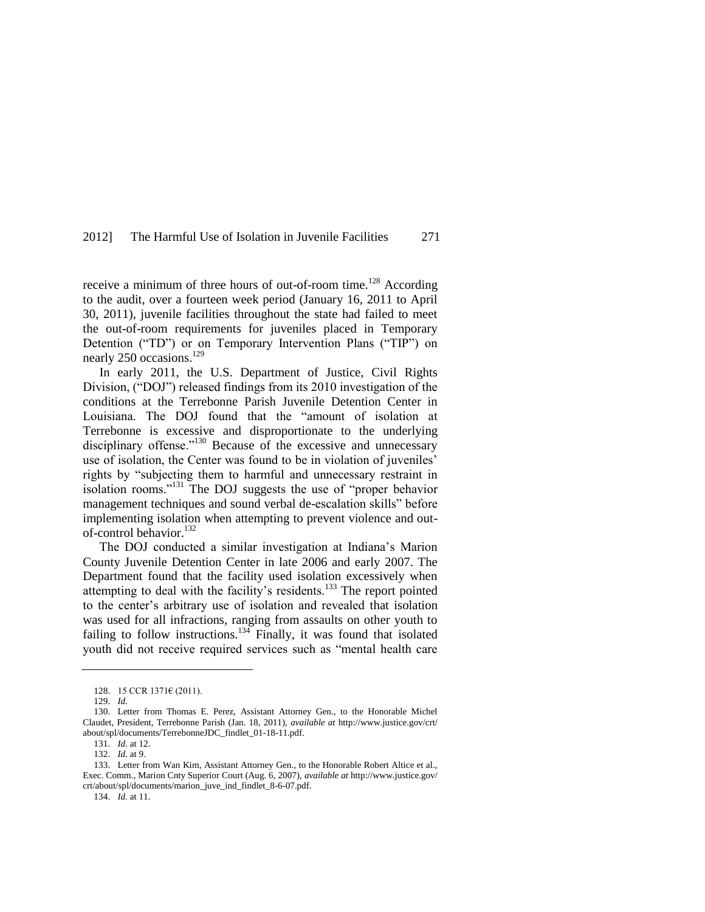receive a minimum of three hours of out-of-room time.[128] According to the audit, over a fourteen week period (January 16, 2011 to April 30, 2011), juvenile facilities throughout the state had failed to meet the out-of-room requirements for juveniles placed in Temporary Detention ("TD") or on Temporary Intervention Plans ("TIP") on nearly 250 occasions.[129]

In early 2011, the U.S. Department of Justice, Civil Rights Division, ("DOJ") released findings from its 2010 investigation of the conditions at the Terrebonne Parish Juvenile Detention Center in Louisiana. The DOJ found that the "amount of isolation at Terrebonne is excessive and disproportionate to the underlying disciplinary offense."[130] Because of the excessive and unnecessary use of isolation, the Center was found to be in violation of juveniles' rights by "subjecting them to harmful and unnecessary restraint in isolation rooms."[131] The DOJ suggests the use of "proper behavior management techniques and sound verbal de-escalation skills" before implementing isolation when attempting to prevent violence and out-of-control behavior.[132]

The DOJ conducted a similar investigation at Indiana's Marion County Juvenile Detention Center in late 2006 and early 2007. The Department found that the facility used isolation excessively when attempting to deal with the facility's residents.[133] The report pointed to the center's arbitrary use of isolation and revealed that isolation was used for all infractions, ranging from assaults on other youth to failing to follow instructions.[134] Finally, it was found that isolated youth did not receive required services such as "mental health care

---

128. 15 CCR 1371€ (2011).

129. *Id.*

130. Letter from Thomas E. Perez, Assistant Attorney Gen., to the Honorable Michel Claudet, President, Terrebonne Parish (Jan. 18, 2011), *available at* http://www.justice.gov/crt/about/spl/documents/TerrebonneJDC_findlet_01-18-11.pdf.

131. *Id.* at 12.

132. *Id.* at 9.

133. Letter from Wan Kim, Assistant Attorney Gen., to the Honorable Robert Altice et al., Exec. Comm., Marion Cnty Superior Court (Aug. 6, 2007), *available at* http://www.justice.gov/crt/about/spl/documents/marion_juve_ind_findlet_8-6-07.pdf.

134. *Id.* at 11.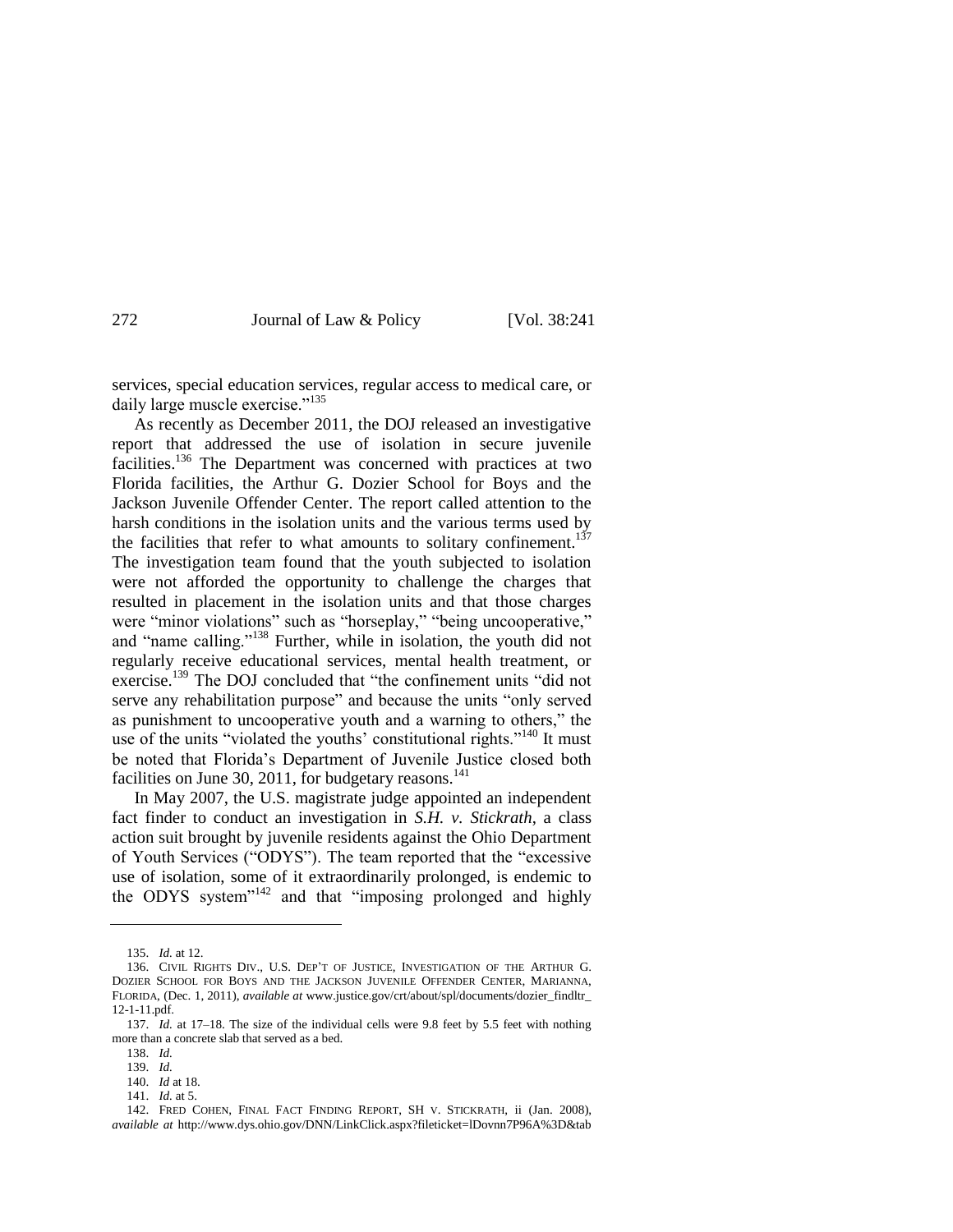services, special education services, regular access to medical care, or daily large muscle exercise."[135]

As recently as December 2011, the DOJ released an investigative report that addressed the use of isolation in secure juvenile facilities.[136] The Department was concerned with practices at two Florida facilities, the Arthur G. Dozier School for Boys and the Jackson Juvenile Offender Center. The report called attention to the harsh conditions in the isolation units and the various terms used by the facilities that refer to what amounts to solitary confinement.[137] The investigation team found that the youth subjected to isolation were not afforded the opportunity to challenge the charges that resulted in placement in the isolation units and that those charges were "minor violations" such as "horseplay," "being uncooperative," and "name calling."[138] Further, while in isolation, the youth did not regularly receive educational services, mental health treatment, or exercise.[139] The DOJ concluded that "the confinement units "did not serve any rehabilitation purpose" and because the units "only served as punishment to uncooperative youth and a warning to others," the use of the units "violated the youths' constitutional rights."[140] It must be noted that Florida's Department of Juvenile Justice closed both facilities on June 30, 2011, for budgetary reasons.[141]

In May 2007, the U.S. magistrate judge appointed an independent fact finder to conduct an investigation in *S.H. v. Stickrath*, a class action suit brought by juvenile residents against the Ohio Department of Youth Services ("ODYS"). The team reported that the "excessive use of isolation, some of it extraordinarily prolonged, is endemic to the ODYS system"[142] and that "imposing prolonged and highly

---

135. *Id.* at 12.

136. CIVIL RIGHTS DIV., U.S. DEP'T OF JUSTICE, INVESTIGATION OF THE ARTHUR G. DOZIER SCHOOL FOR BOYS AND THE JACKSON JUVENILE OFFENDER CENTER, MARIANNA, FLORIDA, (Dec. 1, 2011), *available at* www.justice.gov/crt/about/spl/documents/dozier_findltr_12-1-11.pdf.

137. *Id.* at 17–18. The size of the individual cells were 9.8 feet by 5.5 feet with nothing more than a concrete slab that served as a bed.

138. *Id.*

139. *Id.*

140. *Id* at 18.

141. *Id.* at 5.

142. FRED COHEN, FINAL FACT FINDING REPORT, SH V. STICKRATH, ii (Jan. 2008), *available at* http://www.dys.ohio.gov/DNN/LinkClick.aspx?fileticket=lDovnn7P96A%3D&tab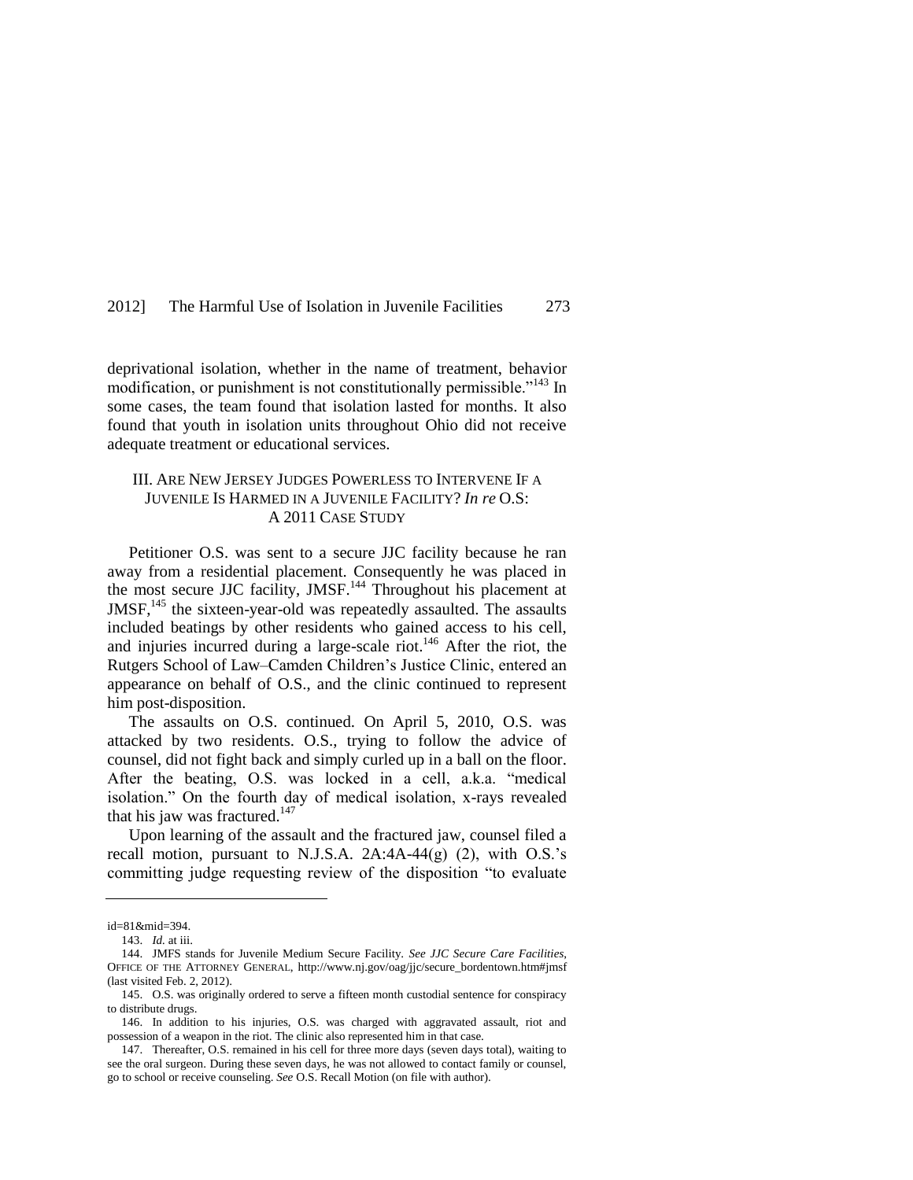deprivational isolation, whether in the name of treatment, behavior modification, or punishment is not constitutionally permissible."[143] In some cases, the team found that isolation lasted for months. It also found that youth in isolation units throughout Ohio did not receive adequate treatment or educational services.

## III. Are New Jersey Judges Powerless to Intervene If a Juvenile Is Harmed in a Juvenile Facility? *In re* O.S: A 2011 Case Study

Petitioner O.S. was sent to a secure JJC facility because he ran away from a residential placement. Consequently he was placed in the most secure JJC facility, JMSF.[144] Throughout his placement at JMSF,[145] the sixteen-year-old was repeatedly assaulted. The assaults included beatings by other residents who gained access to his cell, and injuries incurred during a large-scale riot.[146] After the riot, the Rutgers School of Law–Camden Children's Justice Clinic, entered an appearance on behalf of O.S., and the clinic continued to represent him post-disposition.

The assaults on O.S. continued. On April 5, 2010, O.S. was attacked by two residents. O.S., trying to follow the advice of counsel, did not fight back and simply curled up in a ball on the floor. After the beating, O.S. was locked in a cell, a.k.a. "medical isolation." On the fourth day of medical isolation, x-rays revealed that his jaw was fractured.[147]

Upon learning of the assault and the fractured jaw, counsel filed a recall motion, pursuant to N.J.S.A. 2A:4A-44(g) (2), with O.S.'s committing judge requesting review of the disposition "to evaluate

---

id=81&mid=394.

143. *Id.* at iii.

144. JMFS stands for Juvenile Medium Secure Facility. *See JJC Secure Care Facilities*, Office of the Attorney General, http://www.nj.gov/oag/jjc/secure_bordentown.htm#jmsf (last visited Feb. 2, 2012).

145. O.S. was originally ordered to serve a fifteen month custodial sentence for conspiracy to distribute drugs.

146. In addition to his injuries, O.S. was charged with aggravated assault, riot and possession of a weapon in the riot. The clinic also represented him in that case.

147. Thereafter, O.S. remained in his cell for three more days (seven days total), waiting to see the oral surgeon. During these seven days, he was not allowed to contact family or counsel, go to school or receive counseling. *See* O.S. Recall Motion (on file with author).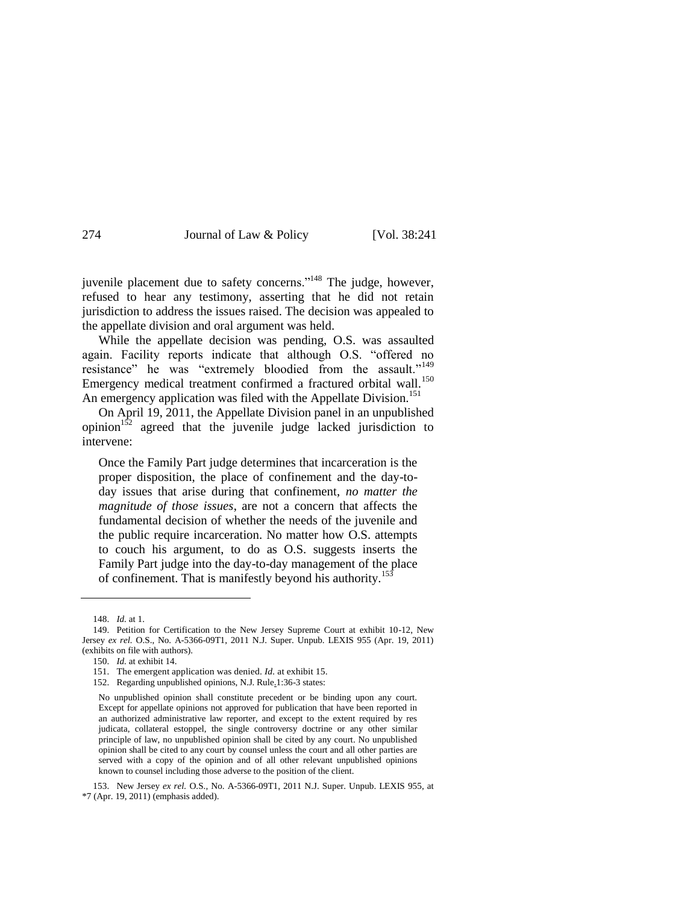juvenile placement due to safety concerns."[148] The judge, however, refused to hear any testimony, asserting that he did not retain jurisdiction to address the issues raised. The decision was appealed to the appellate division and oral argument was held.

While the appellate decision was pending, O.S. was assaulted again. Facility reports indicate that although O.S. "offered no resistance" he was "extremely bloodied from the assault."[149] Emergency medical treatment confirmed a fractured orbital wall.[150] An emergency application was filed with the Appellate Division.[151]

On April 19, 2011, the Appellate Division panel in an unpublished opinion[152] agreed that the juvenile judge lacked jurisdiction to intervene:

> Once the Family Part judge determines that incarceration is the proper disposition, the place of confinement and the day-to-day issues that arise during that confinement, *no matter the magnitude of those issues*, are not a concern that affects the fundamental decision of whether the needs of the juvenile and the public require incarceration. No matter how O.S. attempts to couch his argument, to do as O.S. suggests inserts the Family Part judge into the day-to-day management of the place of confinement. That is manifestly beyond his authority.[153]

---

148. *Id.* at 1.

149. Petition for Certification to the New Jersey Supreme Court at exhibit 10-12, New Jersey *ex rel.* O.S., No. A-5366-09T1, 2011 N.J. Super. Unpub. LEXIS 955 (Apr. 19, 2011) (exhibits on file with authors).

150. *Id.* at exhibit 14.

151. The emergent application was denied. *Id.* at exhibit 15.

152. Regarding unpublished opinions, N.J. Rule 1:36-3 states:

> No unpublished opinion shall constitute precedent or be binding upon any court. Except for appellate opinions not approved for publication that have been reported in an authorized administrative law reporter, and except to the extent required by res judicata, collateral estoppel, the single controversy doctrine or any other similar principle of law, no unpublished opinion shall be cited by any court. No unpublished opinion shall be cited to any court by counsel unless the court and all other parties are served with a copy of the opinion and of all other relevant unpublished opinions known to counsel including those adverse to the position of the client.

153. New Jersey *ex rel.* O.S., No. A-5366-09T1, 2011 N.J. Super. Unpub. LEXIS 955, at *7 (Apr. 19, 2011) (emphasis added).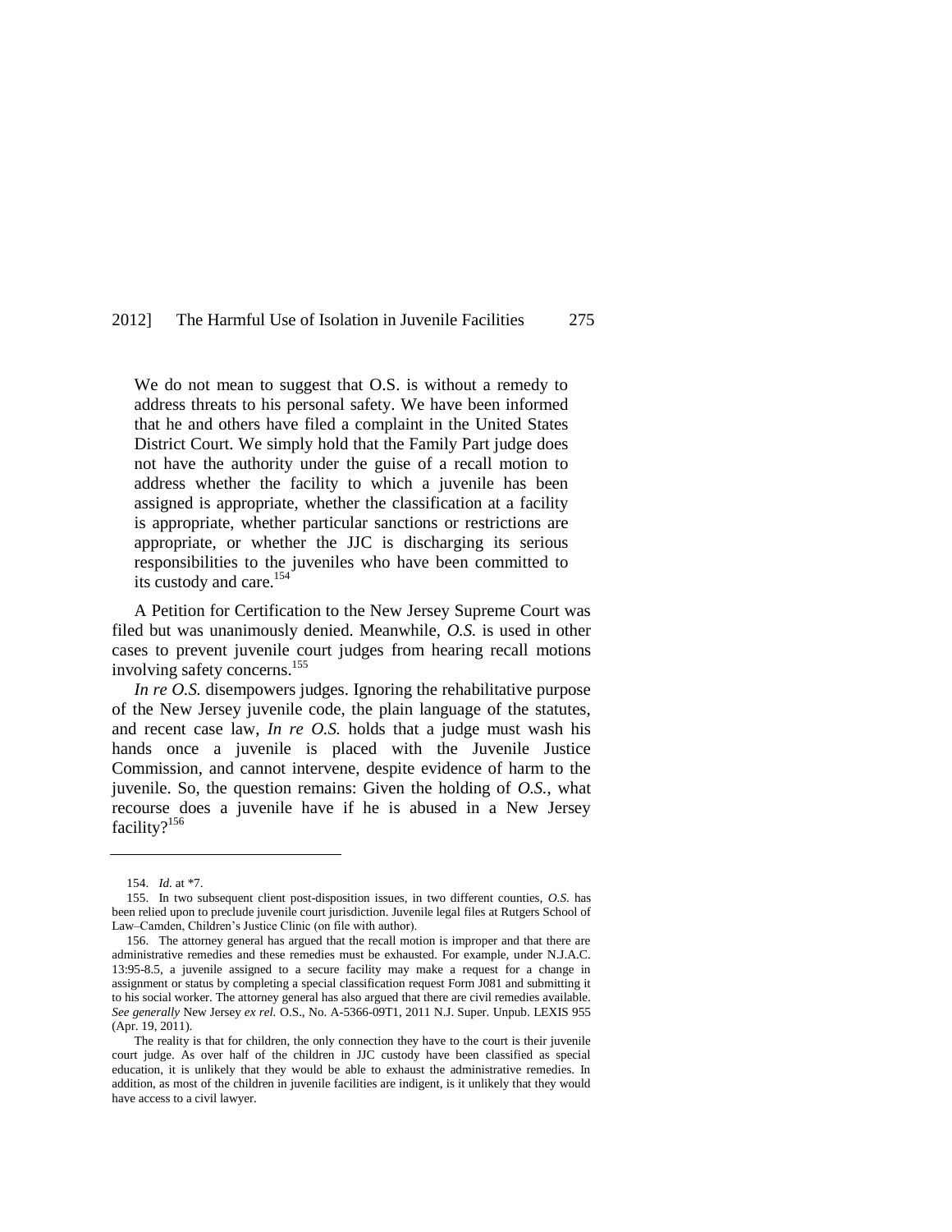> We do not mean to suggest that O.S. is without a remedy to address threats to his personal safety. We have been informed that he and others have filed a complaint in the United States District Court. We simply hold that the Family Part judge does not have the authority under the guise of a recall motion to address whether the facility to which a juvenile has been assigned is appropriate, whether the classification at a facility is appropriate, whether particular sanctions or restrictions are appropriate, or whether the JJC is discharging its serious responsibilities to the juveniles who have been committed to its custody and care.[154]

A Petition for Certification to the New Jersey Supreme Court was filed but was unanimously denied. Meanwhile, *O.S.* is used in other cases to prevent juvenile court judges from hearing recall motions involving safety concerns.[155]

*In re O.S.* disempowers judges. Ignoring the rehabilitative purpose of the New Jersey juvenile code, the plain language of the statutes, and recent case law, *In re O.S.* holds that a judge must wash his hands once a juvenile is placed with the Juvenile Justice Commission, and cannot intervene, despite evidence of harm to the juvenile. So, the question remains: Given the holding of *O.S.*, what recourse does a juvenile have if he is abused in a New Jersey facility?[156]

---

154. *Id.* at *7.

155. In two subsequent client post-disposition issues, in two different counties, *O.S.* has been relied upon to preclude juvenile court jurisdiction. Juvenile legal files at Rutgers School of Law–Camden, Children's Justice Clinic (on file with author).

156. The attorney general has argued that the recall motion is improper and that there are administrative remedies and these remedies must be exhausted. For example, under N.J.A.C. 13:95-8.5, a juvenile assigned to a secure facility may make a request for a change in assignment or status by completing a special classification request Form J081 and submitting it to his social worker. The attorney general has also argued that there are civil remedies available. *See generally* New Jersey *ex rel.* O.S., No. A-5366-09T1, 2011 N.J. Super. Unpub. LEXIS 955 (Apr. 19, 2011).

The reality is that for children, the only connection they have to the court is their juvenile court judge. As over half of the children in JJC custody have been classified as special education, it is unlikely that they would be able to exhaust the administrative remedies. In addition, as most of the children in juvenile facilities are indigent, is it unlikely that they would have access to a civil lawyer.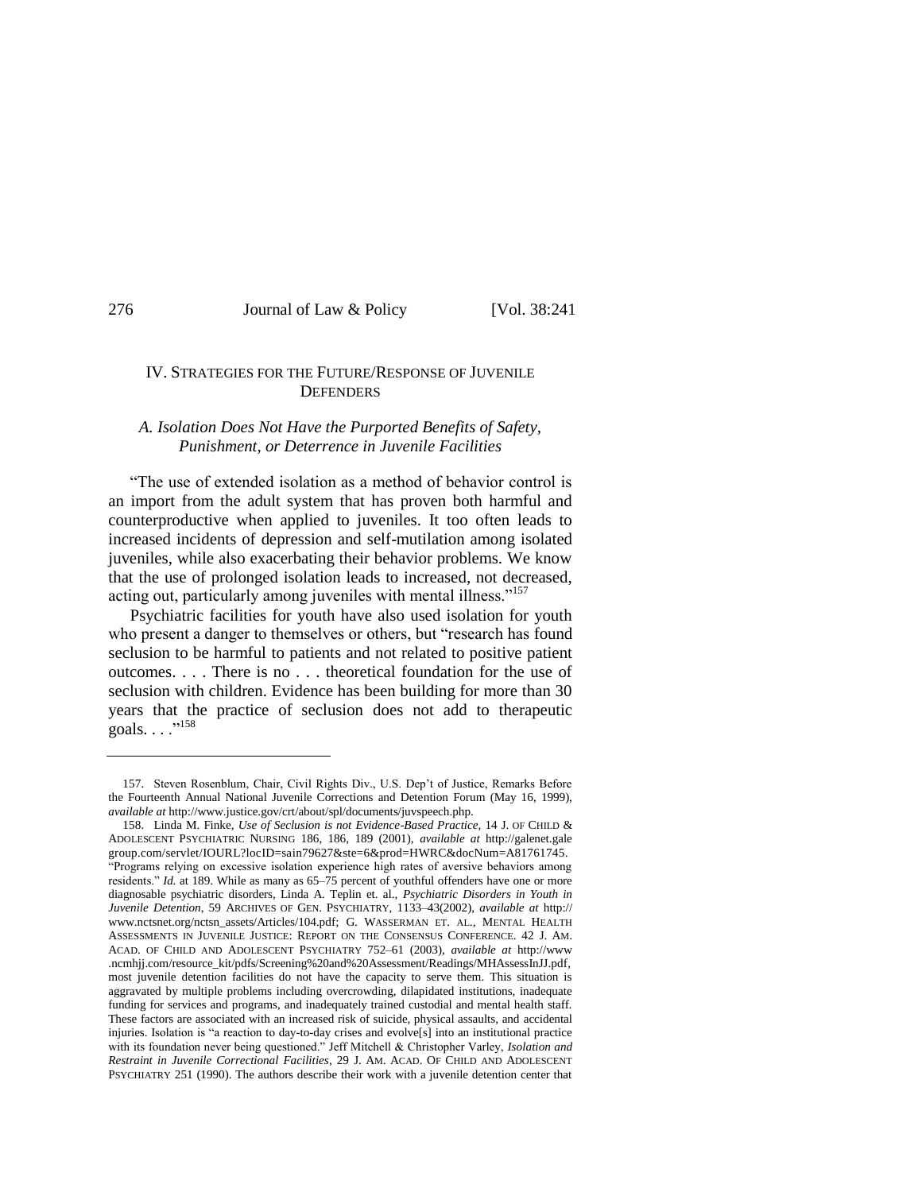## IV. STRATEGIES FOR THE FUTURE/RESPONSE OF JUVENILE DEFENDERS

### *A. Isolation Does Not Have the Purported Benefits of Safety, Punishment, or Deterrence in Juvenile Facilities*

"The use of extended isolation as a method of behavior control is an import from the adult system that has proven both harmful and counterproductive when applied to juveniles. It too often leads to increased incidents of depression and self-mutilation among isolated juveniles, while also exacerbating their behavior problems. We know that the use of prolonged isolation leads to increased, not decreased, acting out, particularly among juveniles with mental illness."[157]

Psychiatric facilities for youth have also used isolation for youth who present a danger to themselves or others, but "research has found seclusion to be harmful to patients and not related to positive patient outcomes. . . . There is no . . . theoretical foundation for the use of seclusion with children. Evidence has been building for more than 30 years that the practice of seclusion does not add to therapeutic goals. . . ."[158]

---

157. Steven Rosenblum, Chair, Civil Rights Div., U.S. Dep't of Justice, Remarks Before the Fourteenth Annual National Juvenile Corrections and Detention Forum (May 16, 1999), *available at* http://www.justice.gov/crt/about/spl/documents/juvspeech.php.

158. Linda M. Finke, *Use of Seclusion is not Evidence-Based Practice*, 14 J. OF CHILD & ADOLESCENT PSYCHIATRIC NURSING 186, 186, 189 (2001), *available at* http://galenet.gale group.com/servlet/IOURL?locID=sain79627&ste=6&prod=HWRC&docNum=A81761745. "Programs relying on excessive isolation experience high rates of aversive behaviors among residents." *Id.* at 189. While as many as 65–75 percent of youthful offenders have one or more diagnosable psychiatric disorders, Linda A. Teplin et. al., *Psychiatric Disorders in Youth in Juvenile Detention*, 59 ARCHIVES OF GEN. PSYCHIATRY, 1133–43(2002), *available at* http:// www.nctsnet.org/nctsn_assets/Articles/104.pdf; G. WASSERMAN ET. AL., MENTAL HEALTH ASSESSMENTS IN JUVENILE JUSTICE: REPORT ON THE CONSENSUS CONFERENCE. 42 J. AM. ACAD. OF CHILD AND ADOLESCENT PSYCHIATRY 752–61 (2003), *available at* http://www .ncmhjj.com/resource_kit/pdfs/Screening%20and%20Assessment/Readings/MHAssessInJJ.pdf, most juvenile detention facilities do not have the capacity to serve them. This situation is aggravated by multiple problems including overcrowding, dilapidated institutions, inadequate funding for services and programs, and inadequately trained custodial and mental health staff. These factors are associated with an increased risk of suicide, physical assaults, and accidental injuries. Isolation is "a reaction to day-to-day crises and evolve[s] into an institutional practice with its foundation never being questioned." Jeff Mitchell & Christopher Varley, *Isolation and Restraint in Juvenile Correctional Facilities*, 29 J. AM. ACAD. OF CHILD AND ADOLESCENT PSYCHIATRY 251 (1990). The authors describe their work with a juvenile detention center that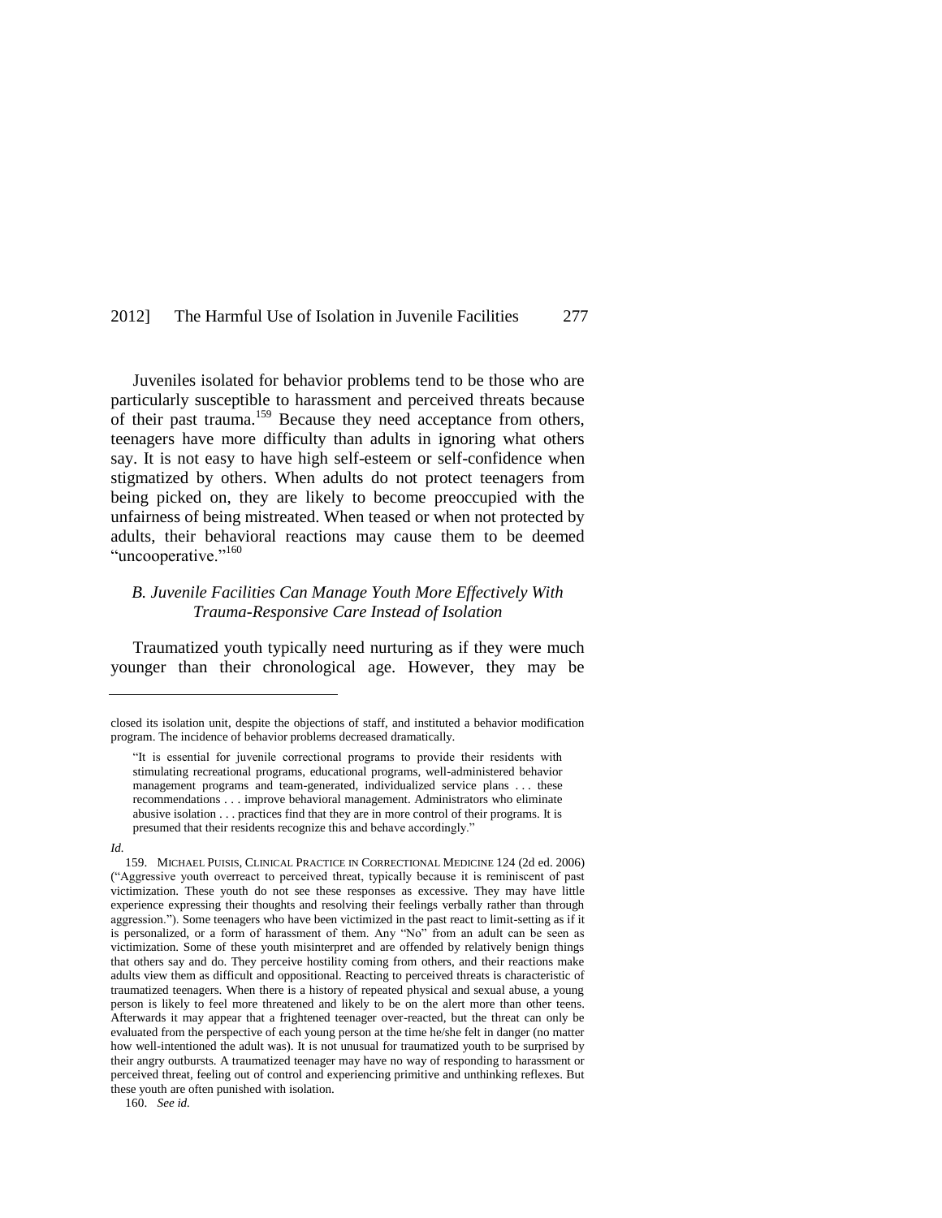Juveniles isolated for behavior problems tend to be those who are particularly susceptible to harassment and perceived threats because of their past trauma.[159] Because they need acceptance from others, teenagers have more difficulty than adults in ignoring what others say. It is not easy to have high self-esteem or self-confidence when stigmatized by others. When adults do not protect teenagers from being picked on, they are likely to become preoccupied with the unfairness of being mistreated. When teased or when not protected by adults, their behavioral reactions may cause them to be deemed "uncooperative."[160]

### *B. Juvenile Facilities Can Manage Youth More Effectively With Trauma-Responsive Care Instead of Isolation*

Traumatized youth typically need nurturing as if they were much younger than their chronological age. However, they may be

---

closed its isolation unit, despite the objections of staff, and instituted a behavior modification program. The incidence of behavior problems decreased dramatically.

> "It is essential for juvenile correctional programs to provide their residents with stimulating recreational programs, educational programs, well-administered behavior management programs and team-generated, individualized service plans . . . these recommendations . . . improve behavioral management. Administrators who eliminate abusive isolation . . . practices find that they are in more control of their programs. It is presumed that their residents recognize this and behave accordingly."

*Id.*

159. MICHAEL PUISIS, CLINICAL PRACTICE IN CORRECTIONAL MEDICINE 124 (2d ed. 2006) ("Aggressive youth overreact to perceived threat, typically because it is reminiscent of past victimization. These youth do not see these responses as excessive. They may have little experience expressing their thoughts and resolving their feelings verbally rather than through aggression."). Some teenagers who have been victimized in the past react to limit-setting as if it is personalized, or a form of harassment of them. Any "No" from an adult can be seen as victimization. Some of these youth misinterpret and are offended by relatively benign things that others say and do. They perceive hostility coming from others, and their reactions make adults view them as difficult and oppositional. Reacting to perceived threats is characteristic of traumatized teenagers. When there is a history of repeated physical and sexual abuse, a young person is likely to feel more threatened and likely to be on the alert more than other teens. Afterwards it may appear that a frightened teenager over-reacted, but the threat can only be evaluated from the perspective of each young person at the time he/she felt in danger (no matter how well-intentioned the adult was). It is not unusual for traumatized youth to be surprised by their angry outbursts. A traumatized teenager may have no way of responding to harassment or perceived threat, feeling out of control and experiencing primitive and unthinking reflexes. But these youth are often punished with isolation.

160. *See id.*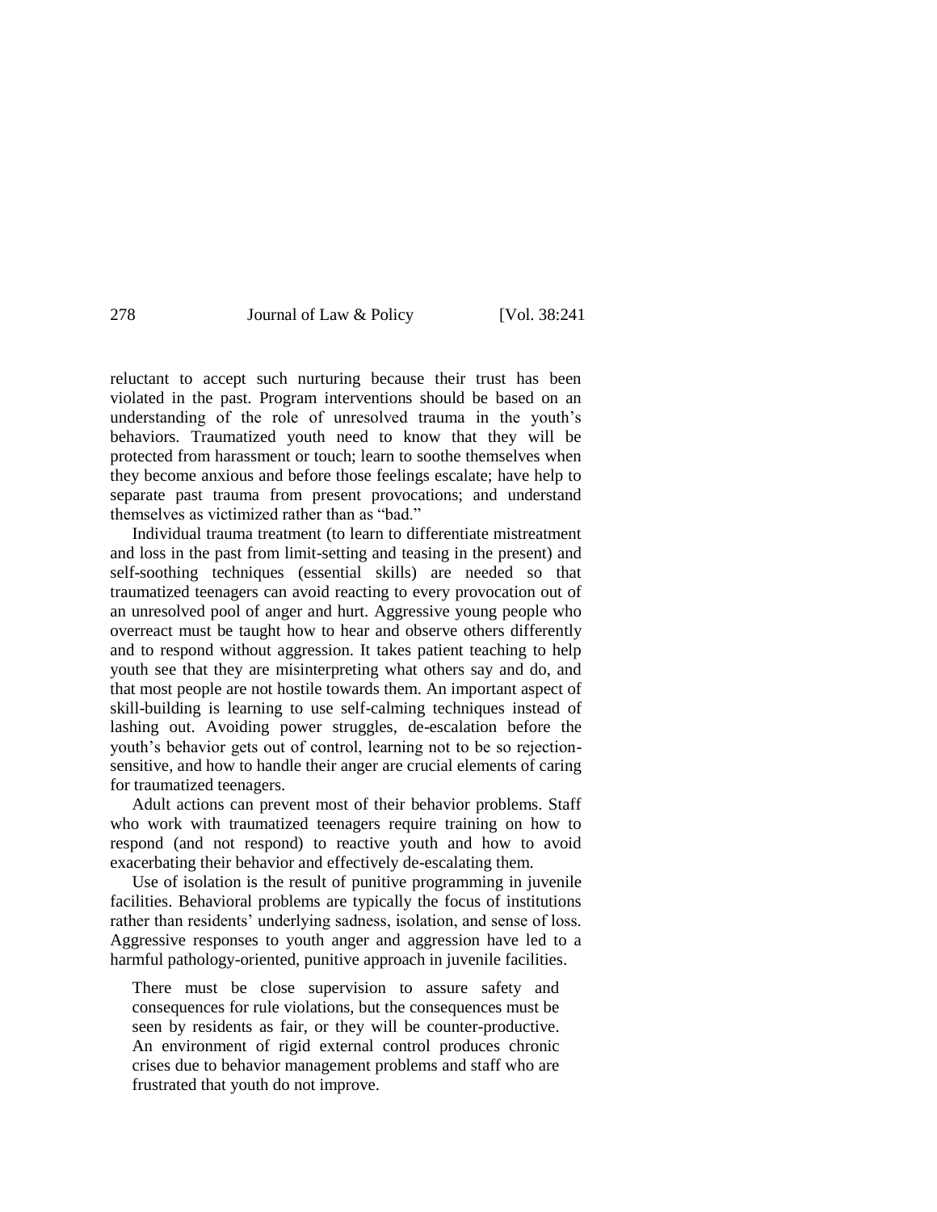reluctant to accept such nurturing because their trust has been violated in the past. Program interventions should be based on an understanding of the role of unresolved trauma in the youth's behaviors. Traumatized youth need to know that they will be protected from harassment or touch; learn to soothe themselves when they become anxious and before those feelings escalate; have help to separate past trauma from present provocations; and understand themselves as victimized rather than as "bad."

Individual trauma treatment (to learn to differentiate mistreatment and loss in the past from limit-setting and teasing in the present) and self-soothing techniques (essential skills) are needed so that traumatized teenagers can avoid reacting to every provocation out of an unresolved pool of anger and hurt. Aggressive young people who overreact must be taught how to hear and observe others differently and to respond without aggression. It takes patient teaching to help youth see that they are misinterpreting what others say and do, and that most people are not hostile towards them. An important aspect of skill-building is learning to use self-calming techniques instead of lashing out. Avoiding power struggles, de-escalation before the youth's behavior gets out of control, learning not to be so rejection-sensitive, and how to handle their anger are crucial elements of caring for traumatized teenagers.

Adult actions can prevent most of their behavior problems. Staff who work with traumatized teenagers require training on how to respond (and not respond) to reactive youth and how to avoid exacerbating their behavior and effectively de-escalating them.

Use of isolation is the result of punitive programming in juvenile facilities. Behavioral problems are typically the focus of institutions rather than residents' underlying sadness, isolation, and sense of loss. Aggressive responses to youth anger and aggression have led to a harmful pathology-oriented, punitive approach in juvenile facilities.

> There must be close supervision to assure safety and consequences for rule violations, but the consequences must be seen by residents as fair, or they will be counter-productive. An environment of rigid external control produces chronic crises due to behavior management problems and staff who are frustrated that youth do not improve.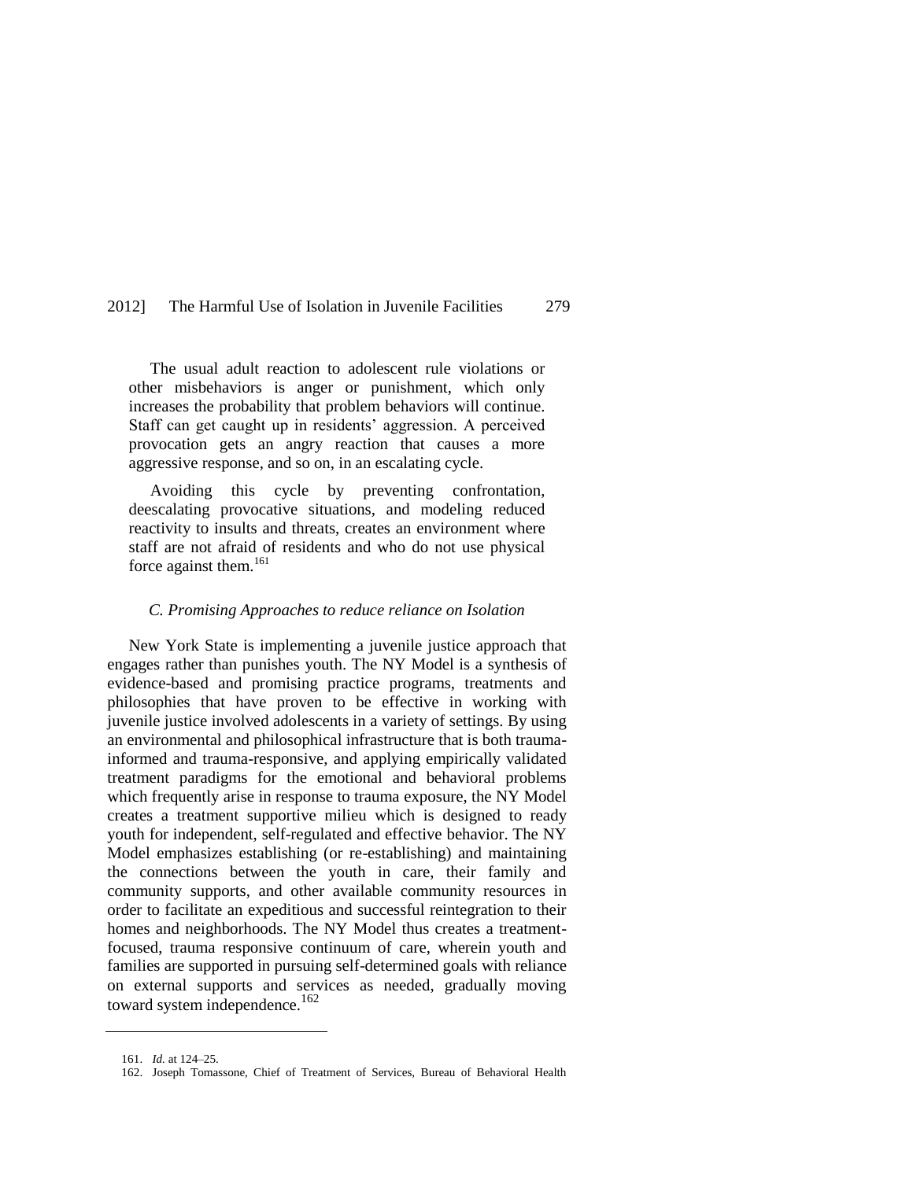> The usual adult reaction to adolescent rule violations or other misbehaviors is anger or punishment, which only increases the probability that problem behaviors will continue. Staff can get caught up in residents' aggression. A perceived provocation gets an angry reaction that causes a more aggressive response, and so on, in an escalating cycle.
>
> Avoiding this cycle by preventing confrontation, deescalating provocative situations, and modeling reduced reactivity to insults and threats, creates an environment where staff are not afraid of residents and who do not use physical force against them.[161]

### *C. Promising Approaches to reduce reliance on Isolation*

New York State is implementing a juvenile justice approach that engages rather than punishes youth. The NY Model is a synthesis of evidence-based and promising practice programs, treatments and philosophies that have proven to be effective in working with juvenile justice involved adolescents in a variety of settings. By using an environmental and philosophical infrastructure that is both trauma-informed and trauma-responsive, and applying empirically validated treatment paradigms for the emotional and behavioral problems which frequently arise in response to trauma exposure, the NY Model creates a treatment supportive milieu which is designed to ready youth for independent, self-regulated and effective behavior. The NY Model emphasizes establishing (or re-establishing) and maintaining the connections between the youth in care, their family and community supports, and other available community resources in order to facilitate an expeditious and successful reintegration to their homes and neighborhoods. The NY Model thus creates a treatment-focused, trauma responsive continuum of care, wherein youth and families are supported in pursuing self-determined goals with reliance on external supports and services as needed, gradually moving toward system independence.[162]

---

161. *Id.* at 124–25.

162. Joseph Tomassone, Chief of Treatment of Services, Bureau of Behavioral Health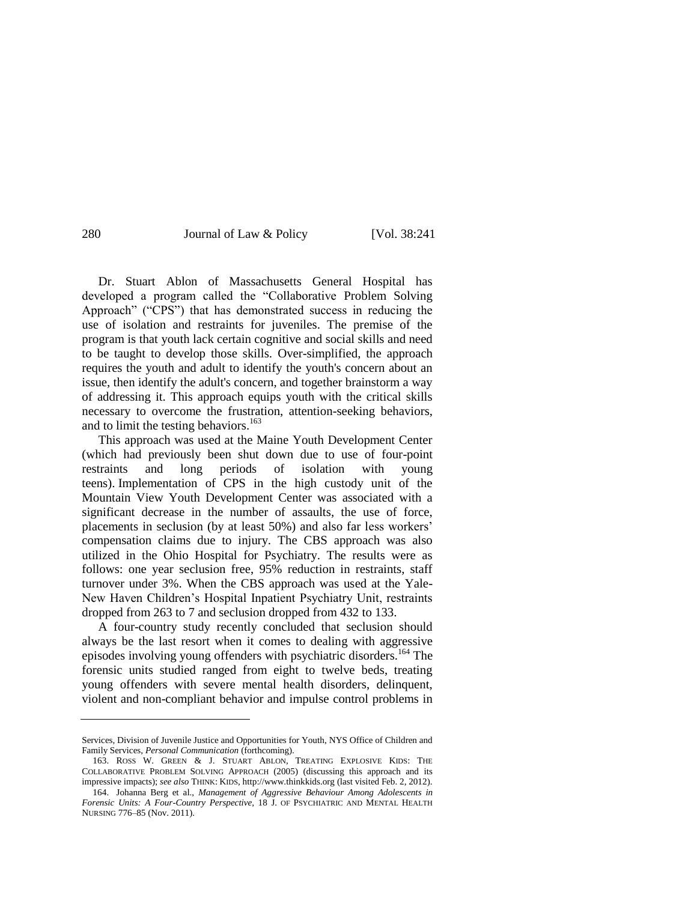Dr. Stuart Ablon of Massachusetts General Hospital has developed a program called the "Collaborative Problem Solving Approach" ("CPS") that has demonstrated success in reducing the use of isolation and restraints for juveniles. The premise of the program is that youth lack certain cognitive and social skills and need to be taught to develop those skills. Over-simplified, the approach requires the youth and adult to identify the youth's concern about an issue, then identify the adult's concern, and together brainstorm a way of addressing it. This approach equips youth with the critical skills necessary to overcome the frustration, attention-seeking behaviors, and to limit the testing behaviors.[163]

This approach was used at the Maine Youth Development Center (which had previously been shut down due to use of four-point restraints and long periods of isolation with young teens). Implementation of CPS in the high custody unit of the Mountain View Youth Development Center was associated with a significant decrease in the number of assaults, the use of force, placements in seclusion (by at least 50%) and also far less workers' compensation claims due to injury. The CBS approach was also utilized in the Ohio Hospital for Psychiatry. The results were as follows: one year seclusion free, 95% reduction in restraints, staff turnover under 3%. When the CBS approach was used at the Yale-New Haven Children's Hospital Inpatient Psychiatry Unit, restraints dropped from 263 to 7 and seclusion dropped from 432 to 133.

A four-country study recently concluded that seclusion should always be the last resort when it comes to dealing with aggressive episodes involving young offenders with psychiatric disorders.[164] The forensic units studied ranged from eight to twelve beds, treating young offenders with severe mental health disorders, delinquent, violent and non-compliant behavior and impulse control problems in

---

Services, Division of Juvenile Justice and Opportunities for Youth, NYS Office of Children and Family Services, *Personal Communication* (forthcoming).

163. ROSS W. GREEN & J. STUART ABLON, TREATING EXPLOSIVE KIDS: THE COLLABORATIVE PROBLEM SOLVING APPROACH (2005) (discussing this approach and its impressive impacts); *see also* THINK: KIDS, http://www.thinkkids.org (last visited Feb. 2, 2012).

164. Johanna Berg et al., *Management of Aggressive Behaviour Among Adolescents in Forensic Units: A Four-Country Perspective*, 18 J. OF PSYCHIATRIC AND MENTAL HEALTH NURSING 776–85 (Nov. 2011).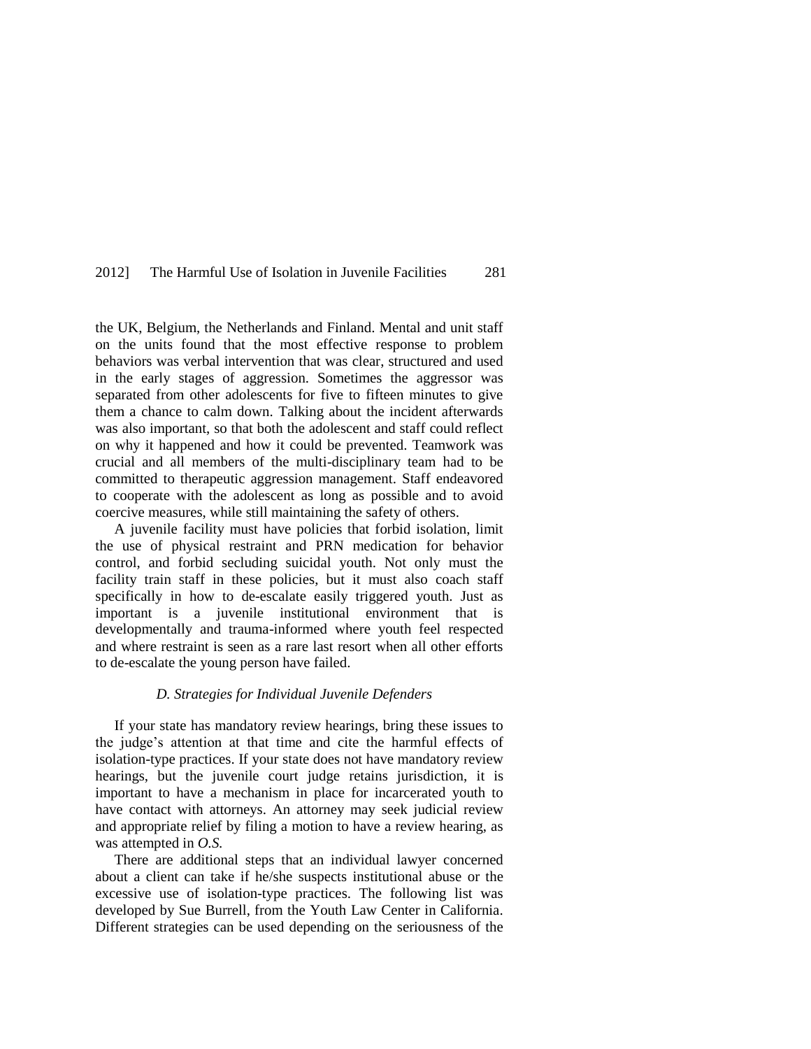the UK, Belgium, the Netherlands and Finland. Mental and unit staff on the units found that the most effective response to problem behaviors was verbal intervention that was clear, structured and used in the early stages of aggression. Sometimes the aggressor was separated from other adolescents for five to fifteen minutes to give them a chance to calm down. Talking about the incident afterwards was also important, so that both the adolescent and staff could reflect on why it happened and how it could be prevented. Teamwork was crucial and all members of the multi-disciplinary team had to be committed to therapeutic aggression management. Staff endeavored to cooperate with the adolescent as long as possible and to avoid coercive measures, while still maintaining the safety of others.

A juvenile facility must have policies that forbid isolation, limit the use of physical restraint and PRN medication for behavior control, and forbid secluding suicidal youth. Not only must the facility train staff in these policies, but it must also coach staff specifically in how to de-escalate easily triggered youth. Just as important is a juvenile institutional environment that is developmentally and trauma-informed where youth feel respected and where restraint is seen as a rare last resort when all other efforts to de-escalate the young person have failed.

### *D. Strategies for Individual Juvenile Defenders*

If your state has mandatory review hearings, bring these issues to the judge's attention at that time and cite the harmful effects of isolation-type practices. If your state does not have mandatory review hearings, but the juvenile court judge retains jurisdiction, it is important to have a mechanism in place for incarcerated youth to have contact with attorneys. An attorney may seek judicial review and appropriate relief by filing a motion to have a review hearing, as was attempted in *O.S.*

There are additional steps that an individual lawyer concerned about a client can take if he/she suspects institutional abuse or the excessive use of isolation-type practices. The following list was developed by Sue Burrell, from the Youth Law Center in California. Different strategies can be used depending on the seriousness of the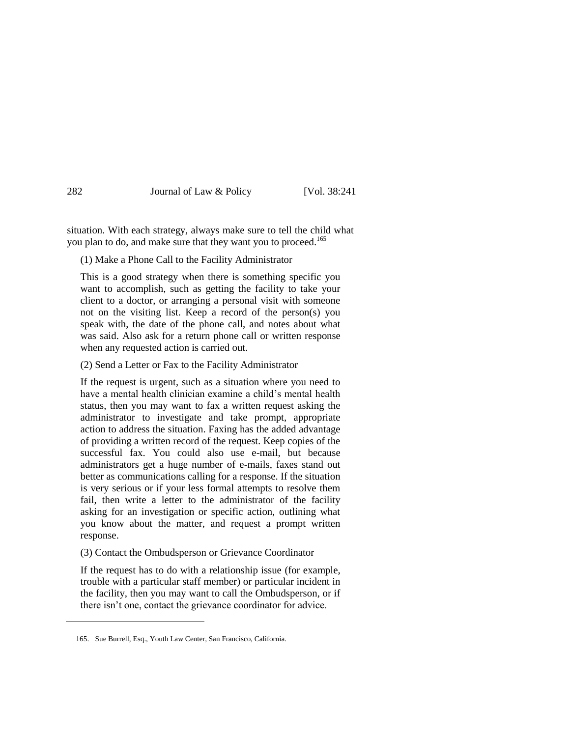situation. With each strategy, always make sure to tell the child what you plan to do, and make sure that they want you to proceed.[165]

(1) Make a Phone Call to the Facility Administrator

This is a good strategy when there is something specific you want to accomplish, such as getting the facility to take your client to a doctor, or arranging a personal visit with someone not on the visiting list. Keep a record of the person(s) you speak with, the date of the phone call, and notes about what was said. Also ask for a return phone call or written response when any requested action is carried out.

(2) Send a Letter or Fax to the Facility Administrator

If the request is urgent, such as a situation where you need to have a mental health clinician examine a child's mental health status, then you may want to fax a written request asking the administrator to investigate and take prompt, appropriate action to address the situation. Faxing has the added advantage of providing a written record of the request. Keep copies of the successful fax. You could also use e-mail, but because administrators get a huge number of e-mails, faxes stand out better as communications calling for a response. If the situation is very serious or if your less formal attempts to resolve them fail, then write a letter to the administrator of the facility asking for an investigation or specific action, outlining what you know about the matter, and request a prompt written response.

(3) Contact the Ombudsperson or Grievance Coordinator

If the request has to do with a relationship issue (for example, trouble with a particular staff member) or particular incident in the facility, then you may want to call the Ombudsperson, or if there isn't one, contact the grievance coordinator for advice.

---

165. Sue Burrell, Esq., Youth Law Center, San Francisco, California.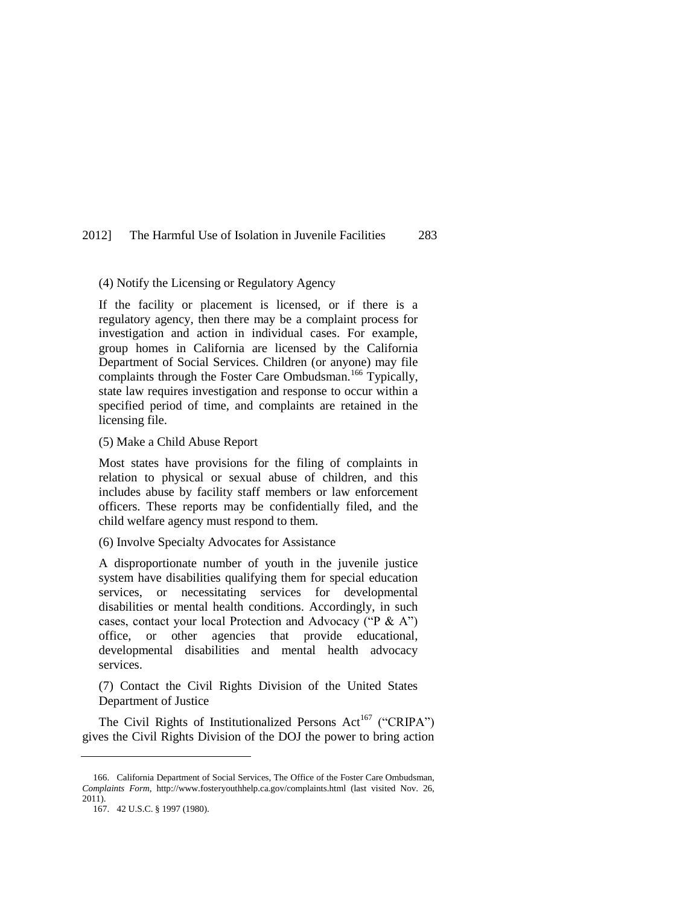(4) Notify the Licensing or Regulatory Agency

If the facility or placement is licensed, or if there is a regulatory agency, then there may be a complaint process for investigation and action in individual cases. For example, group homes in California are licensed by the California Department of Social Services. Children (or anyone) may file complaints through the Foster Care Ombudsman.[166] Typically, state law requires investigation and response to occur within a specified period of time, and complaints are retained in the licensing file.

(5) Make a Child Abuse Report

Most states have provisions for the filing of complaints in relation to physical or sexual abuse of children, and this includes abuse by facility staff members or law enforcement officers. These reports may be confidentially filed, and the child welfare agency must respond to them.

(6) Involve Specialty Advocates for Assistance

A disproportionate number of youth in the juvenile justice system have disabilities qualifying them for special education services, or necessitating services for developmental disabilities or mental health conditions. Accordingly, in such cases, contact your local Protection and Advocacy ("P & A") office, or other agencies that provide educational, developmental disabilities and mental health advocacy services.

(7) Contact the Civil Rights Division of the United States Department of Justice

The Civil Rights of Institutionalized Persons Act[167] ("CRIPA") gives the Civil Rights Division of the DOJ the power to bring action

---

166. California Department of Social Services, The Office of the Foster Care Ombudsman, *Complaints Form*, http://www.fosteryouthhelp.ca.gov/complaints.html (last visited Nov. 26, 2011).

167. 42 U.S.C. § 1997 (1980).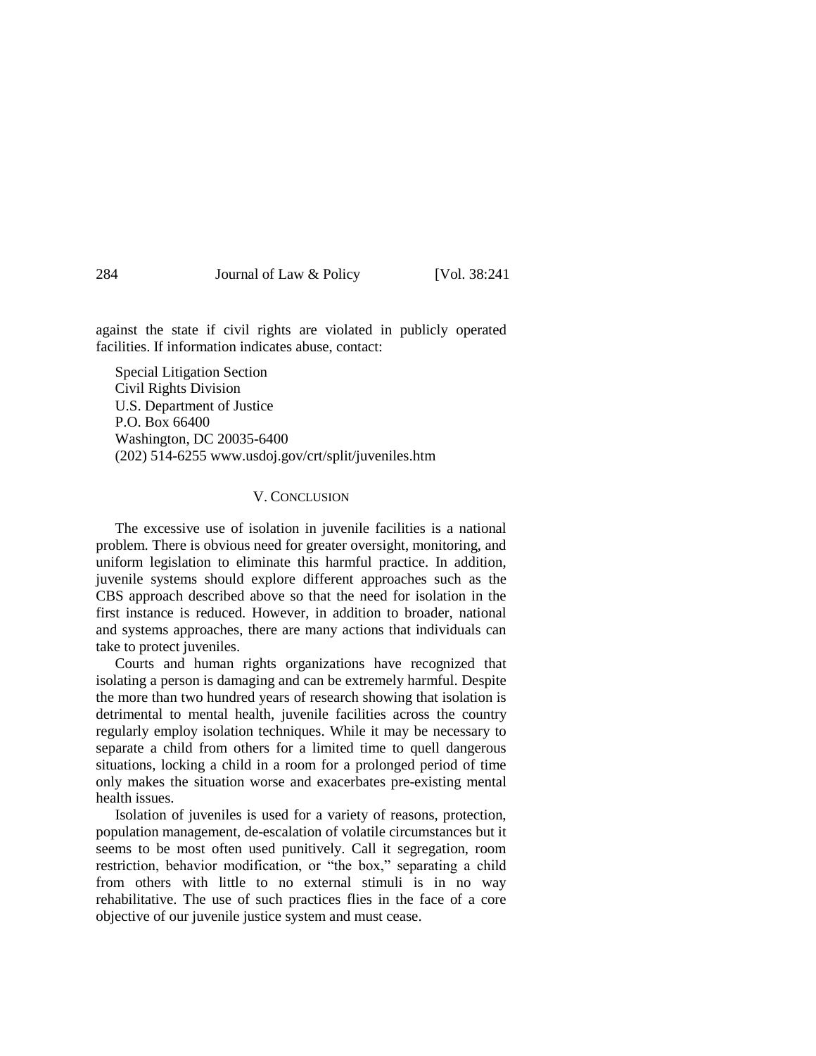against the state if civil rights are violated in publicly operated facilities. If information indicates abuse, contact:

Special Litigation Section
Civil Rights Division
U.S. Department of Justice
P.O. Box 66400
Washington, DC 20035-6400
(202) 514-6255 www.usdoj.gov/crt/split/juveniles.htm

## V. Conclusion

The excessive use of isolation in juvenile facilities is a national problem. There is obvious need for greater oversight, monitoring, and uniform legislation to eliminate this harmful practice. In addition, juvenile systems should explore different approaches such as the CBS approach described above so that the need for isolation in the first instance is reduced. However, in addition to broader, national and systems approaches, there are many actions that individuals can take to protect juveniles.

Courts and human rights organizations have recognized that isolating a person is damaging and can be extremely harmful. Despite the more than two hundred years of research showing that isolation is detrimental to mental health, juvenile facilities across the country regularly employ isolation techniques. While it may be necessary to separate a child from others for a limited time to quell dangerous situations, locking a child in a room for a prolonged period of time only makes the situation worse and exacerbates pre-existing mental health issues.

Isolation of juveniles is used for a variety of reasons, protection, population management, de-escalation of volatile circumstances but it seems to be most often used punitively. Call it segregation, room restriction, behavior modification, or "the box," separating a child from others with little to no external stimuli is in no way rehabilitative. The use of such practices flies in the face of a core objective of our juvenile justice system and must cease.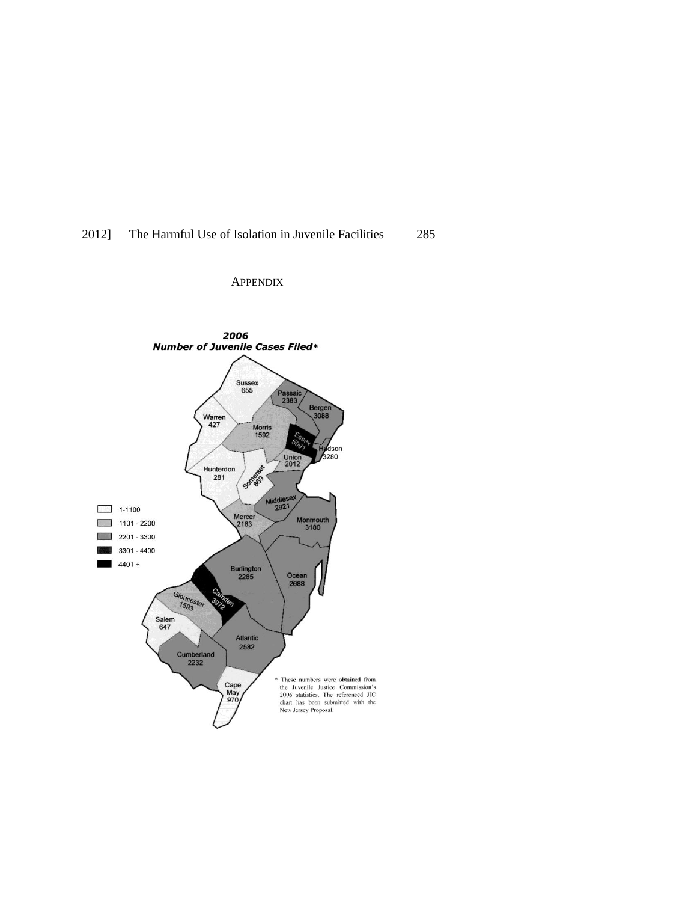APPENDIX

**2006**
**Number of Juvenile Cases Filed***

| County | Cases |
|---|---|
| Sussex | 655 |
| Passaic | 2383 |
| Bergen | 3088 |
| Warren | 427 |
| Morris | 1592 |
| Essex | 5091 |
| Hudson | 3280 |
| Union | 2012 |
| Hunterdon | 281 |
| Somerset | 869 |
| Middlesex | 2921 |
| Mercer | 2183 |
| Monmouth | 3180 |
| Burlington | 2285 |
| Ocean | 2688 |
| Camden | 3972 |
| Gloucester | 1593 |
| Salem | 647 |
| Atlantic | 2582 |
| Cumberland | 2232 |
| Cape May | 970 |

Legend:
- 1-1100
- 1101 - 2200
- 2201 - 3300
- 3301 - 4400
- 4401 +

\* These numbers were obtained from the Juvenile Justice Commission's 2006 statistics. The referenced JJC chart has been submitted with the New Jersey Proposal.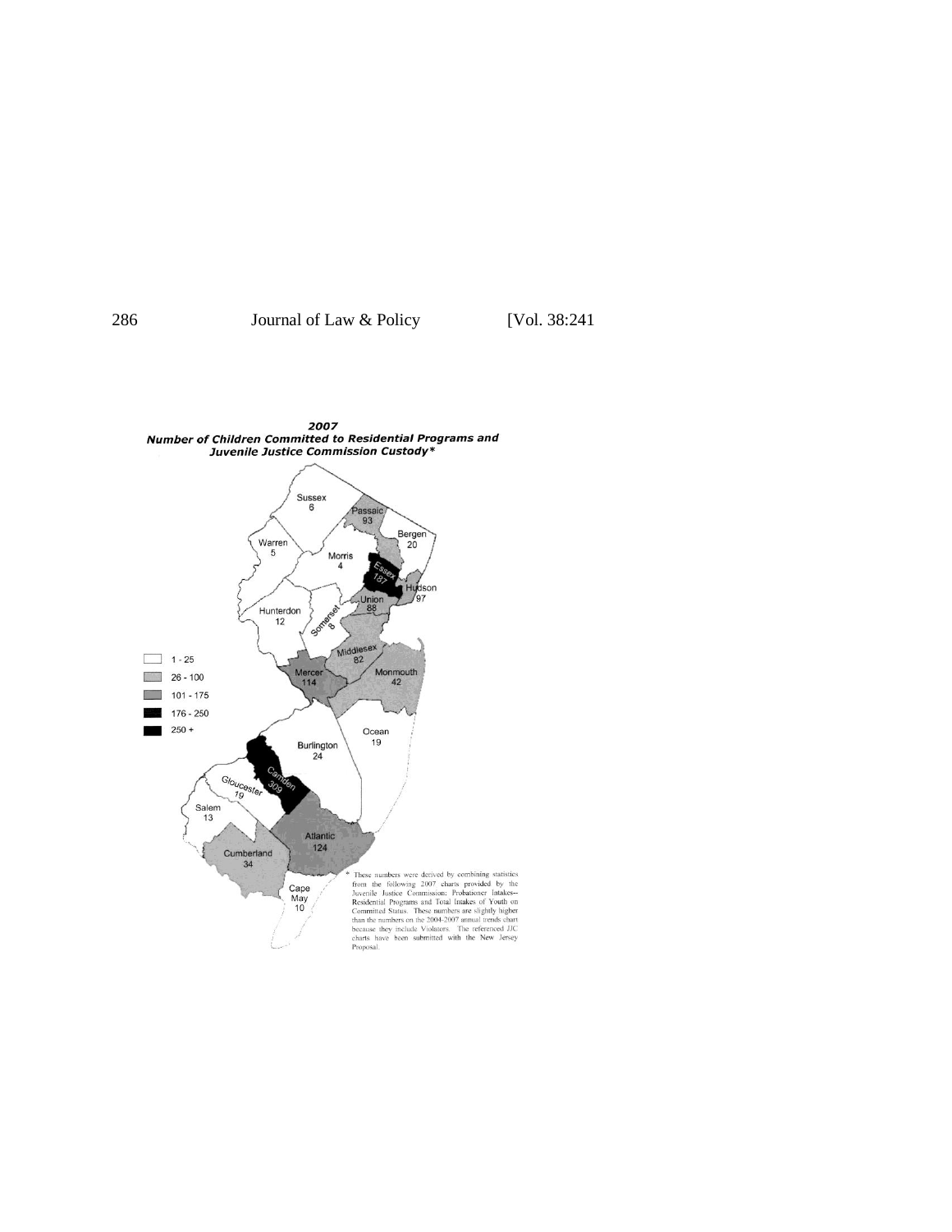**2007**
**Number of Children Committed to Residential Programs and Juvenile Justice Commission Custody***

| Legend |
| --- |
| 1 - 25 |
| 26 - 100 |
| 101 - 175 |
| 176 - 250 |
| 250 + |

| County | Number |
| --- | --- |
| Sussex | 6 |
| Passaic | 93 |
| Bergen | 20 |
| Warren | 5 |
| Morris | 4 |
| Essex | 187 |
| Hudson | 97 |
| Hunterdon | 12 |
| Somerset | 8 |
| Union | 88 |
| Middlesex | 82 |
| Mercer | 114 |
| Monmouth | 42 |
| Ocean | 19 |
| Burlington | 24 |
| Camden | 309 |
| Gloucester | 19 |
| Salem | 13 |
| Atlantic | 124 |
| Cumberland | 34 |
| Cape May | 10 |

\* These numbers were derived by combining statistics from the following 2007 charts provided by the Juvenile Justice Commission: Probationer Intakes--Residential Programs and Total Intakes of Youth on Committed Status. These numbers are slightly higher than the numbers on the 2004-2007 annual trends chart because they include Violators. The referenced JJC charts have been submitted with the New Jersey Proposal.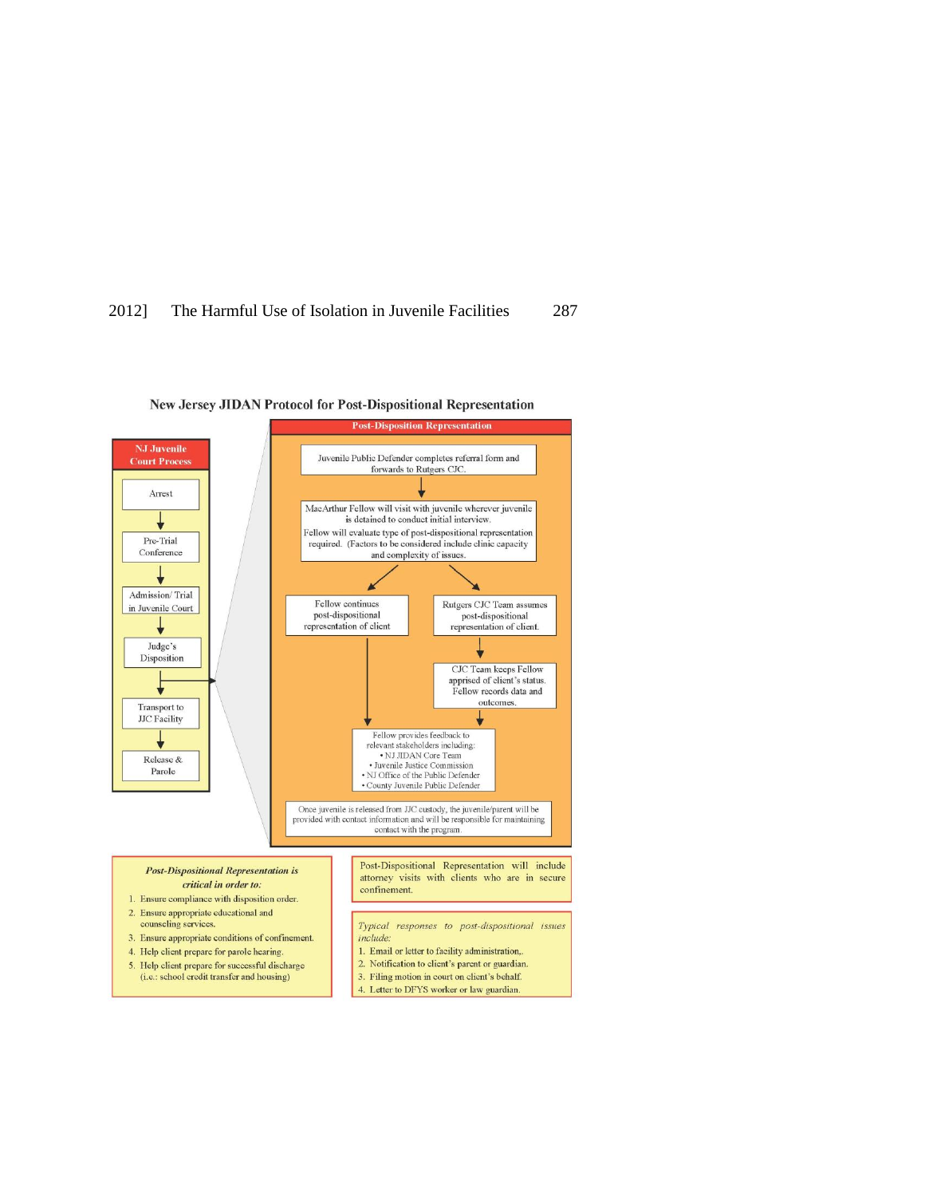## New Jersey JIDAN Protocol for Post-Dispositional Representation

**NJ Juvenile Court Process**

Arrest

Pre-Trial Conference

Admission/ Trial in Juvenile Court

Judge's Disposition

Transport to JJC Facility

Release & Parole

**Post-Disposition Representation**

Juvenile Public Defender completes referral form and forwards to Rutgers CJC.

MacArthur Fellow will visit with juvenile wherever juvenile is detained to conduct initial interview.
Fellow will evaluate type of post-dispositional representation required. (Factors to be considered include clinic capacity and complexity of issues.

Fellow continues post-dispositional representation of client

Rutgers CJC Team assumes post-dispositional representation of client.

CJC Team keeps Fellow apprised of client's status. Fellow records data and outcomes.

Fellow provides feedback to relevant stakeholders including:
- NJ JIDAN Core Team
- Juvenile Justice Commission
- NJ Office of the Public Defender
- County Juvenile Public Defender

Once juvenile is released from JJC custody, the juvenile/parent will be provided with contact information and will be responsible for maintaining contact with the program.

***Post-Dispositional Representation is critical in order to:***

1. Ensure compliance with disposition order.
2. Ensure appropriate educational and counseling services.
3. Ensure appropriate conditions of confinement.
4. Help client prepare for parole hearing.
5. Help client prepare for successful discharge (i.e.: school credit transfer and housing)

Post-Dispositional Representation will include attorney visits with clients who are in secure confinement.

*Typical responses to post-dispositional issues include:*

1. Email or letter to facility administration,.
2. Notification to client's parent or guardian.
3. Filing motion in court on client's behalf.
4. Letter to DFYS worker or law guardian.